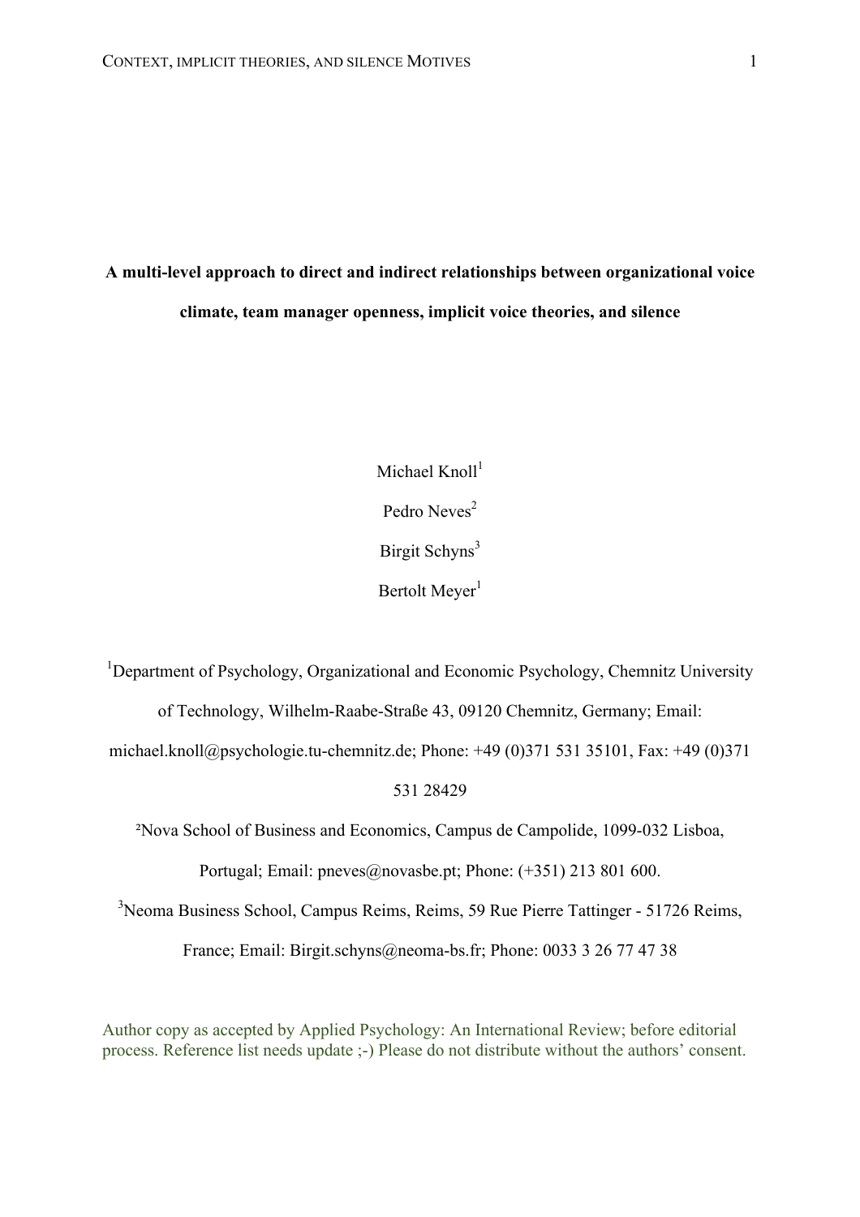**A multi-level approach to direct and indirect relationships between organizational voice climate, team manager openness, implicit voice theories, and silence**

Michael Knoll[1]

Pedro Neves[2]

Birgit Schyns[3]

Bertolt Meyer[1]

[1]Department of Psychology, Organizational and Economic Psychology, Chemnitz University of Technology, Wilhelm-Raabe-Straße 43, 09120 Chemnitz, Germany; Email: michael.knoll@psychologie.tu-chemnitz.de; Phone: +49 (0)371 531 35101, Fax: +49 (0)371 531 28429

[2]Nova School of Business and Economics, Campus de Campolide, 1099-032 Lisboa, Portugal; Email: pneves@novasbe.pt; Phone: (+351) 213 801 600.

[3]Neoma Business School, Campus Reims, Reims, 59 Rue Pierre Tattinger - 51726 Reims, France; Email: Birgit.schyns@neoma-bs.fr; Phone: 0033 3 26 77 47 38

Author copy as accepted by Applied Psychology: An International Review; before editorial process. Reference list needs update ;-) Please do not distribute without the authors' consent.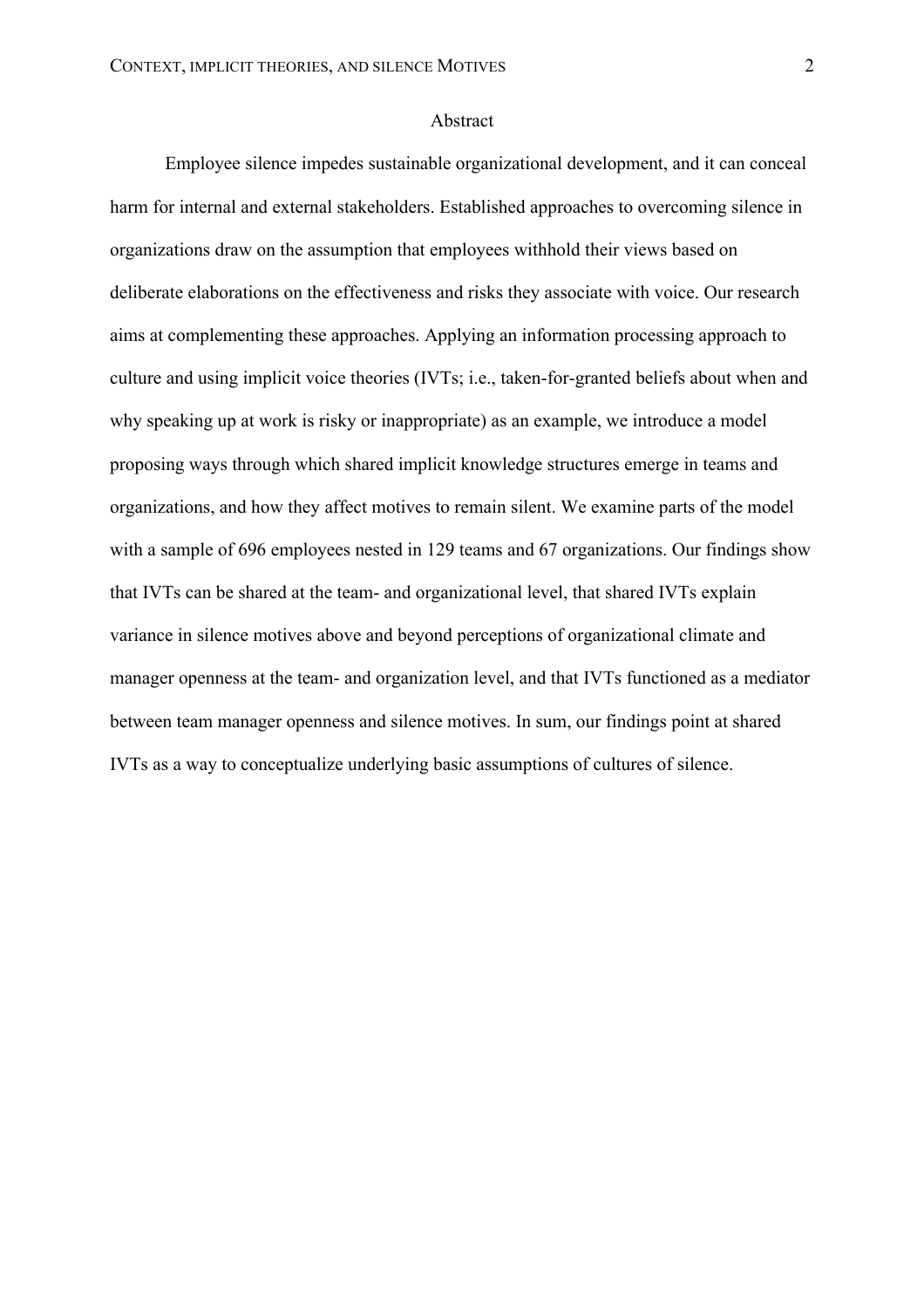# Abstract

Employee silence impedes sustainable organizational development, and it can conceal harm for internal and external stakeholders. Established approaches to overcoming silence in organizations draw on the assumption that employees withhold their views based on deliberate elaborations on the effectiveness and risks they associate with voice. Our research aims at complementing these approaches. Applying an information processing approach to culture and using implicit voice theories (IVTs; i.e., taken-for-granted beliefs about when and why speaking up at work is risky or inappropriate) as an example, we introduce a model proposing ways through which shared implicit knowledge structures emerge in teams and organizations, and how they affect motives to remain silent. We examine parts of the model with a sample of 696 employees nested in 129 teams and 67 organizations. Our findings show that IVTs can be shared at the team- and organizational level, that shared IVTs explain variance in silence motives above and beyond perceptions of organizational climate and manager openness at the team- and organization level, and that IVTs functioned as a mediator between team manager openness and silence motives. In sum, our findings point at shared IVTs as a way to conceptualize underlying basic assumptions of cultures of silence.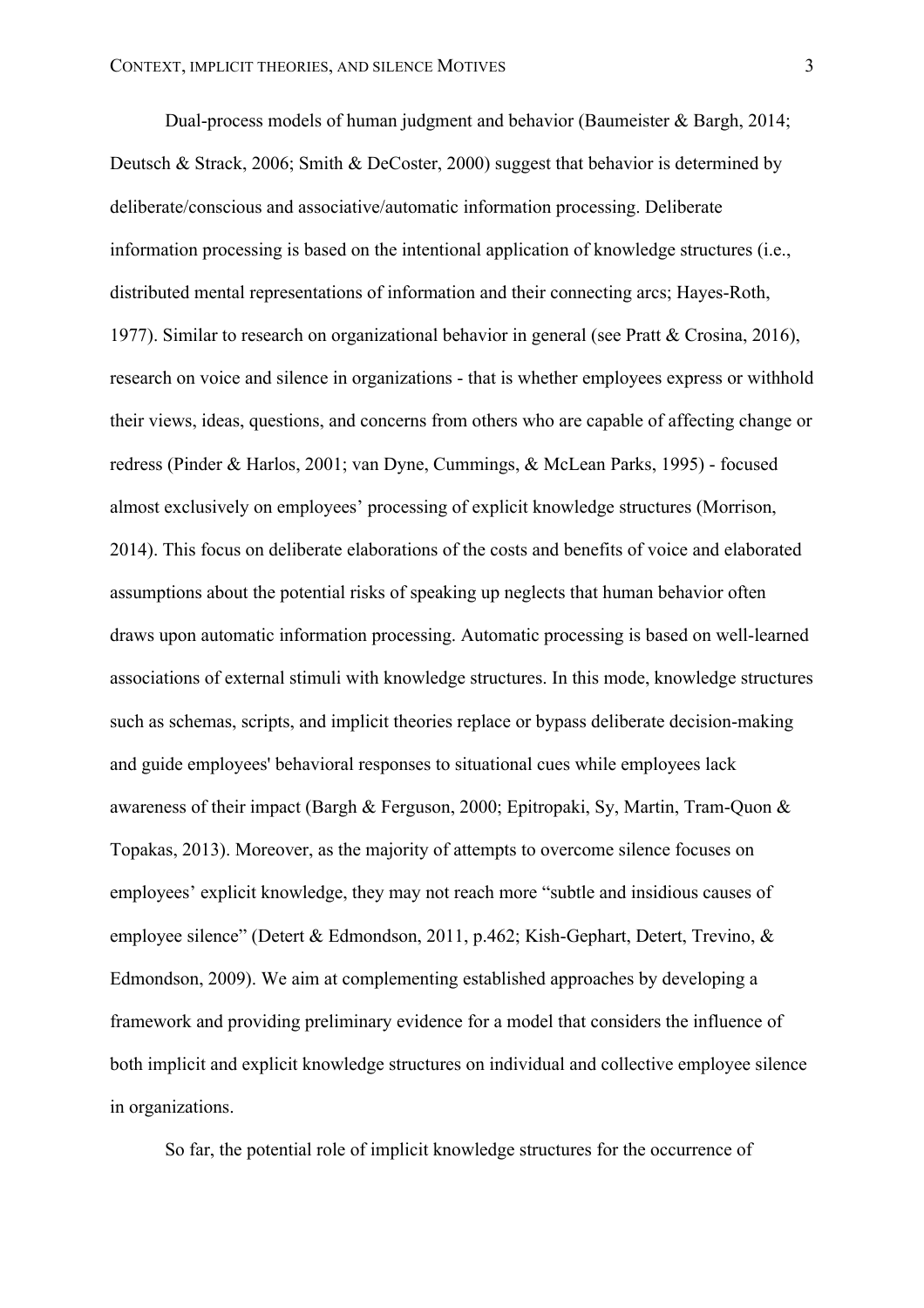Dual-process models of human judgment and behavior (Baumeister & Bargh, 2014; Deutsch & Strack, 2006; Smith & DeCoster, 2000) suggest that behavior is determined by deliberate/conscious and associative/automatic information processing. Deliberate information processing is based on the intentional application of knowledge structures (i.e., distributed mental representations of information and their connecting arcs; Hayes-Roth, 1977). Similar to research on organizational behavior in general (see Pratt & Crosina, 2016), research on voice and silence in organizations - that is whether employees express or withhold their views, ideas, questions, and concerns from others who are capable of affecting change or redress (Pinder & Harlos, 2001; van Dyne, Cummings, & McLean Parks, 1995) - focused almost exclusively on employees' processing of explicit knowledge structures (Morrison, 2014). This focus on deliberate elaborations of the costs and benefits of voice and elaborated assumptions about the potential risks of speaking up neglects that human behavior often draws upon automatic information processing. Automatic processing is based on well-learned associations of external stimuli with knowledge structures. In this mode, knowledge structures such as schemas, scripts, and implicit theories replace or bypass deliberate decision-making and guide employees' behavioral responses to situational cues while employees lack awareness of their impact (Bargh & Ferguson, 2000; Epitropaki, Sy, Martin, Tram-Quon & Topakas, 2013). Moreover, as the majority of attempts to overcome silence focuses on employees' explicit knowledge, they may not reach more "subtle and insidious causes of employee silence" (Detert & Edmondson, 2011, p.462; Kish-Gephart, Detert, Trevino, & Edmondson, 2009). We aim at complementing established approaches by developing a framework and providing preliminary evidence for a model that considers the influence of both implicit and explicit knowledge structures on individual and collective employee silence in organizations.

So far, the potential role of implicit knowledge structures for the occurrence of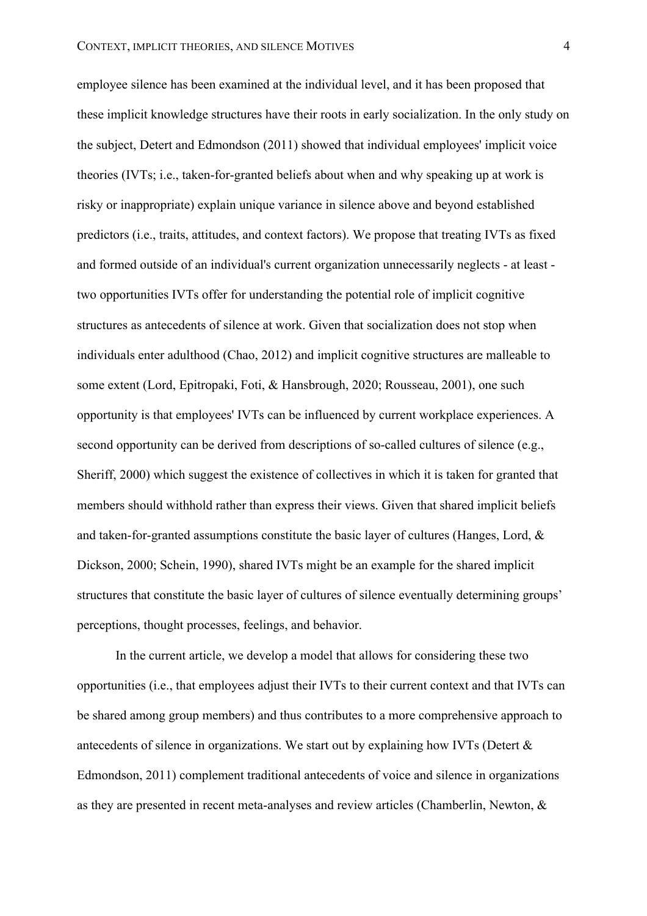employee silence has been examined at the individual level, and it has been proposed that these implicit knowledge structures have their roots in early socialization. In the only study on the subject, Detert and Edmondson (2011) showed that individual employees' implicit voice theories (IVTs; i.e., taken-for-granted beliefs about when and why speaking up at work is risky or inappropriate) explain unique variance in silence above and beyond established predictors (i.e., traits, attitudes, and context factors). We propose that treating IVTs as fixed and formed outside of an individual's current organization unnecessarily neglects - at least - two opportunities IVTs offer for understanding the potential role of implicit cognitive structures as antecedents of silence at work. Given that socialization does not stop when individuals enter adulthood (Chao, 2012) and implicit cognitive structures are malleable to some extent (Lord, Epitropaki, Foti, & Hansbrough, 2020; Rousseau, 2001), one such opportunity is that employees' IVTs can be influenced by current workplace experiences. A second opportunity can be derived from descriptions of so-called cultures of silence (e.g., Sheriff, 2000) which suggest the existence of collectives in which it is taken for granted that members should withhold rather than express their views. Given that shared implicit beliefs and taken-for-granted assumptions constitute the basic layer of cultures (Hanges, Lord, & Dickson, 2000; Schein, 1990), shared IVTs might be an example for the shared implicit structures that constitute the basic layer of cultures of silence eventually determining groups' perceptions, thought processes, feelings, and behavior.

In the current article, we develop a model that allows for considering these two opportunities (i.e., that employees adjust their IVTs to their current context and that IVTs can be shared among group members) and thus contributes to a more comprehensive approach to antecedents of silence in organizations. We start out by explaining how IVTs (Detert & Edmondson, 2011) complement traditional antecedents of voice and silence in organizations as they are presented in recent meta-analyses and review articles (Chamberlin, Newton, &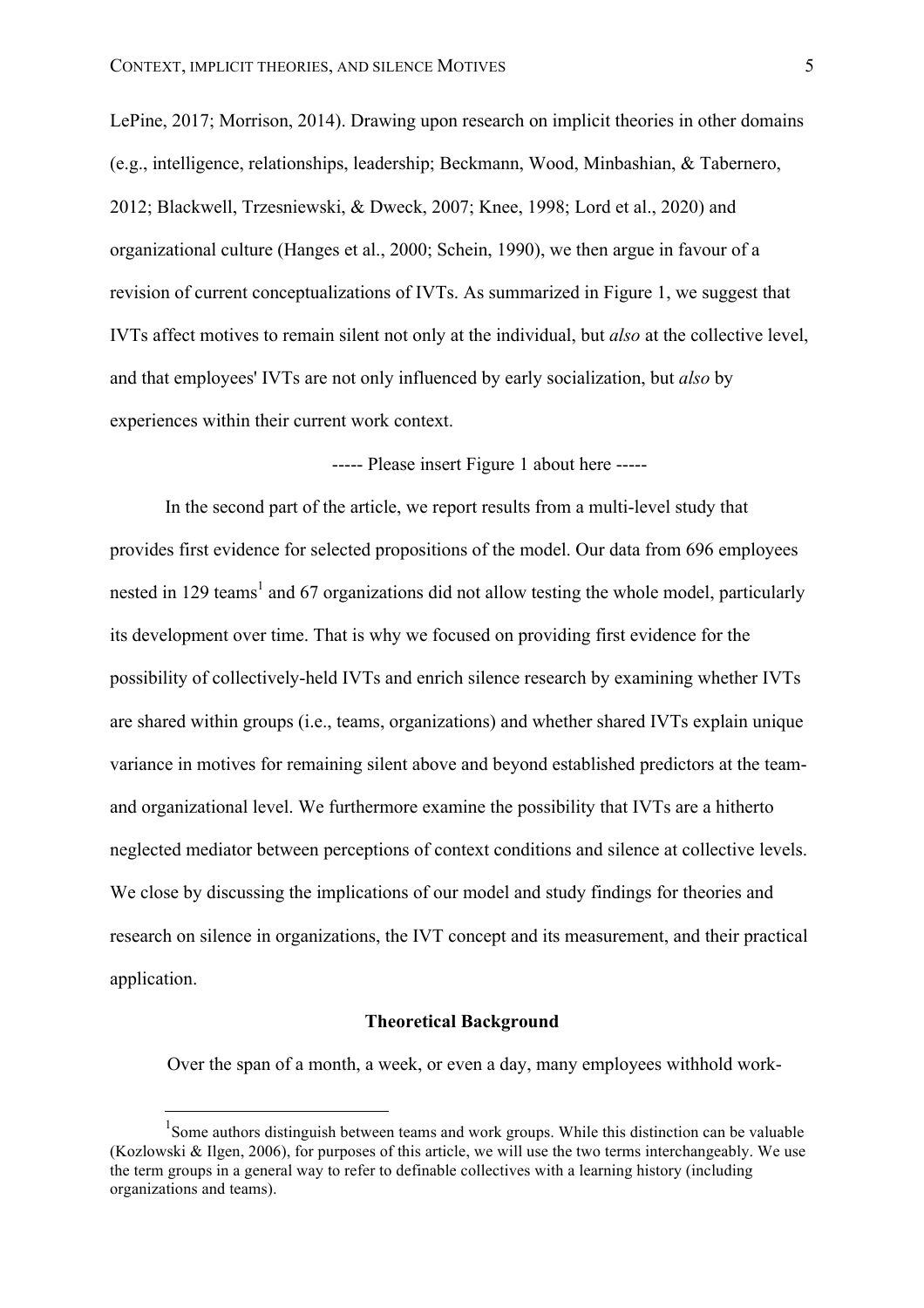LePine, 2017; Morrison, 2014). Drawing upon research on implicit theories in other domains (e.g., intelligence, relationships, leadership; Beckmann, Wood, Minbashian, & Tabernero, 2012; Blackwell, Trzesniewski, & Dweck, 2007; Knee, 1998; Lord et al., 2020) and organizational culture (Hanges et al., 2000; Schein, 1990), we then argue in favour of a revision of current conceptualizations of IVTs. As summarized in Figure 1, we suggest that IVTs affect motives to remain silent not only at the individual, but *also* at the collective level, and that employees' IVTs are not only influenced by early socialization, but *also* by experiences within their current work context.

----- Please insert Figure 1 about here -----

In the second part of the article, we report results from a multi-level study that provides first evidence for selected propositions of the model. Our data from 696 employees nested in 129 teams[1] and 67 organizations did not allow testing the whole model, particularly its development over time. That is why we focused on providing first evidence for the possibility of collectively-held IVTs and enrich silence research by examining whether IVTs are shared within groups (i.e., teams, organizations) and whether shared IVTs explain unique variance in motives for remaining silent above and beyond established predictors at the team- and organizational level. We furthermore examine the possibility that IVTs are a hitherto neglected mediator between perceptions of context conditions and silence at collective levels. We close by discussing the implications of our model and study findings for theories and research on silence in organizations, the IVT concept and its measurement, and their practical application.

## Theoretical Background

Over the span of a month, a week, or even a day, many employees withhold work-

[1] Some authors distinguish between teams and work groups. While this distinction can be valuable (Kozlowski & Ilgen, 2006), for purposes of this article, we will use the two terms interchangeably. We use the term groups in a general way to refer to definable collectives with a learning history (including organizations and teams).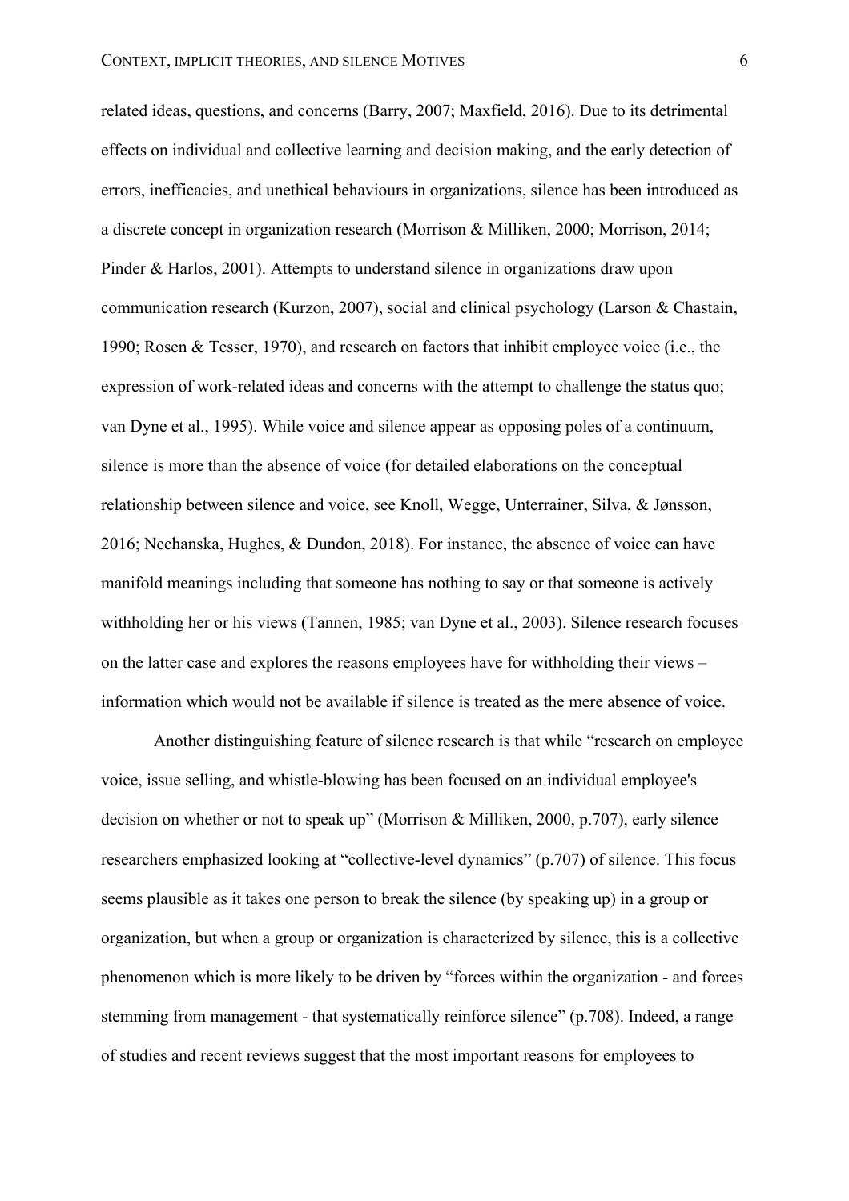related ideas, questions, and concerns (Barry, 2007; Maxfield, 2016). Due to its detrimental effects on individual and collective learning and decision making, and the early detection of errors, inefficacies, and unethical behaviours in organizations, silence has been introduced as a discrete concept in organization research (Morrison & Milliken, 2000; Morrison, 2014; Pinder & Harlos, 2001). Attempts to understand silence in organizations draw upon communication research (Kurzon, 2007), social and clinical psychology (Larson & Chastain, 1990; Rosen & Tesser, 1970), and research on factors that inhibit employee voice (i.e., the expression of work-related ideas and concerns with the attempt to challenge the status quo; van Dyne et al., 1995). While voice and silence appear as opposing poles of a continuum, silence is more than the absence of voice (for detailed elaborations on the conceptual relationship between silence and voice, see Knoll, Wegge, Unterrainer, Silva, & Jønsson, 2016; Nechanska, Hughes, & Dundon, 2018). For instance, the absence of voice can have manifold meanings including that someone has nothing to say or that someone is actively withholding her or his views (Tannen, 1985; van Dyne et al., 2003). Silence research focuses on the latter case and explores the reasons employees have for withholding their views – information which would not be available if silence is treated as the mere absence of voice.

Another distinguishing feature of silence research is that while "research on employee voice, issue selling, and whistle-blowing has been focused on an individual employee's decision on whether or not to speak up" (Morrison & Milliken, 2000, p.707), early silence researchers emphasized looking at "collective-level dynamics" (p.707) of silence. This focus seems plausible as it takes one person to break the silence (by speaking up) in a group or organization, but when a group or organization is characterized by silence, this is a collective phenomenon which is more likely to be driven by "forces within the organization - and forces stemming from management - that systematically reinforce silence" (p.708). Indeed, a range of studies and recent reviews suggest that the most important reasons for employees to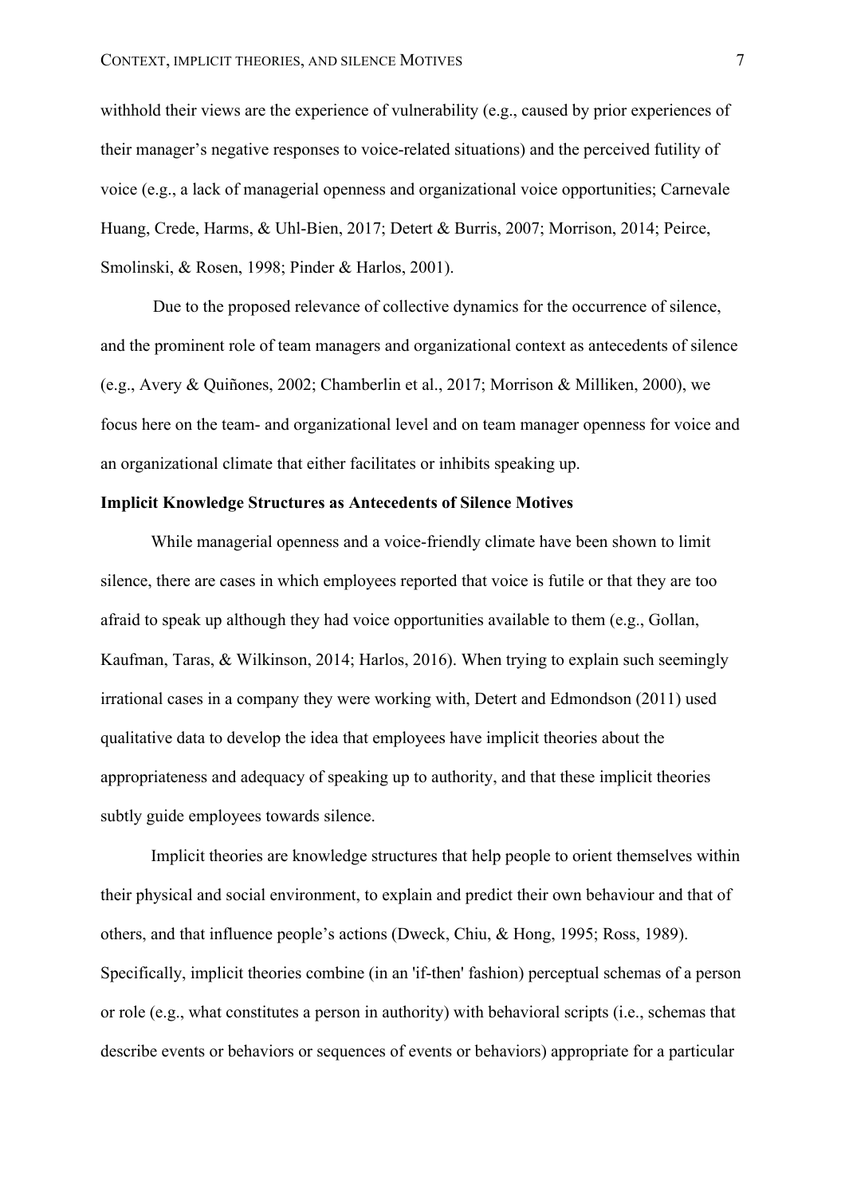withhold their views are the experience of vulnerability (e.g., caused by prior experiences of their manager's negative responses to voice-related situations) and the perceived futility of voice (e.g., a lack of managerial openness and organizational voice opportunities; Carnevale Huang, Crede, Harms, & Uhl-Bien, 2017; Detert & Burris, 2007; Morrison, 2014; Peirce, Smolinski, & Rosen, 1998; Pinder & Harlos, 2001).

Due to the proposed relevance of collective dynamics for the occurrence of silence, and the prominent role of team managers and organizational context as antecedents of silence (e.g., Avery & Quiñones, 2002; Chamberlin et al., 2017; Morrison & Milliken, 2000), we focus here on the team- and organizational level and on team manager openness for voice and an organizational climate that either facilitates or inhibits speaking up.

**Implicit Knowledge Structures as Antecedents of Silence Motives**

While managerial openness and a voice-friendly climate have been shown to limit silence, there are cases in which employees reported that voice is futile or that they are too afraid to speak up although they had voice opportunities available to them (e.g., Gollan, Kaufman, Taras, & Wilkinson, 2014; Harlos, 2016). When trying to explain such seemingly irrational cases in a company they were working with, Detert and Edmondson (2011) used qualitative data to develop the idea that employees have implicit theories about the appropriateness and adequacy of speaking up to authority, and that these implicit theories subtly guide employees towards silence.

Implicit theories are knowledge structures that help people to orient themselves within their physical and social environment, to explain and predict their own behaviour and that of others, and that influence people's actions (Dweck, Chiu, & Hong, 1995; Ross, 1989). Specifically, implicit theories combine (in an 'if-then' fashion) perceptual schemas of a person or role (e.g., what constitutes a person in authority) with behavioral scripts (i.e., schemas that describe events or behaviors or sequences of events or behaviors) appropriate for a particular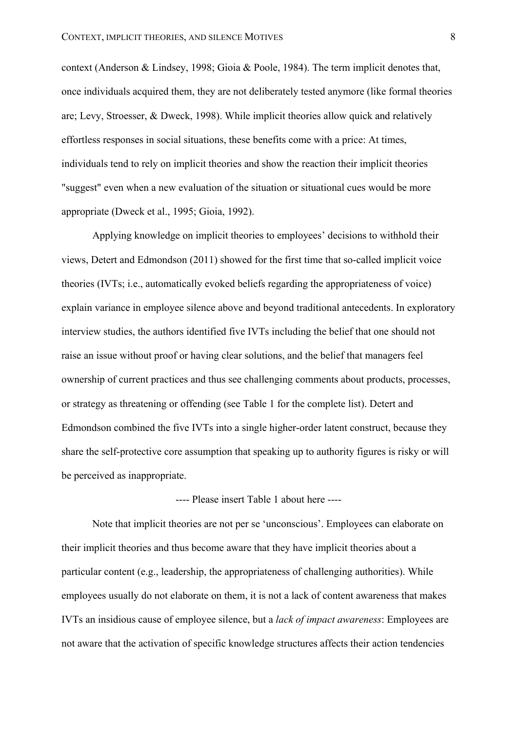context (Anderson & Lindsey, 1998; Gioia & Poole, 1984). The term implicit denotes that, once individuals acquired them, they are not deliberately tested anymore (like formal theories are; Levy, Stroesser, & Dweck, 1998). While implicit theories allow quick and relatively effortless responses in social situations, these benefits come with a price: At times, individuals tend to rely on implicit theories and show the reaction their implicit theories "suggest" even when a new evaluation of the situation or situational cues would be more appropriate (Dweck et al., 1995; Gioia, 1992).

Applying knowledge on implicit theories to employees' decisions to withhold their views, Detert and Edmondson (2011) showed for the first time that so-called implicit voice theories (IVTs; i.e., automatically evoked beliefs regarding the appropriateness of voice) explain variance in employee silence above and beyond traditional antecedents. In exploratory interview studies, the authors identified five IVTs including the belief that one should not raise an issue without proof or having clear solutions, and the belief that managers feel ownership of current practices and thus see challenging comments about products, processes, or strategy as threatening or offending (see Table 1 for the complete list). Detert and Edmondson combined the five IVTs into a single higher-order latent construct, because they share the self-protective core assumption that speaking up to authority figures is risky or will be perceived as inappropriate.

---- Please insert Table 1 about here ----

Note that implicit theories are not per se 'unconscious'. Employees can elaborate on their implicit theories and thus become aware that they have implicit theories about a particular content (e.g., leadership, the appropriateness of challenging authorities). While employees usually do not elaborate on them, it is not a lack of content awareness that makes IVTs an insidious cause of employee silence, but a *lack of impact awareness*: Employees are not aware that the activation of specific knowledge structures affects their action tendencies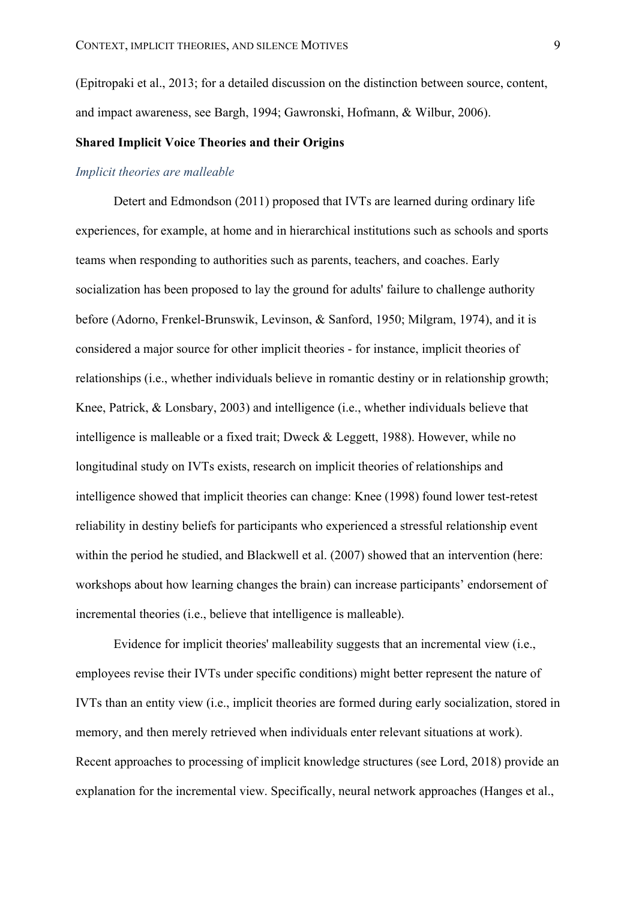(Epitropaki et al., 2013; for a detailed discussion on the distinction between source, content, and impact awareness, see Bargh, 1994; Gawronski, Hofmann, & Wilbur, 2006).

## Shared Implicit Voice Theories and their Origins

### *Implicit theories are malleable*

Detert and Edmondson (2011) proposed that IVTs are learned during ordinary life experiences, for example, at home and in hierarchical institutions such as schools and sports teams when responding to authorities such as parents, teachers, and coaches. Early socialization has been proposed to lay the ground for adults' failure to challenge authority before (Adorno, Frenkel-Brunswik, Levinson, & Sanford, 1950; Milgram, 1974), and it is considered a major source for other implicit theories - for instance, implicit theories of relationships (i.e., whether individuals believe in romantic destiny or in relationship growth; Knee, Patrick, & Lonsbary, 2003) and intelligence (i.e., whether individuals believe that intelligence is malleable or a fixed trait; Dweck & Leggett, 1988). However, while no longitudinal study on IVTs exists, research on implicit theories of relationships and intelligence showed that implicit theories can change: Knee (1998) found lower test-retest reliability in destiny beliefs for participants who experienced a stressful relationship event within the period he studied, and Blackwell et al. (2007) showed that an intervention (here: workshops about how learning changes the brain) can increase participants' endorsement of incremental theories (i.e., believe that intelligence is malleable).

Evidence for implicit theories' malleability suggests that an incremental view (i.e., employees revise their IVTs under specific conditions) might better represent the nature of IVTs than an entity view (i.e., implicit theories are formed during early socialization, stored in memory, and then merely retrieved when individuals enter relevant situations at work). Recent approaches to processing of implicit knowledge structures (see Lord, 2018) provide an explanation for the incremental view. Specifically, neural network approaches (Hanges et al.,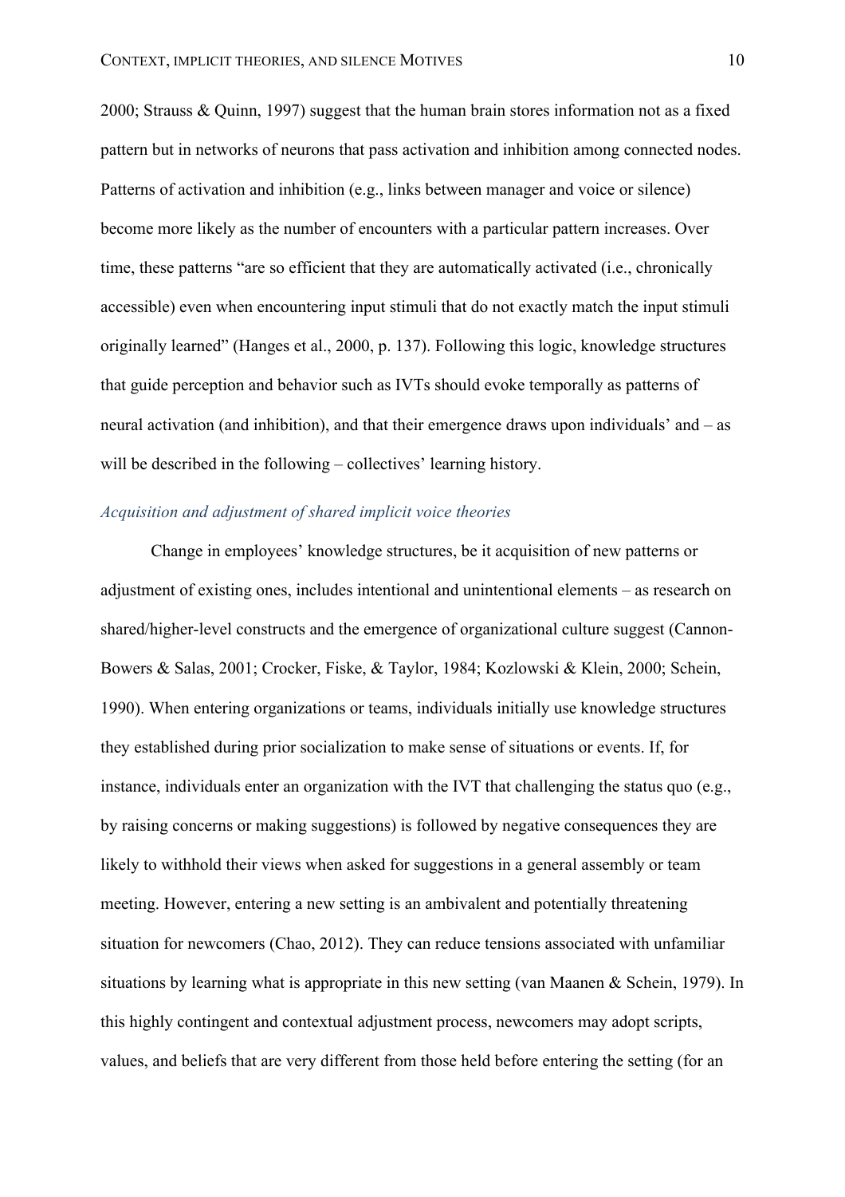2000; Strauss & Quinn, 1997) suggest that the human brain stores information not as a fixed pattern but in networks of neurons that pass activation and inhibition among connected nodes. Patterns of activation and inhibition (e.g., links between manager and voice or silence) become more likely as the number of encounters with a particular pattern increases. Over time, these patterns "are so efficient that they are automatically activated (i.e., chronically accessible) even when encountering input stimuli that do not exactly match the input stimuli originally learned" (Hanges et al., 2000, p. 137). Following this logic, knowledge structures that guide perception and behavior such as IVTs should evoke temporally as patterns of neural activation (and inhibition), and that their emergence draws upon individuals' and – as will be described in the following – collectives' learning history.

### *Acquisition and adjustment of shared implicit voice theories*

Change in employees' knowledge structures, be it acquisition of new patterns or adjustment of existing ones, includes intentional and unintentional elements – as research on shared/higher-level constructs and the emergence of organizational culture suggest (Cannon-Bowers & Salas, 2001; Crocker, Fiske, & Taylor, 1984; Kozlowski & Klein, 2000; Schein, 1990). When entering organizations or teams, individuals initially use knowledge structures they established during prior socialization to make sense of situations or events. If, for instance, individuals enter an organization with the IVT that challenging the status quo (e.g., by raising concerns or making suggestions) is followed by negative consequences they are likely to withhold their views when asked for suggestions in a general assembly or team meeting. However, entering a new setting is an ambivalent and potentially threatening situation for newcomers (Chao, 2012). They can reduce tensions associated with unfamiliar situations by learning what is appropriate in this new setting (van Maanen & Schein, 1979). In this highly contingent and contextual adjustment process, newcomers may adopt scripts, values, and beliefs that are very different from those held before entering the setting (for an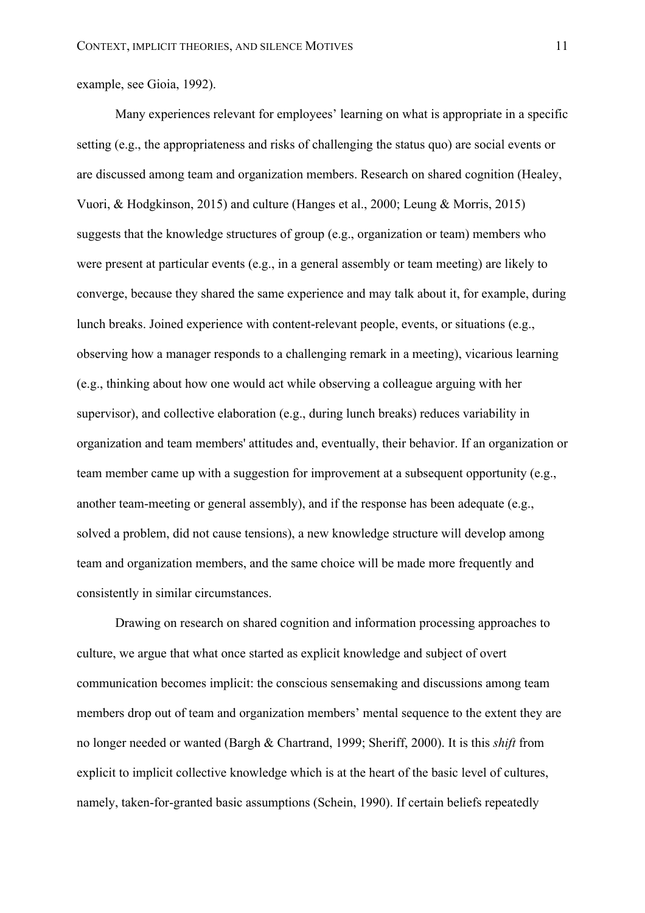example, see Gioia, 1992).

Many experiences relevant for employees' learning on what is appropriate in a specific setting (e.g., the appropriateness and risks of challenging the status quo) are social events or are discussed among team and organization members. Research on shared cognition (Healey, Vuori, & Hodgkinson, 2015) and culture (Hanges et al., 2000; Leung & Morris, 2015) suggests that the knowledge structures of group (e.g., organization or team) members who were present at particular events (e.g., in a general assembly or team meeting) are likely to converge, because they shared the same experience and may talk about it, for example, during lunch breaks. Joined experience with content-relevant people, events, or situations (e.g., observing how a manager responds to a challenging remark in a meeting), vicarious learning (e.g., thinking about how one would act while observing a colleague arguing with her supervisor), and collective elaboration (e.g., during lunch breaks) reduces variability in organization and team members' attitudes and, eventually, their behavior. If an organization or team member came up with a suggestion for improvement at a subsequent opportunity (e.g., another team-meeting or general assembly), and if the response has been adequate (e.g., solved a problem, did not cause tensions), a new knowledge structure will develop among team and organization members, and the same choice will be made more frequently and consistently in similar circumstances.

Drawing on research on shared cognition and information processing approaches to culture, we argue that what once started as explicit knowledge and subject of overt communication becomes implicit: the conscious sensemaking and discussions among team members drop out of team and organization members' mental sequence to the extent they are no longer needed or wanted (Bargh & Chartrand, 1999; Sheriff, 2000). It is this *shift* from explicit to implicit collective knowledge which is at the heart of the basic level of cultures, namely, taken-for-granted basic assumptions (Schein, 1990). If certain beliefs repeatedly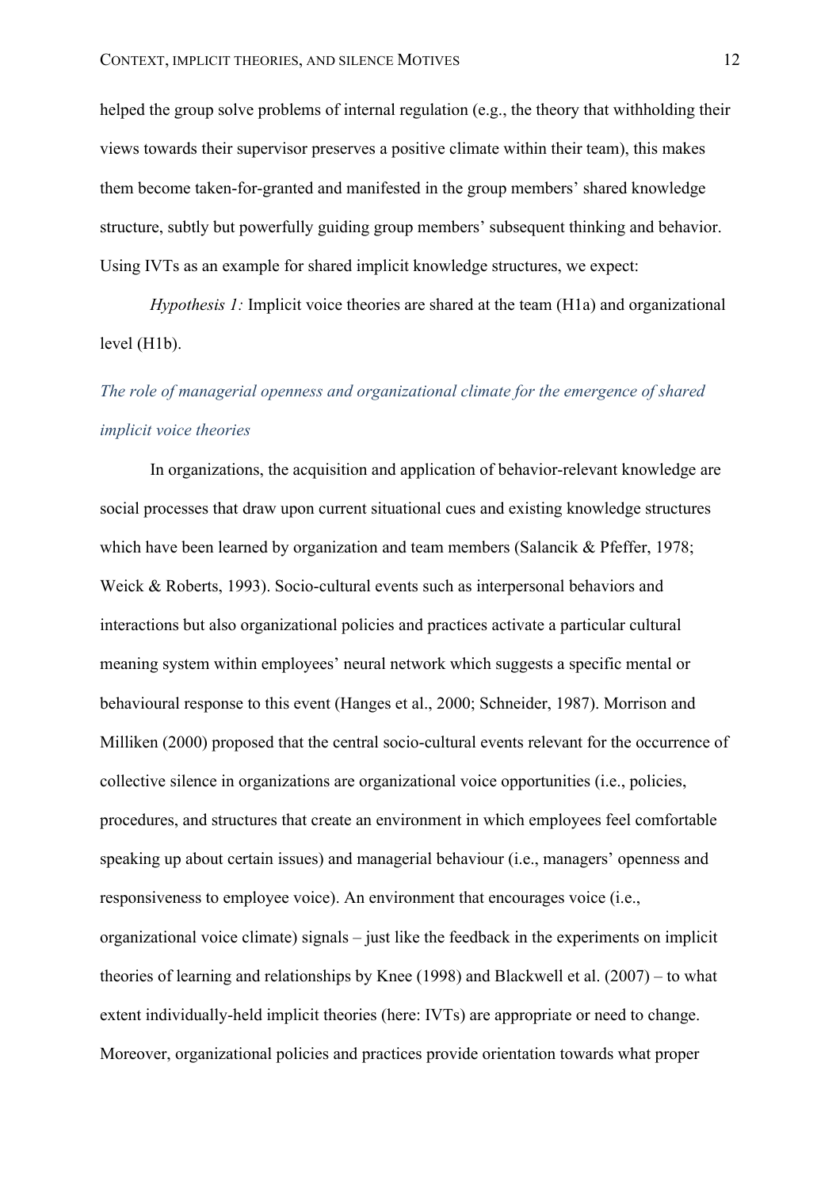helped the group solve problems of internal regulation (e.g., the theory that withholding their views towards their supervisor preserves a positive climate within their team), this makes them become taken-for-granted and manifested in the group members' shared knowledge structure, subtly but powerfully guiding group members' subsequent thinking and behavior. Using IVTs as an example for shared implicit knowledge structures, we expect:

*Hypothesis 1:* Implicit voice theories are shared at the team (H1a) and organizational level (H1b).

### *The role of managerial openness and organizational climate for the emergence of shared implicit voice theories*

In organizations, the acquisition and application of behavior-relevant knowledge are social processes that draw upon current situational cues and existing knowledge structures which have been learned by organization and team members (Salancik & Pfeffer, 1978; Weick & Roberts, 1993). Socio-cultural events such as interpersonal behaviors and interactions but also organizational policies and practices activate a particular cultural meaning system within employees' neural network which suggests a specific mental or behavioural response to this event (Hanges et al., 2000; Schneider, 1987). Morrison and Milliken (2000) proposed that the central socio-cultural events relevant for the occurrence of collective silence in organizations are organizational voice opportunities (i.e., policies, procedures, and structures that create an environment in which employees feel comfortable speaking up about certain issues) and managerial behaviour (i.e., managers' openness and responsiveness to employee voice). An environment that encourages voice (i.e., organizational voice climate) signals – just like the feedback in the experiments on implicit theories of learning and relationships by Knee (1998) and Blackwell et al. (2007) – to what extent individually-held implicit theories (here: IVTs) are appropriate or need to change. Moreover, organizational policies and practices provide orientation towards what proper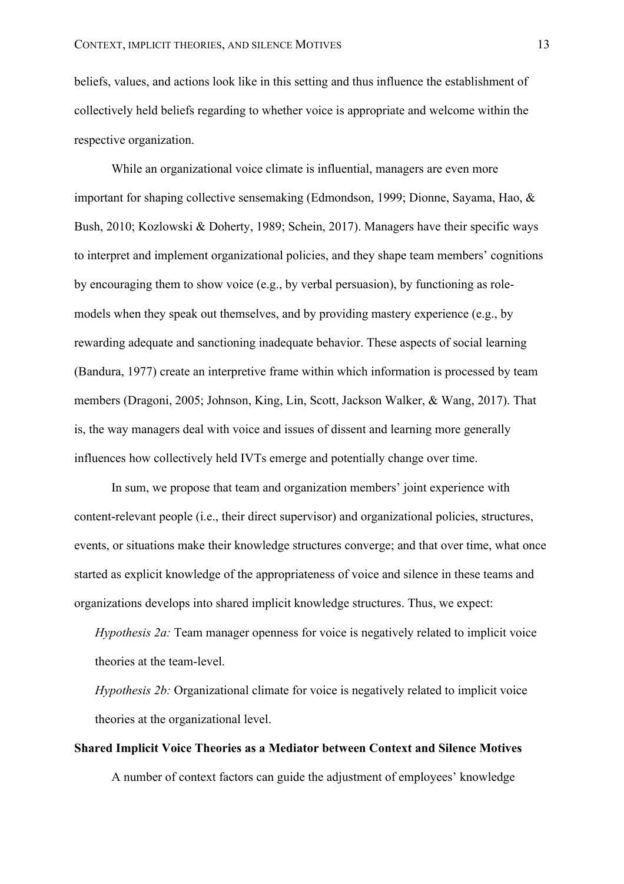beliefs, values, and actions look like in this setting and thus influence the establishment of collectively held beliefs regarding to whether voice is appropriate and welcome within the respective organization.

While an organizational voice climate is influential, managers are even more important for shaping collective sensemaking (Edmondson, 1999; Dionne, Sayama, Hao, & Bush, 2010; Kozlowski & Doherty, 1989; Schein, 2017). Managers have their specific ways to interpret and implement organizational policies, and they shape team members' cognitions by encouraging them to show voice (e.g., by verbal persuasion), by functioning as role-models when they speak out themselves, and by providing mastery experience (e.g., by rewarding adequate and sanctioning inadequate behavior. These aspects of social learning (Bandura, 1977) create an interpretive frame within which information is processed by team members (Dragoni, 2005; Johnson, King, Lin, Scott, Jackson Walker, & Wang, 2017). That is, the way managers deal with voice and issues of dissent and learning more generally influences how collectively held IVTs emerge and potentially change over time.

In sum, we propose that team and organization members' joint experience with content-relevant people (i.e., their direct supervisor) and organizational policies, structures, events, or situations make their knowledge structures converge; and that over time, what once started as explicit knowledge of the appropriateness of voice and silence in these teams and organizations develops into shared implicit knowledge structures. Thus, we expect:

*Hypothesis 2a:* Team manager openness for voice is negatively related to implicit voice theories at the team-level.

*Hypothesis 2b:* Organizational climate for voice is negatively related to implicit voice theories at the organizational level.

**Shared Implicit Voice Theories as a Mediator between Context and Silence Motives**

A number of context factors can guide the adjustment of employees' knowledge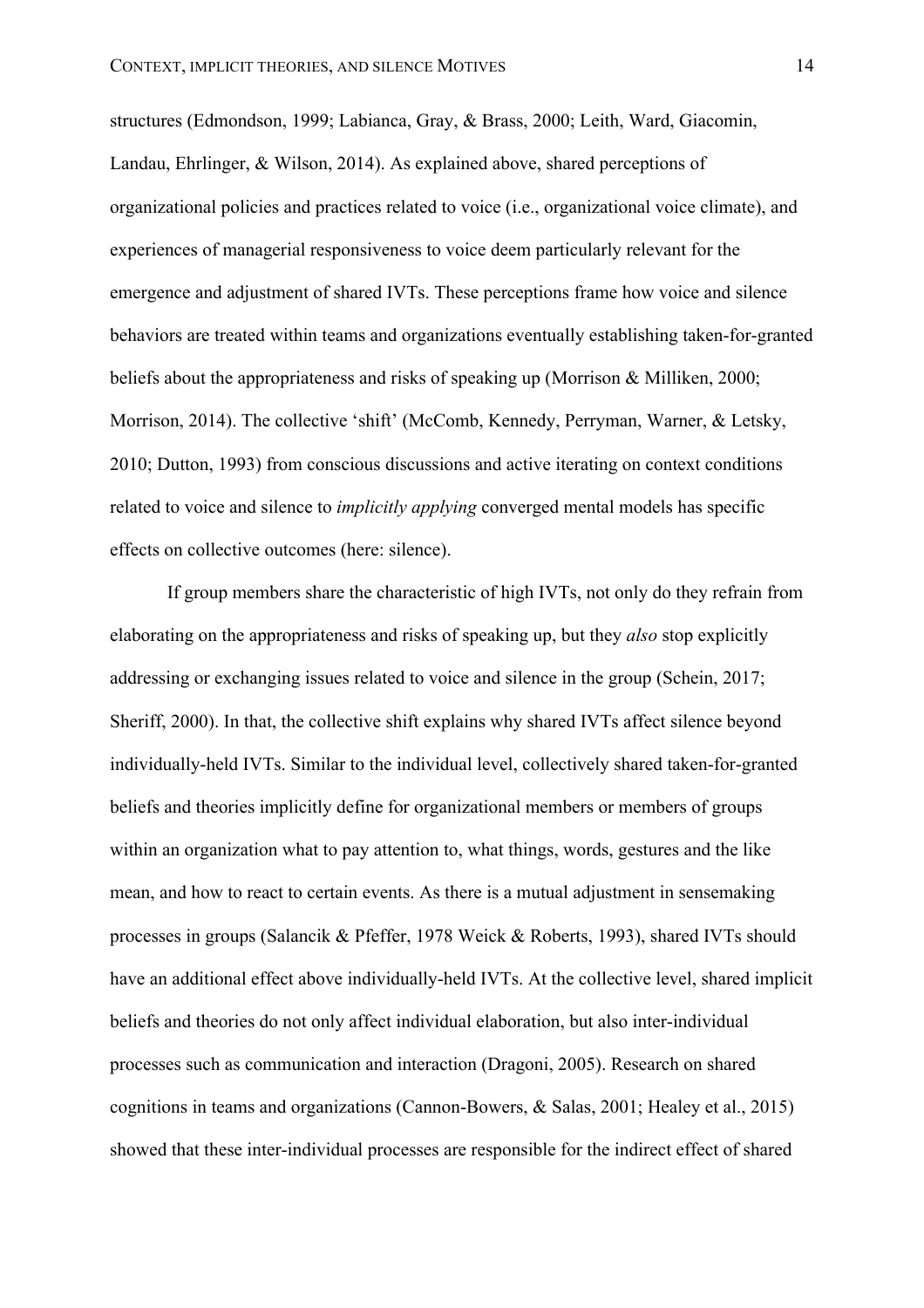structures (Edmondson, 1999; Labianca, Gray, & Brass, 2000; Leith, Ward, Giacomin, Landau, Ehrlinger, & Wilson, 2014). As explained above, shared perceptions of organizational policies and practices related to voice (i.e., organizational voice climate), and experiences of managerial responsiveness to voice deem particularly relevant for the emergence and adjustment of shared IVTs. These perceptions frame how voice and silence behaviors are treated within teams and organizations eventually establishing taken-for-granted beliefs about the appropriateness and risks of speaking up (Morrison & Milliken, 2000; Morrison, 2014). The collective 'shift' (McComb, Kennedy, Perryman, Warner, & Letsky, 2010; Dutton, 1993) from conscious discussions and active iterating on context conditions related to voice and silence to *implicitly applying* converged mental models has specific effects on collective outcomes (here: silence).

If group members share the characteristic of high IVTs, not only do they refrain from elaborating on the appropriateness and risks of speaking up, but they *also* stop explicitly addressing or exchanging issues related to voice and silence in the group (Schein, 2017; Sheriff, 2000). In that, the collective shift explains why shared IVTs affect silence beyond individually-held IVTs. Similar to the individual level, collectively shared taken-for-granted beliefs and theories implicitly define for organizational members or members of groups within an organization what to pay attention to, what things, words, gestures and the like mean, and how to react to certain events. As there is a mutual adjustment in sensemaking processes in groups (Salancik & Pfeffer, 1978 Weick & Roberts, 1993), shared IVTs should have an additional effect above individually-held IVTs. At the collective level, shared implicit beliefs and theories do not only affect individual elaboration, but also inter-individual processes such as communication and interaction (Dragoni, 2005). Research on shared cognitions in teams and organizations (Cannon-Bowers, & Salas, 2001; Healey et al., 2015) showed that these inter-individual processes are responsible for the indirect effect of shared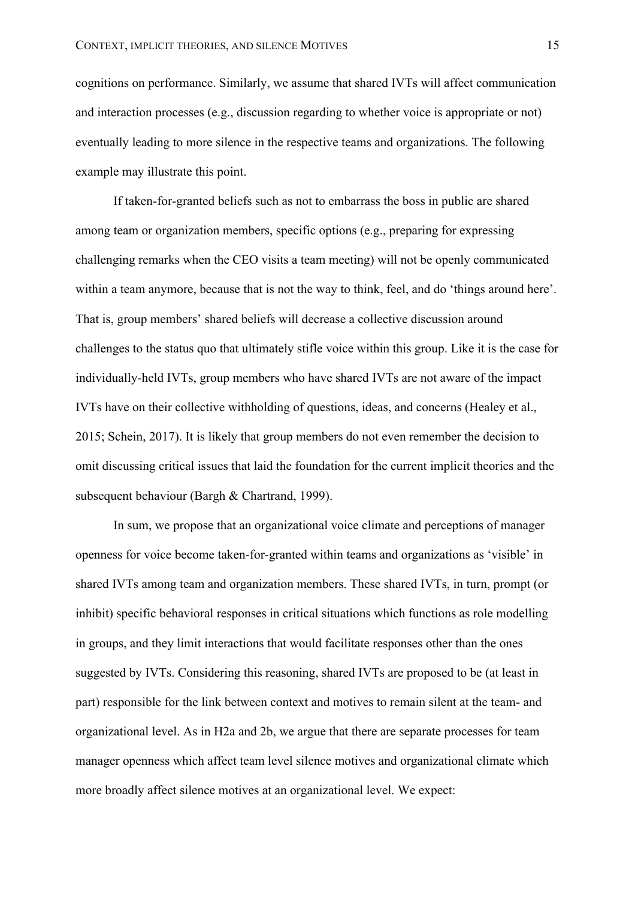cognitions on performance. Similarly, we assume that shared IVTs will affect communication and interaction processes (e.g., discussion regarding to whether voice is appropriate or not) eventually leading to more silence in the respective teams and organizations. The following example may illustrate this point.

If taken-for-granted beliefs such as not to embarrass the boss in public are shared among team or organization members, specific options (e.g., preparing for expressing challenging remarks when the CEO visits a team meeting) will not be openly communicated within a team anymore, because that is not the way to think, feel, and do 'things around here'. That is, group members' shared beliefs will decrease a collective discussion around challenges to the status quo that ultimately stifle voice within this group. Like it is the case for individually-held IVTs, group members who have shared IVTs are not aware of the impact IVTs have on their collective withholding of questions, ideas, and concerns (Healey et al., 2015; Schein, 2017). It is likely that group members do not even remember the decision to omit discussing critical issues that laid the foundation for the current implicit theories and the subsequent behaviour (Bargh & Chartrand, 1999).

In sum, we propose that an organizational voice climate and perceptions of manager openness for voice become taken-for-granted within teams and organizations as 'visible' in shared IVTs among team and organization members. These shared IVTs, in turn, prompt (or inhibit) specific behavioral responses in critical situations which functions as role modelling in groups, and they limit interactions that would facilitate responses other than the ones suggested by IVTs. Considering this reasoning, shared IVTs are proposed to be (at least in part) responsible for the link between context and motives to remain silent at the team- and organizational level. As in H2a and 2b, we argue that there are separate processes for team manager openness which affect team level silence motives and organizational climate which more broadly affect silence motives at an organizational level. We expect: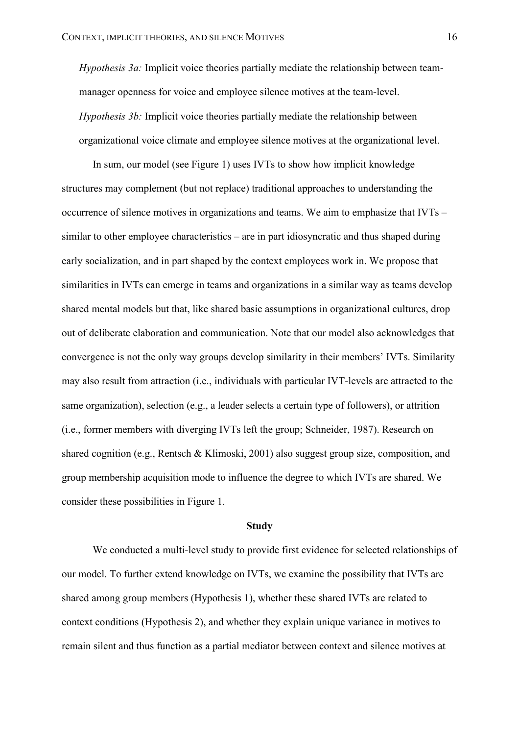*Hypothesis 3a:* Implicit voice theories partially mediate the relationship between team-manager openness for voice and employee silence motives at the team-level.

*Hypothesis 3b:* Implicit voice theories partially mediate the relationship between organizational voice climate and employee silence motives at the organizational level.

In sum, our model (see Figure 1) uses IVTs to show how implicit knowledge structures may complement (but not replace) traditional approaches to understanding the occurrence of silence motives in organizations and teams. We aim to emphasize that IVTs – similar to other employee characteristics – are in part idiosyncratic and thus shaped during early socialization, and in part shaped by the context employees work in. We propose that similarities in IVTs can emerge in teams and organizations in a similar way as teams develop shared mental models but that, like shared basic assumptions in organizational cultures, drop out of deliberate elaboration and communication. Note that our model also acknowledges that convergence is not the only way groups develop similarity in their members' IVTs. Similarity may also result from attraction (i.e., individuals with particular IVT-levels are attracted to the same organization), selection (e.g., a leader selects a certain type of followers), or attrition (i.e., former members with diverging IVTs left the group; Schneider, 1987). Research on shared cognition (e.g., Rentsch & Klimoski, 2001) also suggest group size, composition, and group membership acquisition mode to influence the degree to which IVTs are shared. We consider these possibilities in Figure 1.

## Study

We conducted a multi-level study to provide first evidence for selected relationships of our model. To further extend knowledge on IVTs, we examine the possibility that IVTs are shared among group members (Hypothesis 1), whether these shared IVTs are related to context conditions (Hypothesis 2), and whether they explain unique variance in motives to remain silent and thus function as a partial mediator between context and silence motives at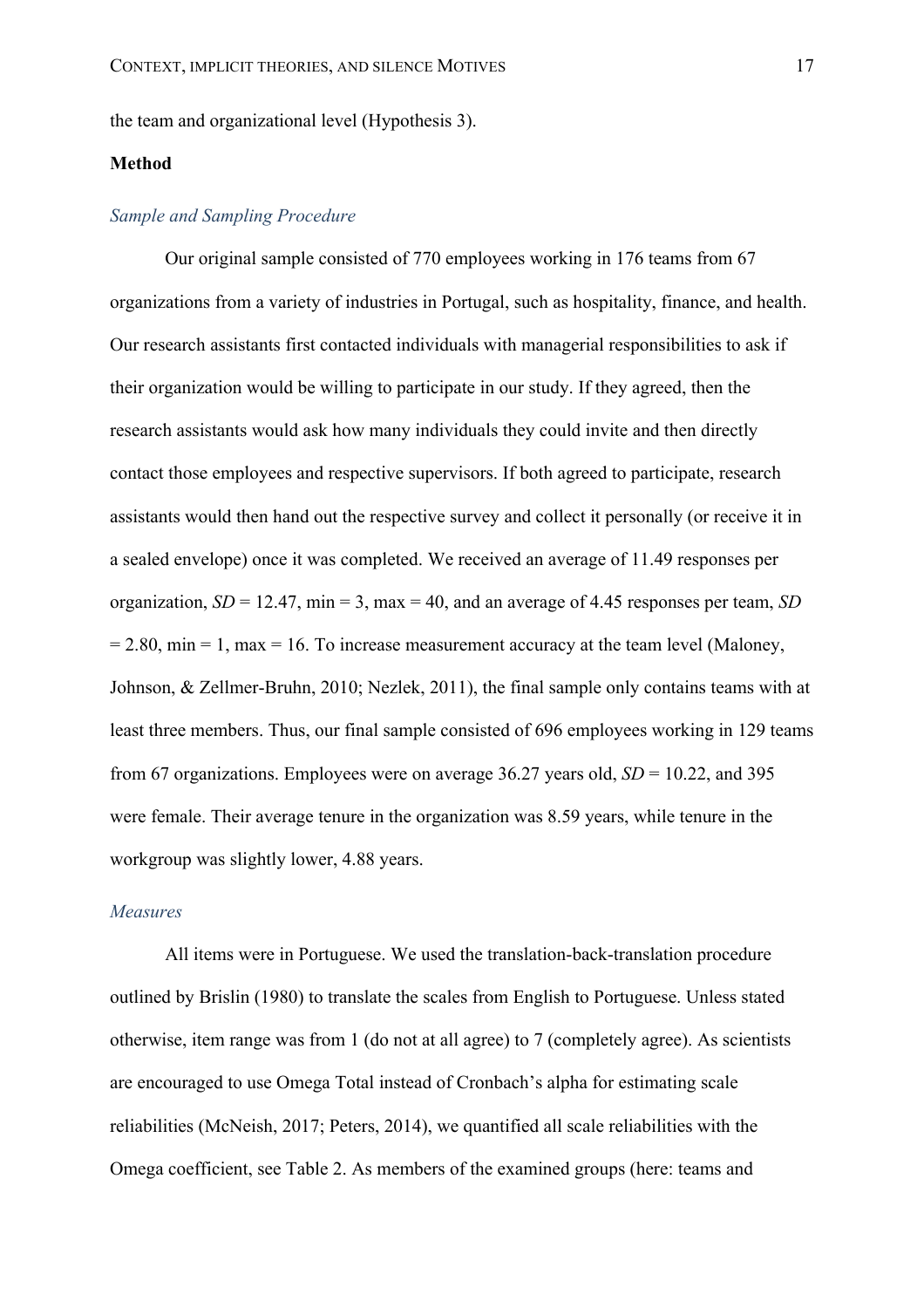the team and organizational level (Hypothesis 3).

## Method

### *Sample and Sampling Procedure*

Our original sample consisted of 770 employees working in 176 teams from 67 organizations from a variety of industries in Portugal, such as hospitality, finance, and health. Our research assistants first contacted individuals with managerial responsibilities to ask if their organization would be willing to participate in our study. If they agreed, then the research assistants would ask how many individuals they could invite and then directly contact those employees and respective supervisors. If both agreed to participate, research assistants would then hand out the respective survey and collect it personally (or receive it in a sealed envelope) once it was completed. We received an average of 11.49 responses per organization, *SD* = 12.47, min = 3, max = 40, and an average of 4.45 responses per team, *SD* = 2.80, min = 1, max = 16. To increase measurement accuracy at the team level (Maloney, Johnson, & Zellmer-Bruhn, 2010; Nezlek, 2011), the final sample only contains teams with at least three members. Thus, our final sample consisted of 696 employees working in 129 teams from 67 organizations. Employees were on average 36.27 years old, *SD* = 10.22, and 395 were female. Their average tenure in the organization was 8.59 years, while tenure in the workgroup was slightly lower, 4.88 years.

### *Measures*

All items were in Portuguese. We used the translation-back-translation procedure outlined by Brislin (1980) to translate the scales from English to Portuguese. Unless stated otherwise, item range was from 1 (do not at all agree) to 7 (completely agree). As scientists are encouraged to use Omega Total instead of Cronbach's alpha for estimating scale reliabilities (McNeish, 2017; Peters, 2014), we quantified all scale reliabilities with the Omega coefficient, see Table 2. As members of the examined groups (here: teams and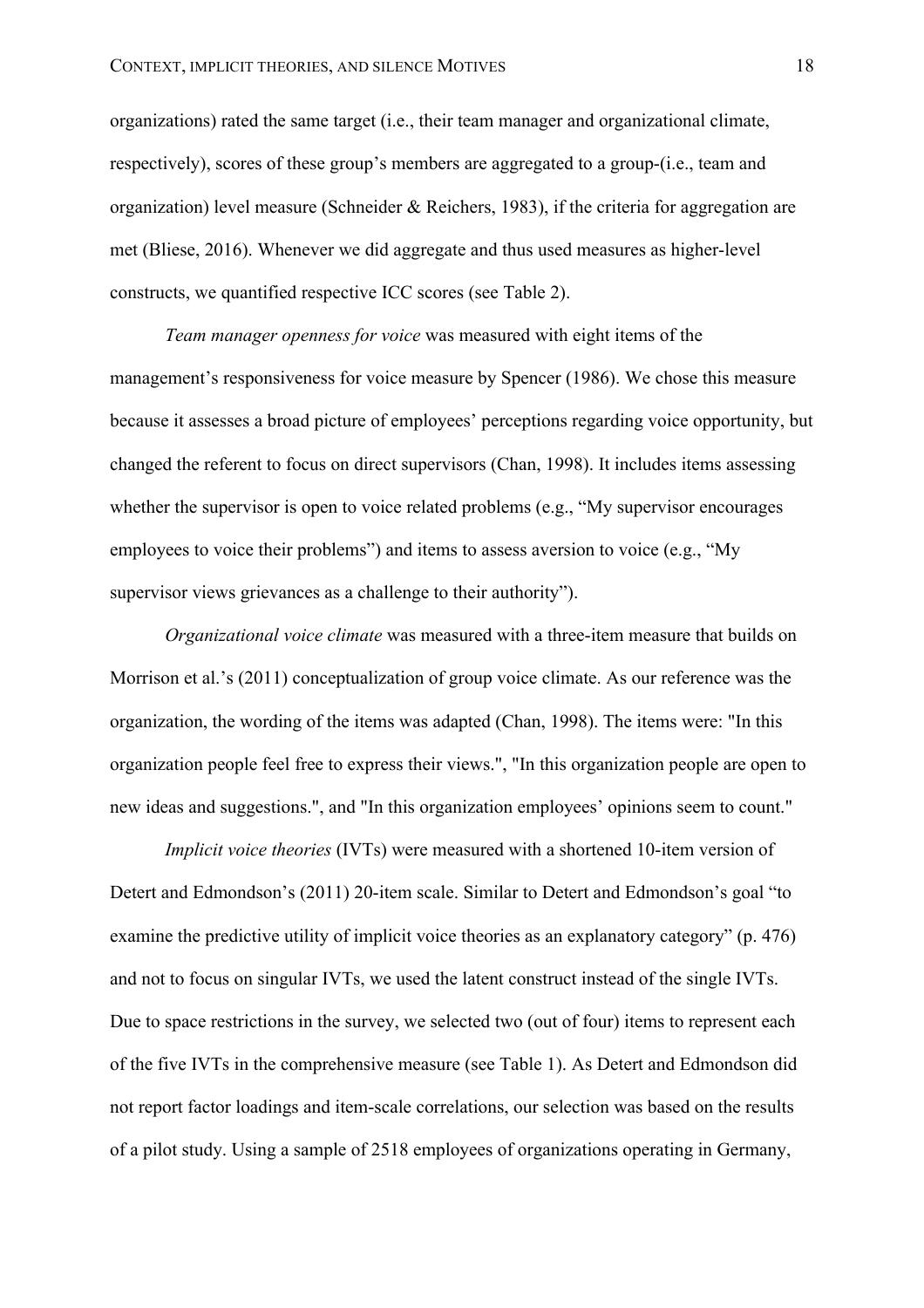organizations) rated the same target (i.e., their team manager and organizational climate, respectively), scores of these group's members are aggregated to a group-(i.e., team and organization) level measure (Schneider & Reichers, 1983), if the criteria for aggregation are met (Bliese, 2016). Whenever we did aggregate and thus used measures as higher-level constructs, we quantified respective ICC scores (see Table 2).

*Team manager openness for voice* was measured with eight items of the management's responsiveness for voice measure by Spencer (1986). We chose this measure because it assesses a broad picture of employees' perceptions regarding voice opportunity, but changed the referent to focus on direct supervisors (Chan, 1998). It includes items assessing whether the supervisor is open to voice related problems (e.g., "My supervisor encourages employees to voice their problems") and items to assess aversion to voice (e.g., "My supervisor views grievances as a challenge to their authority").

*Organizational voice climate* was measured with a three-item measure that builds on Morrison et al.'s (2011) conceptualization of group voice climate. As our reference was the organization, the wording of the items was adapted (Chan, 1998). The items were: "In this organization people feel free to express their views.", "In this organization people are open to new ideas and suggestions.", and "In this organization employees' opinions seem to count."

*Implicit voice theories* (IVTs) were measured with a shortened 10-item version of Detert and Edmondson's (2011) 20-item scale. Similar to Detert and Edmondson's goal "to examine the predictive utility of implicit voice theories as an explanatory category" (p. 476) and not to focus on singular IVTs, we used the latent construct instead of the single IVTs. Due to space restrictions in the survey, we selected two (out of four) items to represent each of the five IVTs in the comprehensive measure (see Table 1). As Detert and Edmondson did not report factor loadings and item-scale correlations, our selection was based on the results of a pilot study. Using a sample of 2518 employees of organizations operating in Germany,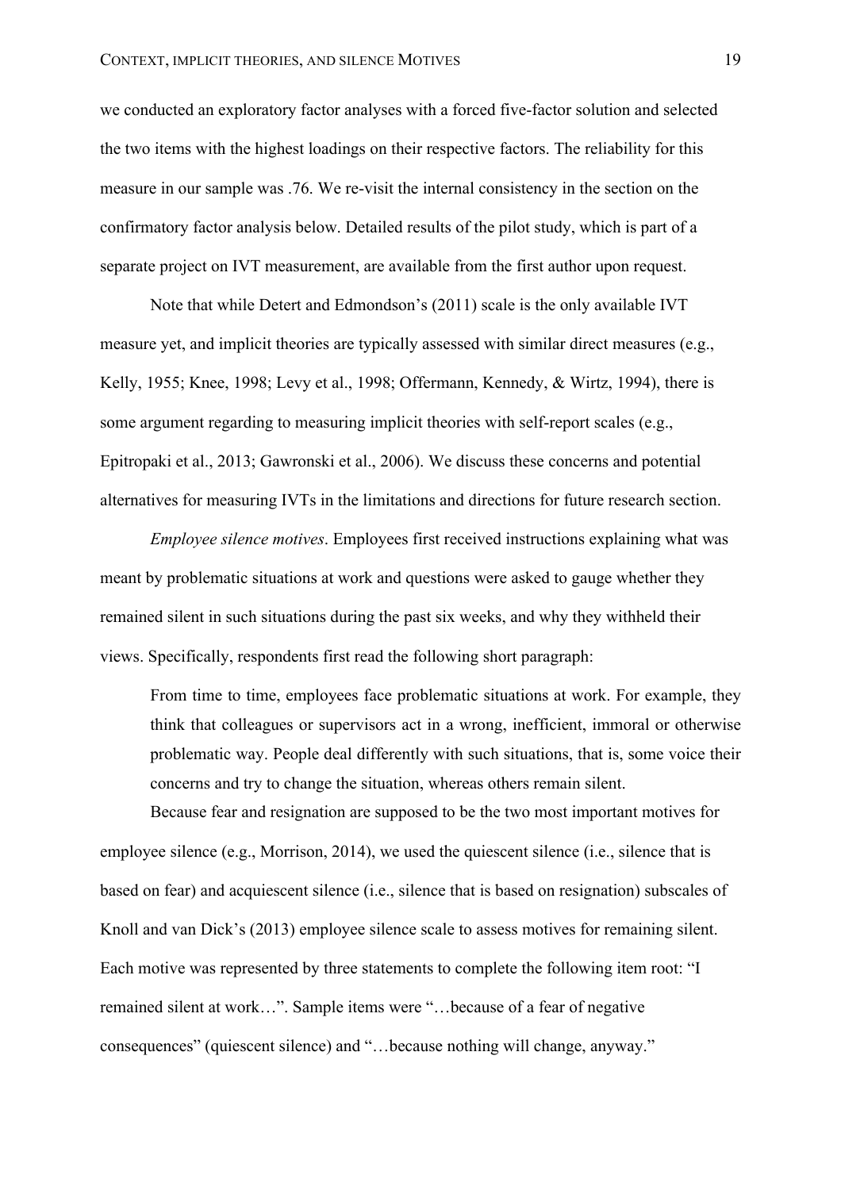we conducted an exploratory factor analyses with a forced five-factor solution and selected the two items with the highest loadings on their respective factors. The reliability for this measure in our sample was .76. We re-visit the internal consistency in the section on the confirmatory factor analysis below. Detailed results of the pilot study, which is part of a separate project on IVT measurement, are available from the first author upon request.

Note that while Detert and Edmondson's (2011) scale is the only available IVT measure yet, and implicit theories are typically assessed with similar direct measures (e.g., Kelly, 1955; Knee, 1998; Levy et al., 1998; Offermann, Kennedy, & Wirtz, 1994), there is some argument regarding to measuring implicit theories with self-report scales (e.g., Epitropaki et al., 2013; Gawronski et al., 2006). We discuss these concerns and potential alternatives for measuring IVTs in the limitations and directions for future research section.

*Employee silence motives*. Employees first received instructions explaining what was meant by problematic situations at work and questions were asked to gauge whether they remained silent in such situations during the past six weeks, and why they withheld their views. Specifically, respondents first read the following short paragraph:

> From time to time, employees face problematic situations at work. For example, they think that colleagues or supervisors act in a wrong, inefficient, immoral or otherwise problematic way. People deal differently with such situations, that is, some voice their concerns and try to change the situation, whereas others remain silent.

Because fear and resignation are supposed to be the two most important motives for employee silence (e.g., Morrison, 2014), we used the quiescent silence (i.e., silence that is based on fear) and acquiescent silence (i.e., silence that is based on resignation) subscales of Knoll and van Dick's (2013) employee silence scale to assess motives for remaining silent. Each motive was represented by three statements to complete the following item root: "I remained silent at work…". Sample items were "…because of a fear of negative consequences" (quiescent silence) and "…because nothing will change, anyway."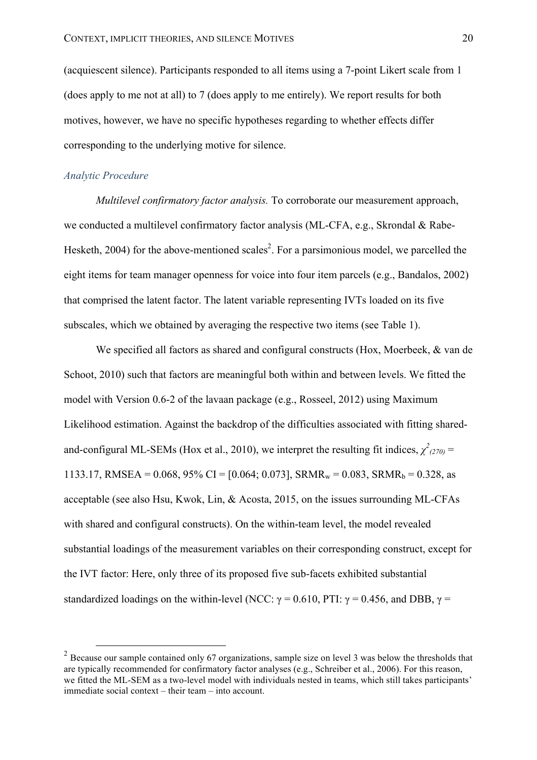(acquiescent silence). Participants responded to all items using a 7-point Likert scale from 1 (does apply to me not at all) to 7 (does apply to me entirely). We report results for both motives, however, we have no specific hypotheses regarding to whether effects differ corresponding to the underlying motive for silence.

### *Analytic Procedure*

*Multilevel confirmatory factor analysis.* To corroborate our measurement approach, we conducted a multilevel confirmatory factor analysis (ML-CFA, e.g., Skrondal & Rabe-Hesketh, 2004) for the above-mentioned scales[2]. For a parsimonious model, we parcelled the eight items for team manager openness for voice into four item parcels (e.g., Bandalos, 2002) that comprised the latent factor. The latent variable representing IVTs loaded on its five subscales, which we obtained by averaging the respective two items (see Table 1).

We specified all factors as shared and configural constructs (Hox, Moerbeek, & van de Schoot, 2010) such that factors are meaningful both within and between levels. We fitted the model with Version 0.6-2 of the lavaan package (e.g., Rosseel, 2012) using Maximum Likelihood estimation. Against the backdrop of the difficulties associated with fitting shared-and-configural ML-SEMs (Hox et al., 2010), we interpret the resulting fit indices, $\chi^2_{(270)}$ = 1133.17, RMSEA = 0.068, 95% CI = [0.064; 0.073], $SRMR_w$ = 0.083, $SRMR_b$ = 0.328, as acceptable (see also Hsu, Kwok, Lin, & Acosta, 2015, on the issues surrounding ML-CFAs with shared and configural constructs). On the within-team level, the model revealed substantial loadings of the measurement variables on their corresponding construct, except for the IVT factor: Here, only three of its proposed five sub-facets exhibited substantial standardized loadings on the within-level (NCC: $\gamma$ = 0.610, PTI: $\gamma$ = 0.456, and DBB, $\gamma$ =

[2] Because our sample contained only 67 organizations, sample size on level 3 was below the thresholds that are typically recommended for confirmatory factor analyses (e.g., Schreiber et al., 2006). For this reason, we fitted the ML-SEM as a two-level model with individuals nested in teams, which still takes participants' immediate social context – their team – into account.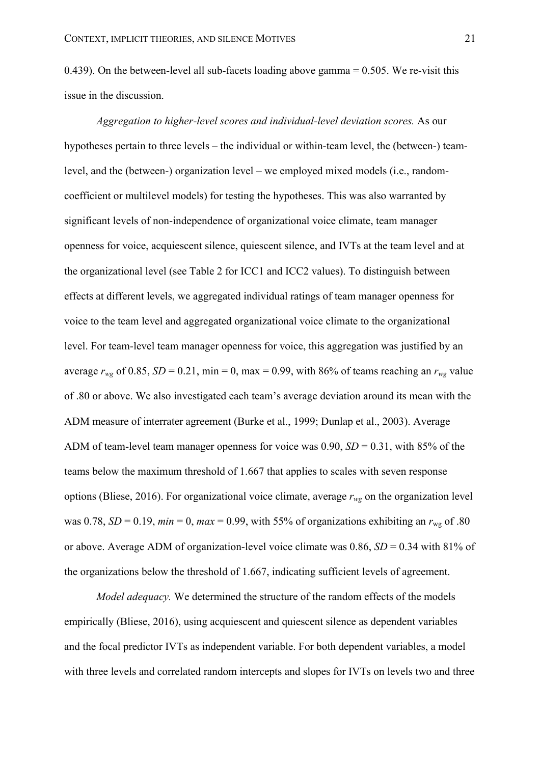0.439). On the between-level all sub-facets loading above gamma = 0.505. We re-visit this issue in the discussion.

*Aggregation to higher-level scores and individual-level deviation scores.* As our hypotheses pertain to three levels – the individual or within-team level, the (between-) team-level, and the (between-) organization level – we employed mixed models (i.e., random-coefficient or multilevel models) for testing the hypotheses. This was also warranted by significant levels of non-independence of organizational voice climate, team manager openness for voice, acquiescent silence, quiescent silence, and IVTs at the team level and at the organizational level (see Table 2 for ICC1 and ICC2 values). To distinguish between effects at different levels, we aggregated individual ratings of team manager openness for voice to the team level and aggregated organizational voice climate to the organizational level. For team-level team manager openness for voice, this aggregation was justified by an average $r_{wg}$ of 0.85, $SD$ = 0.21, min = 0, max = 0.99, with 86% of teams reaching an $r_{wg}$ value of .80 or above. We also investigated each team's average deviation around its mean with the ADM measure of interrater agreement (Burke et al., 1999; Dunlap et al., 2003). Average ADM of team-level team manager openness for voice was 0.90, $SD$ = 0.31, with 85% of the teams below the maximum threshold of 1.667 that applies to scales with seven response options (Bliese, 2016). For organizational voice climate, average $r_{wg}$ on the organization level was 0.78, $SD$ = 0.19, *min* = 0, *max* = 0.99, with 55% of organizations exhibiting an $r_{wg}$ of .80 or above. Average ADM of organization-level voice climate was 0.86, $SD$ = 0.34 with 81% of the organizations below the threshold of 1.667, indicating sufficient levels of agreement.

*Model adequacy.* We determined the structure of the random effects of the models empirically (Bliese, 2016), using acquiescent and quiescent silence as dependent variables and the focal predictor IVTs as independent variable. For both dependent variables, a model with three levels and correlated random intercepts and slopes for IVTs on levels two and three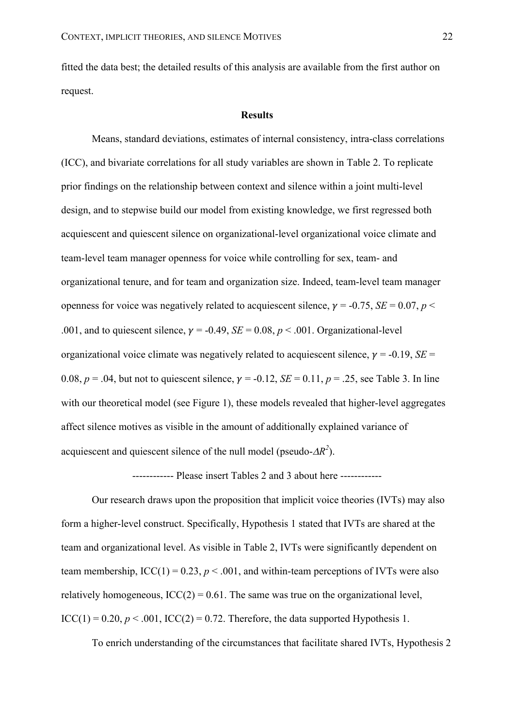fitted the data best; the detailed results of this analysis are available from the first author on request.

## Results

Means, standard deviations, estimates of internal consistency, intra-class correlations (ICC), and bivariate correlations for all study variables are shown in Table 2. To replicate prior findings on the relationship between context and silence within a joint multi-level design, and to stepwise build our model from existing knowledge, we first regressed both acquiescent and quiescent silence on organizational-level organizational voice climate and team-level team manager openness for voice while controlling for sex, team- and organizational tenure, and for team and organization size. Indeed, team-level team manager openness for voice was negatively related to acquiescent silence, $\gamma$ = -0.75, *SE* = 0.07, $p < .001$, and to quiescent silence, $\gamma$ = -0.49, *SE* = 0.08, $p < .001$. Organizational-level organizational voice climate was negatively related to acquiescent silence, $\gamma$ = -0.19, *SE* = 0.08, $p = .04$, but not to quiescent silence, $\gamma$ = -0.12, *SE* = 0.11, $p = .25$, see Table 3. In line with our theoretical model (see Figure 1), these models revealed that higher-level aggregates affect silence motives as visible in the amount of additionally explained variance of acquiescent and quiescent silence of the null model (pseudo-$\Delta R^2$).

------------ Please insert Tables 2 and 3 about here ------------

Our research draws upon the proposition that implicit voice theories (IVTs) may also form a higher-level construct. Specifically, Hypothesis 1 stated that IVTs are shared at the team and organizational level. As visible in Table 2, IVTs were significantly dependent on team membership, ICC(1) = 0.23, $p < .001$, and within-team perceptions of IVTs were also relatively homogeneous, ICC(2) = 0.61. The same was true on the organizational level, ICC(1) = 0.20, $p < .001$, ICC(2) = 0.72. Therefore, the data supported Hypothesis 1.

To enrich understanding of the circumstances that facilitate shared IVTs, Hypothesis 2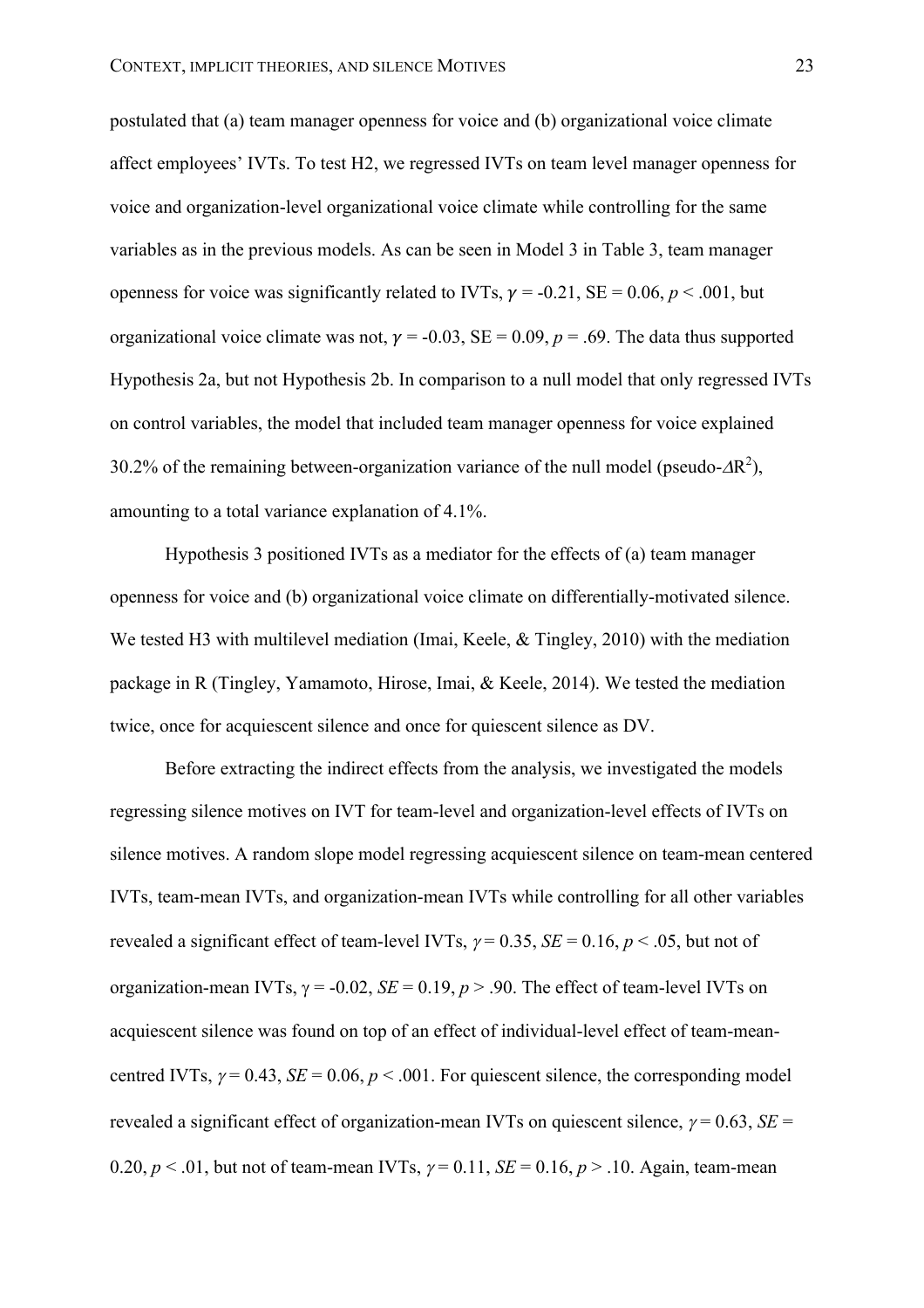postulated that (a) team manager openness for voice and (b) organizational voice climate affect employees' IVTs. To test H2, we regressed IVTs on team level manager openness for voice and organization-level organizational voice climate while controlling for the same variables as in the previous models. As can be seen in Model 3 in Table 3, team manager openness for voice was significantly related to IVTs, $\gamma = -0.21$, SE = 0.06, $p < .001$, but organizational voice climate was not, $\gamma = -0.03$, SE = 0.09, $p = .69$. The data thus supported Hypothesis 2a, but not Hypothesis 2b. In comparison to a null model that only regressed IVTs on control variables, the model that included team manager openness for voice explained 30.2% of the remaining between-organization variance of the null model (pseudo-$\Delta R^2$), amounting to a total variance explanation of 4.1%.

Hypothesis 3 positioned IVTs as a mediator for the effects of (a) team manager openness for voice and (b) organizational voice climate on differentially-motivated silence. We tested H3 with multilevel mediation (Imai, Keele, & Tingley, 2010) with the mediation package in R (Tingley, Yamamoto, Hirose, Imai, & Keele, 2014). We tested the mediation twice, once for acquiescent silence and once for quiescent silence as DV.

Before extracting the indirect effects from the analysis, we investigated the models regressing silence motives on IVT for team-level and organization-level effects of IVTs on silence motives. A random slope model regressing acquiescent silence on team-mean centered IVTs, team-mean IVTs, and organization-mean IVTs while controlling for all other variables revealed a significant effect of team-level IVTs, $\gamma = 0.35$, *SE* = 0.16, $p < .05$, but not of organization-mean IVTs, $\gamma = -0.02$, *SE* = 0.19, $p > .90$. The effect of team-level IVTs on acquiescent silence was found on top of an effect of individual-level effect of team-mean-centred IVTs, $\gamma = 0.43$, *SE* = 0.06, $p < .001$. For quiescent silence, the corresponding model revealed a significant effect of organization-mean IVTs on quiescent silence, $\gamma = 0.63$, *SE* = 0.20, $p < .01$, but not of team-mean IVTs, $\gamma = 0.11$, *SE* = 0.16, $p > .10$. Again, team-mean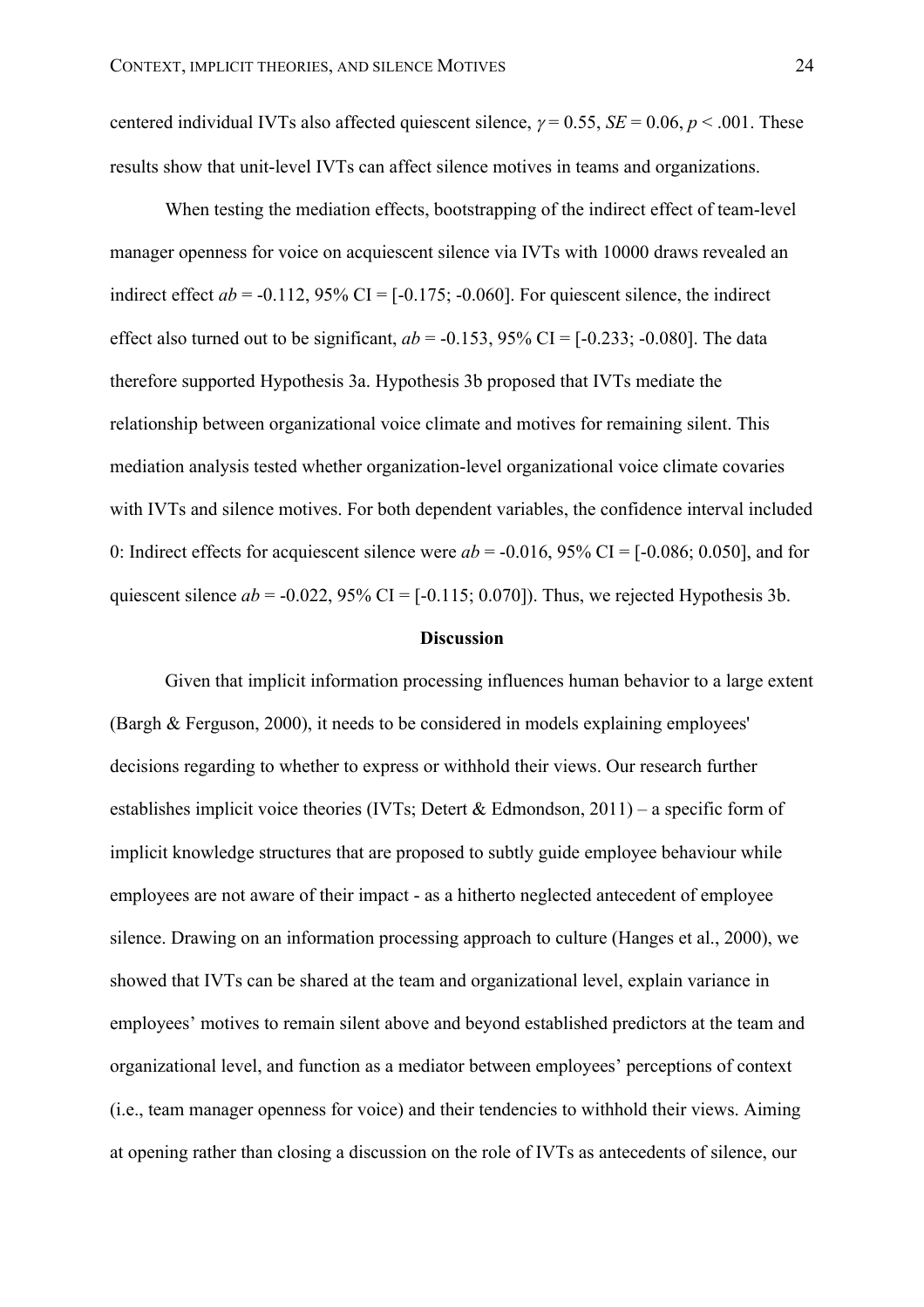centered individual IVTs also affected quiescent silence, $\gamma = 0.55$, $SE = 0.06$, $p < .001$. These results show that unit-level IVTs can affect silence motives in teams and organizations.

When testing the mediation effects, bootstrapping of the indirect effect of team-level manager openness for voice on acquiescent silence via IVTs with 10000 draws revealed an indirect effect $ab = -0.112$, 95% CI = [-0.175; -0.060]. For quiescent silence, the indirect effect also turned out to be significant, $ab = -0.153$, 95% CI = [-0.233; -0.080]. The data therefore supported Hypothesis 3a. Hypothesis 3b proposed that IVTs mediate the relationship between organizational voice climate and motives for remaining silent. This mediation analysis tested whether organization-level organizational voice climate covaries with IVTs and silence motives. For both dependent variables, the confidence interval included 0: Indirect effects for acquiescent silence were $ab = -0.016$, 95% CI = [-0.086; 0.050], and for quiescent silence $ab = -0.022$, 95% CI = [-0.115; 0.070]). Thus, we rejected Hypothesis 3b.

## Discussion

Given that implicit information processing influences human behavior to a large extent (Bargh & Ferguson, 2000), it needs to be considered in models explaining employees' decisions regarding to whether to express or withhold their views. Our research further establishes implicit voice theories (IVTs; Detert & Edmondson, 2011) – a specific form of implicit knowledge structures that are proposed to subtly guide employee behaviour while employees are not aware of their impact - as a hitherto neglected antecedent of employee silence. Drawing on an information processing approach to culture (Hanges et al., 2000), we showed that IVTs can be shared at the team and organizational level, explain variance in employees' motives to remain silent above and beyond established predictors at the team and organizational level, and function as a mediator between employees' perceptions of context (i.e., team manager openness for voice) and their tendencies to withhold their views. Aiming at opening rather than closing a discussion on the role of IVTs as antecedents of silence, our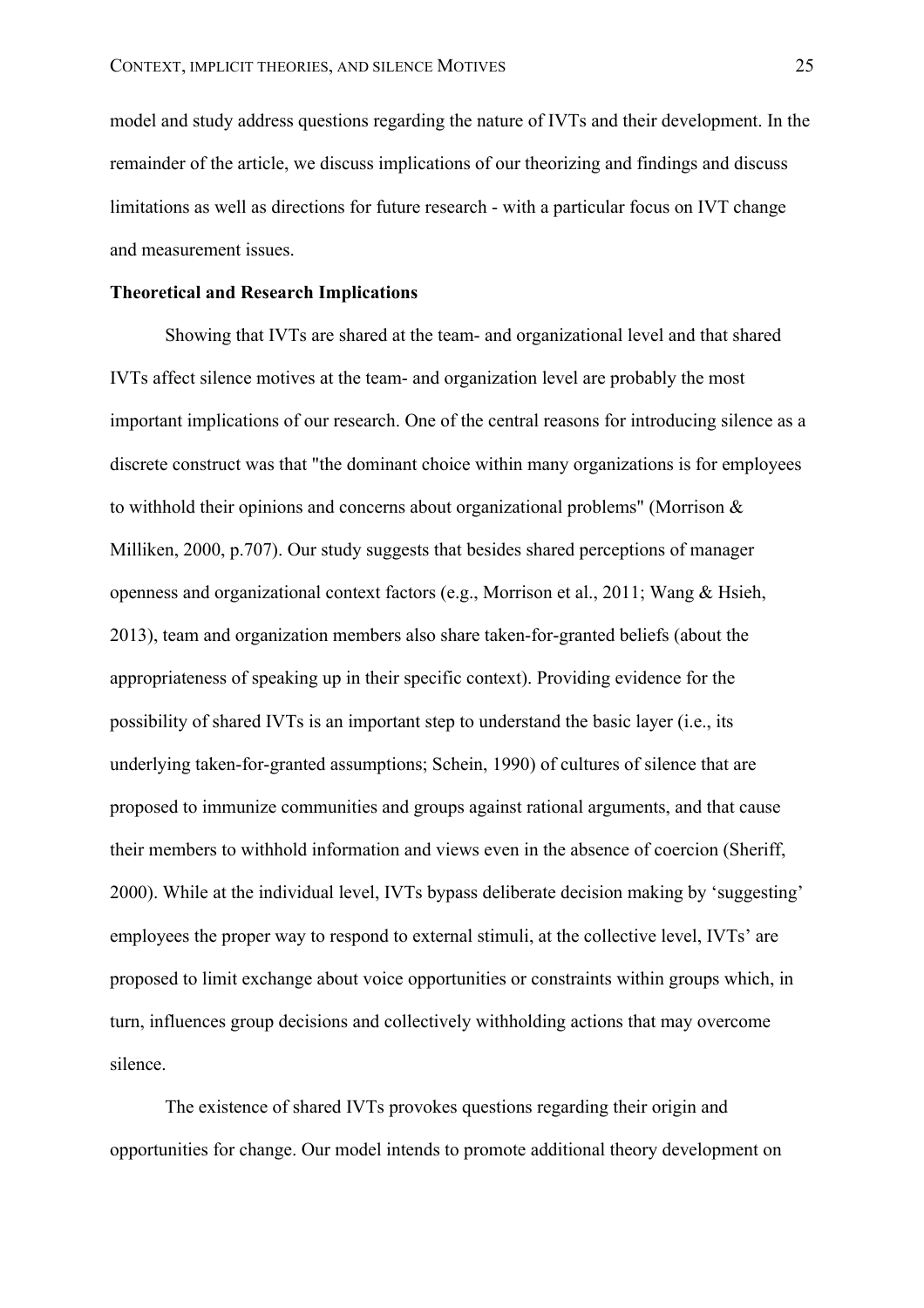model and study address questions regarding the nature of IVTs and their development. In the remainder of the article, we discuss implications of our theorizing and findings and discuss limitations as well as directions for future research - with a particular focus on IVT change and measurement issues.

**Theoretical and Research Implications**

Showing that IVTs are shared at the team- and organizational level and that shared IVTs affect silence motives at the team- and organization level are probably the most important implications of our research. One of the central reasons for introducing silence as a discrete construct was that "the dominant choice within many organizations is for employees to withhold their opinions and concerns about organizational problems" (Morrison & Milliken, 2000, p.707). Our study suggests that besides shared perceptions of manager openness and organizational context factors (e.g., Morrison et al., 2011; Wang & Hsieh, 2013), team and organization members also share taken-for-granted beliefs (about the appropriateness of speaking up in their specific context). Providing evidence for the possibility of shared IVTs is an important step to understand the basic layer (i.e., its underlying taken-for-granted assumptions; Schein, 1990) of cultures of silence that are proposed to immunize communities and groups against rational arguments, and that cause their members to withhold information and views even in the absence of coercion (Sheriff, 2000). While at the individual level, IVTs bypass deliberate decision making by 'suggesting' employees the proper way to respond to external stimuli, at the collective level, IVTs' are proposed to limit exchange about voice opportunities or constraints within groups which, in turn, influences group decisions and collectively withholding actions that may overcome silence.

The existence of shared IVTs provokes questions regarding their origin and opportunities for change. Our model intends to promote additional theory development on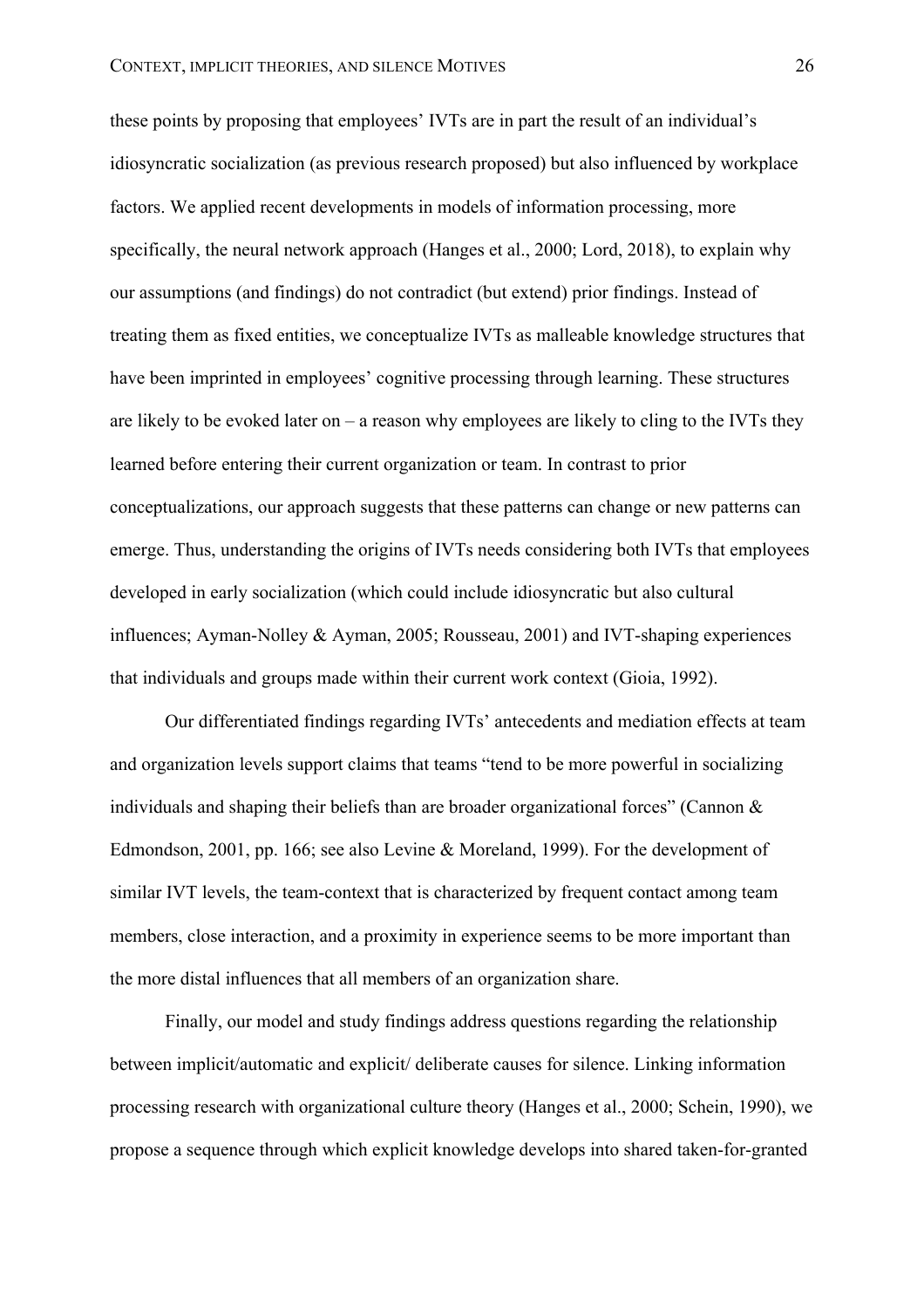these points by proposing that employees' IVTs are in part the result of an individual's idiosyncratic socialization (as previous research proposed) but also influenced by workplace factors. We applied recent developments in models of information processing, more specifically, the neural network approach (Hanges et al., 2000; Lord, 2018), to explain why our assumptions (and findings) do not contradict (but extend) prior findings. Instead of treating them as fixed entities, we conceptualize IVTs as malleable knowledge structures that have been imprinted in employees' cognitive processing through learning. These structures are likely to be evoked later on – a reason why employees are likely to cling to the IVTs they learned before entering their current organization or team. In contrast to prior conceptualizations, our approach suggests that these patterns can change or new patterns can emerge. Thus, understanding the origins of IVTs needs considering both IVTs that employees developed in early socialization (which could include idiosyncratic but also cultural influences; Ayman-Nolley & Ayman, 2005; Rousseau, 2001) and IVT-shaping experiences that individuals and groups made within their current work context (Gioia, 1992).

Our differentiated findings regarding IVTs' antecedents and mediation effects at team and organization levels support claims that teams "tend to be more powerful in socializing individuals and shaping their beliefs than are broader organizational forces" (Cannon & Edmondson, 2001, pp. 166; see also Levine & Moreland, 1999). For the development of similar IVT levels, the team-context that is characterized by frequent contact among team members, close interaction, and a proximity in experience seems to be more important than the more distal influences that all members of an organization share.

Finally, our model and study findings address questions regarding the relationship between implicit/automatic and explicit/ deliberate causes for silence. Linking information processing research with organizational culture theory (Hanges et al., 2000; Schein, 1990), we propose a sequence through which explicit knowledge develops into shared taken-for-granted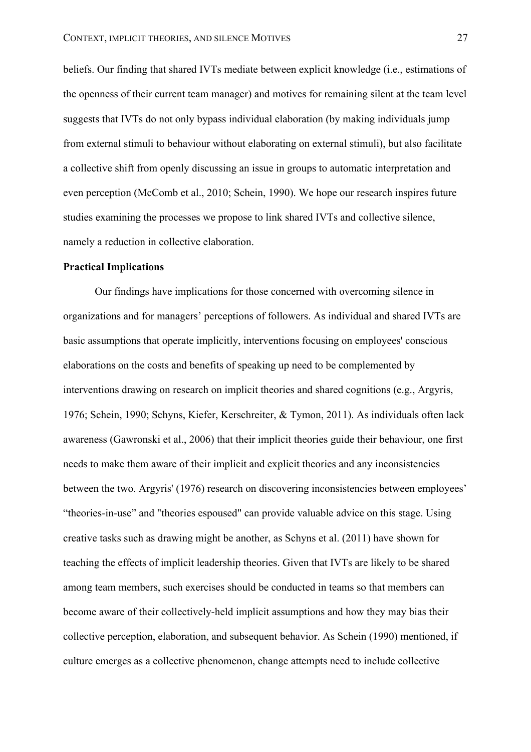beliefs. Our finding that shared IVTs mediate between explicit knowledge (i.e., estimations of the openness of their current team manager) and motives for remaining silent at the team level suggests that IVTs do not only bypass individual elaboration (by making individuals jump from external stimuli to behaviour without elaborating on external stimuli), but also facilitate a collective shift from openly discussing an issue in groups to automatic interpretation and even perception (McComb et al., 2010; Schein, 1990). We hope our research inspires future studies examining the processes we propose to link shared IVTs and collective silence, namely a reduction in collective elaboration.

**Practical Implications**

Our findings have implications for those concerned with overcoming silence in organizations and for managers' perceptions of followers. As individual and shared IVTs are basic assumptions that operate implicitly, interventions focusing on employees' conscious elaborations on the costs and benefits of speaking up need to be complemented by interventions drawing on research on implicit theories and shared cognitions (e.g., Argyris, 1976; Schein, 1990; Schyns, Kiefer, Kerschreiter, & Tymon, 2011). As individuals often lack awareness (Gawronski et al., 2006) that their implicit theories guide their behaviour, one first needs to make them aware of their implicit and explicit theories and any inconsistencies between the two. Argyris' (1976) research on discovering inconsistencies between employees' "theories-in-use" and "theories espoused" can provide valuable advice on this stage. Using creative tasks such as drawing might be another, as Schyns et al. (2011) have shown for teaching the effects of implicit leadership theories. Given that IVTs are likely to be shared among team members, such exercises should be conducted in teams so that members can become aware of their collectively-held implicit assumptions and how they may bias their collective perception, elaboration, and subsequent behavior. As Schein (1990) mentioned, if culture emerges as a collective phenomenon, change attempts need to include collective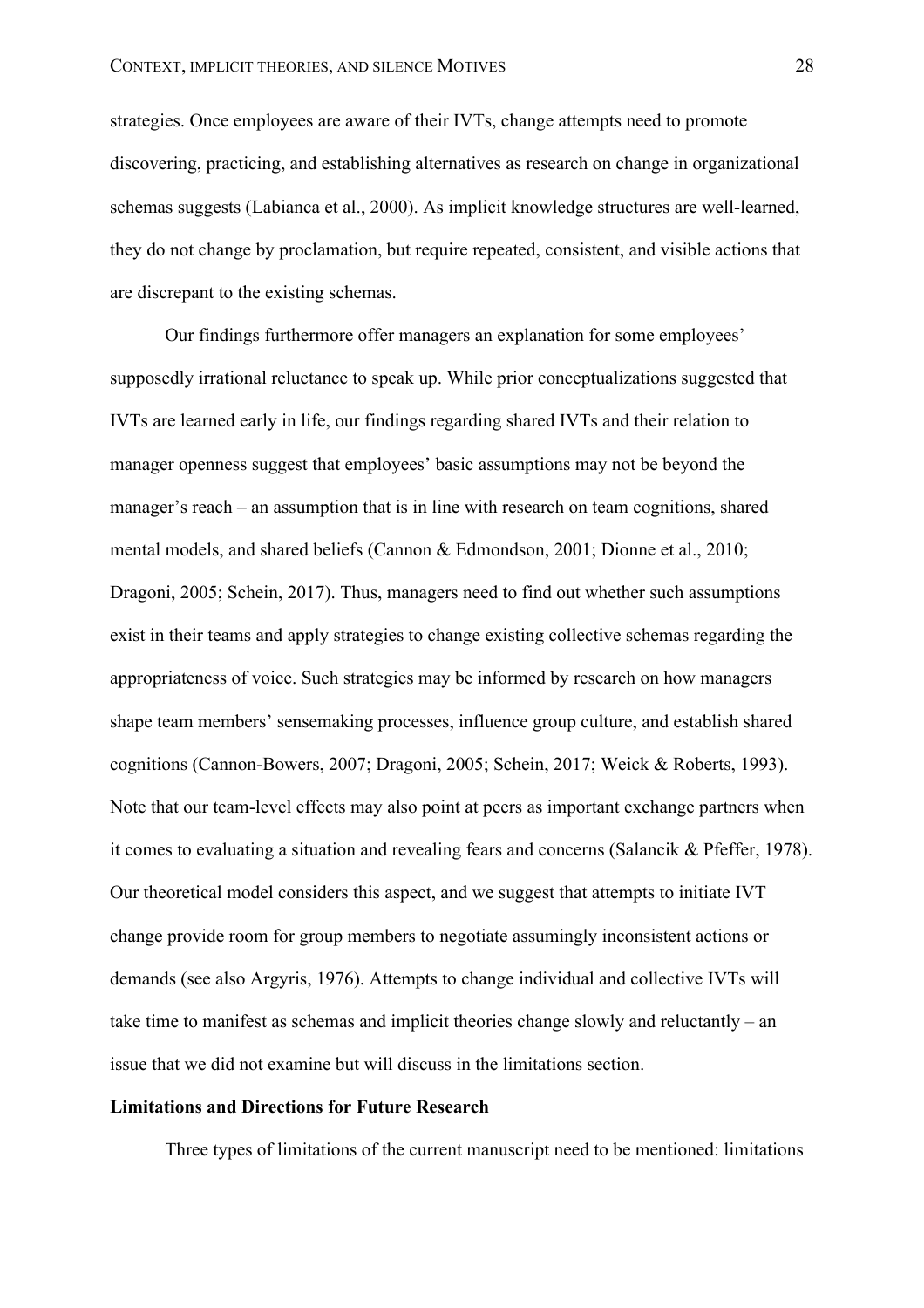strategies. Once employees are aware of their IVTs, change attempts need to promote discovering, practicing, and establishing alternatives as research on change in organizational schemas suggests (Labianca et al., 2000). As implicit knowledge structures are well-learned, they do not change by proclamation, but require repeated, consistent, and visible actions that are discrepant to the existing schemas.

Our findings furthermore offer managers an explanation for some employees' supposedly irrational reluctance to speak up. While prior conceptualizations suggested that IVTs are learned early in life, our findings regarding shared IVTs and their relation to manager openness suggest that employees' basic assumptions may not be beyond the manager's reach – an assumption that is in line with research on team cognitions, shared mental models, and shared beliefs (Cannon & Edmondson, 2001; Dionne et al., 2010; Dragoni, 2005; Schein, 2017). Thus, managers need to find out whether such assumptions exist in their teams and apply strategies to change existing collective schemas regarding the appropriateness of voice. Such strategies may be informed by research on how managers shape team members' sensemaking processes, influence group culture, and establish shared cognitions (Cannon-Bowers, 2007; Dragoni, 2005; Schein, 2017; Weick & Roberts, 1993). Note that our team-level effects may also point at peers as important exchange partners when it comes to evaluating a situation and revealing fears and concerns (Salancik & Pfeffer, 1978). Our theoretical model considers this aspect, and we suggest that attempts to initiate IVT change provide room for group members to negotiate assumingly inconsistent actions or demands (see also Argyris, 1976). Attempts to change individual and collective IVTs will take time to manifest as schemas and implicit theories change slowly and reluctantly – an issue that we did not examine but will discuss in the limitations section.

**Limitations and Directions for Future Research**

Three types of limitations of the current manuscript need to be mentioned: limitations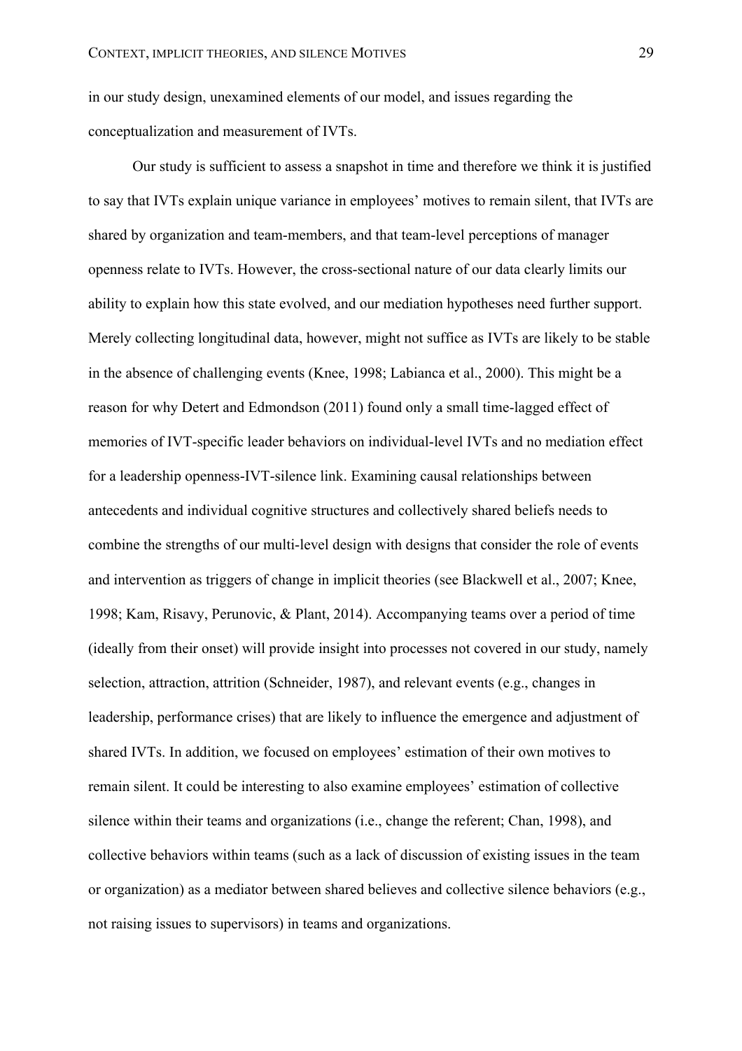in our study design, unexamined elements of our model, and issues regarding the conceptualization and measurement of IVTs.

Our study is sufficient to assess a snapshot in time and therefore we think it is justified to say that IVTs explain unique variance in employees' motives to remain silent, that IVTs are shared by organization and team-members, and that team-level perceptions of manager openness relate to IVTs. However, the cross-sectional nature of our data clearly limits our ability to explain how this state evolved, and our mediation hypotheses need further support. Merely collecting longitudinal data, however, might not suffice as IVTs are likely to be stable in the absence of challenging events (Knee, 1998; Labianca et al., 2000). This might be a reason for why Detert and Edmondson (2011) found only a small time-lagged effect of memories of IVT-specific leader behaviors on individual-level IVTs and no mediation effect for a leadership openness-IVT-silence link. Examining causal relationships between antecedents and individual cognitive structures and collectively shared beliefs needs to combine the strengths of our multi-level design with designs that consider the role of events and intervention as triggers of change in implicit theories (see Blackwell et al., 2007; Knee, 1998; Kam, Risavy, Perunovic, & Plant, 2014). Accompanying teams over a period of time (ideally from their onset) will provide insight into processes not covered in our study, namely selection, attraction, attrition (Schneider, 1987), and relevant events (e.g., changes in leadership, performance crises) that are likely to influence the emergence and adjustment of shared IVTs. In addition, we focused on employees' estimation of their own motives to remain silent. It could be interesting to also examine employees' estimation of collective silence within their teams and organizations (i.e., change the referent; Chan, 1998), and collective behaviors within teams (such as a lack of discussion of existing issues in the team or organization) as a mediator between shared believes and collective silence behaviors (e.g., not raising issues to supervisors) in teams and organizations.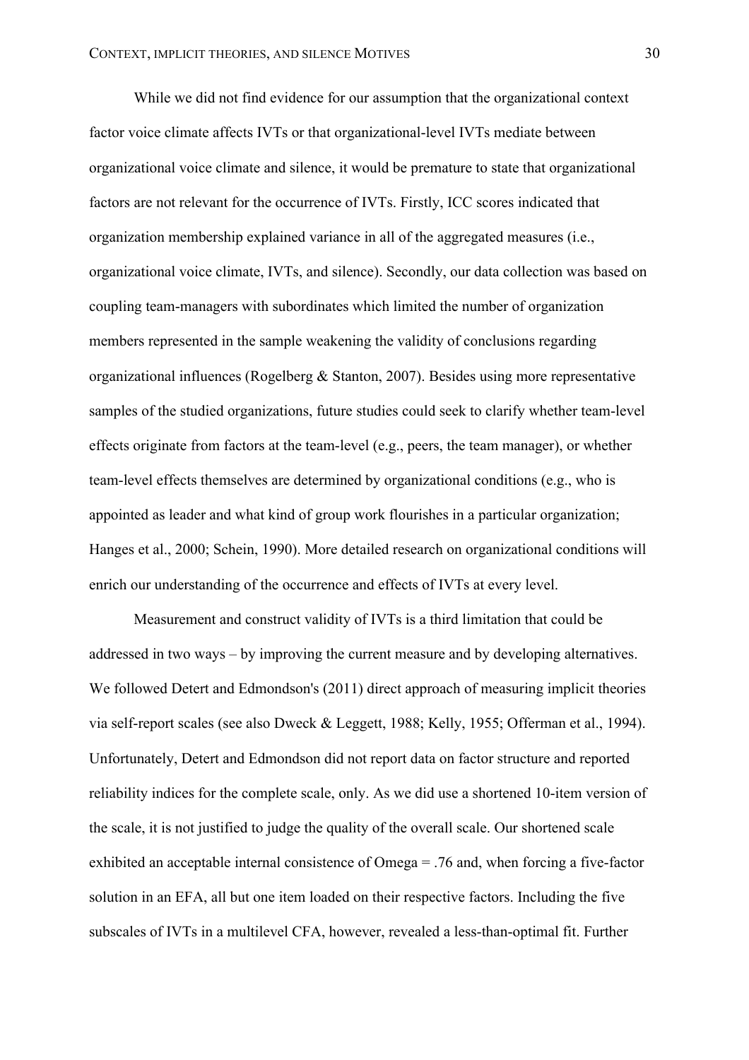While we did not find evidence for our assumption that the organizational context factor voice climate affects IVTs or that organizational-level IVTs mediate between organizational voice climate and silence, it would be premature to state that organizational factors are not relevant for the occurrence of IVTs. Firstly, ICC scores indicated that organization membership explained variance in all of the aggregated measures (i.e., organizational voice climate, IVTs, and silence). Secondly, our data collection was based on coupling team-managers with subordinates which limited the number of organization members represented in the sample weakening the validity of conclusions regarding organizational influences (Rogelberg & Stanton, 2007). Besides using more representative samples of the studied organizations, future studies could seek to clarify whether team-level effects originate from factors at the team-level (e.g., peers, the team manager), or whether team-level effects themselves are determined by organizational conditions (e.g., who is appointed as leader and what kind of group work flourishes in a particular organization; Hanges et al., 2000; Schein, 1990). More detailed research on organizational conditions will enrich our understanding of the occurrence and effects of IVTs at every level.

Measurement and construct validity of IVTs is a third limitation that could be addressed in two ways – by improving the current measure and by developing alternatives. We followed Detert and Edmondson's (2011) direct approach of measuring implicit theories via self-report scales (see also Dweck & Leggett, 1988; Kelly, 1955; Offerman et al., 1994). Unfortunately, Detert and Edmondson did not report data on factor structure and reported reliability indices for the complete scale, only. As we did use a shortened 10-item version of the scale, it is not justified to judge the quality of the overall scale. Our shortened scale exhibited an acceptable internal consistence of Omega = .76 and, when forcing a five-factor solution in an EFA, all but one item loaded on their respective factors. Including the five subscales of IVTs in a multilevel CFA, however, revealed a less-than-optimal fit. Further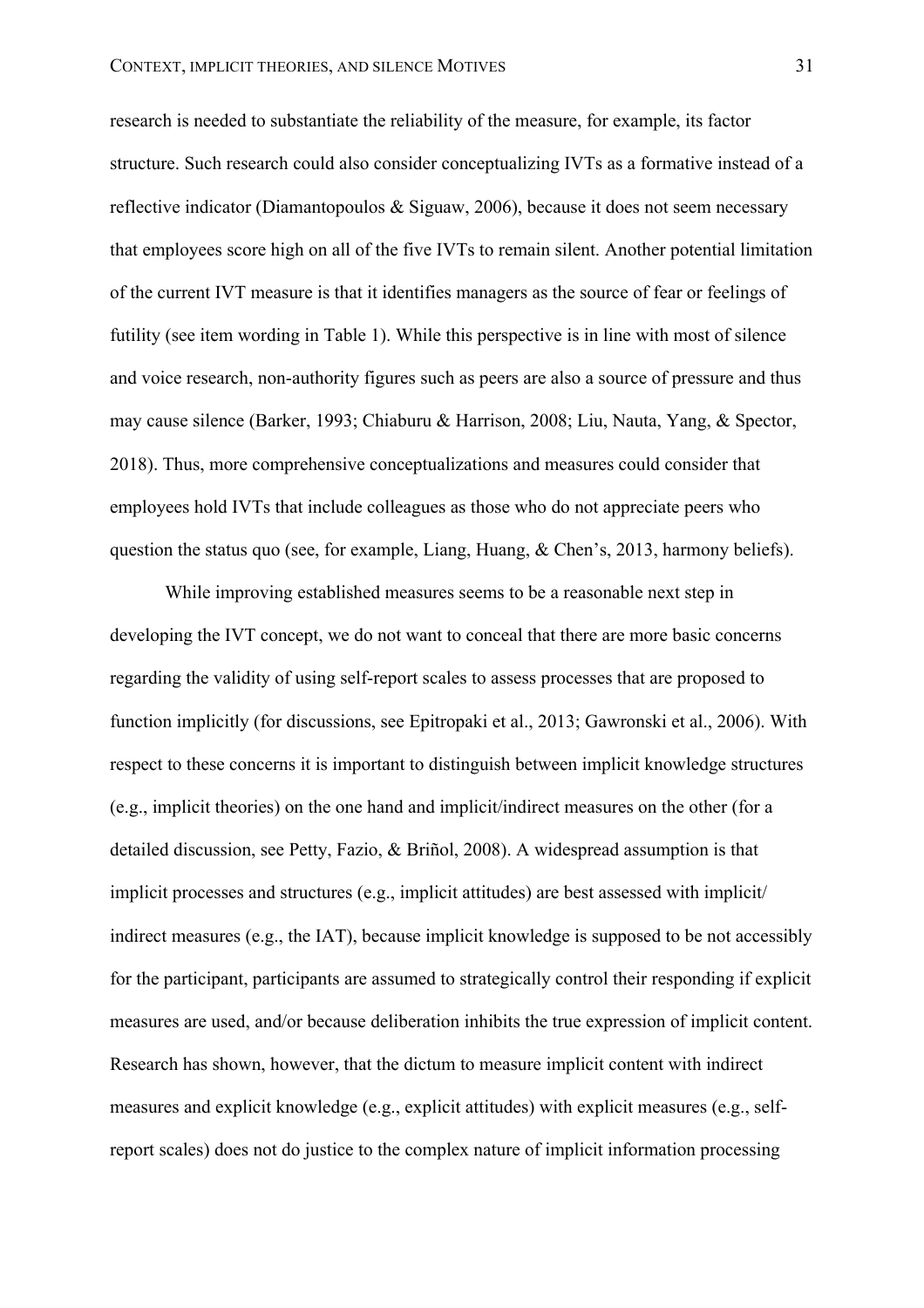research is needed to substantiate the reliability of the measure, for example, its factor structure. Such research could also consider conceptualizing IVTs as a formative instead of a reflective indicator (Diamantopoulos & Siguaw, 2006), because it does not seem necessary that employees score high on all of the five IVTs to remain silent. Another potential limitation of the current IVT measure is that it identifies managers as the source of fear or feelings of futility (see item wording in Table 1). While this perspective is in line with most of silence and voice research, non-authority figures such as peers are also a source of pressure and thus may cause silence (Barker, 1993; Chiaburu & Harrison, 2008; Liu, Nauta, Yang, & Spector, 2018). Thus, more comprehensive conceptualizations and measures could consider that employees hold IVTs that include colleagues as those who do not appreciate peers who question the status quo (see, for example, Liang, Huang, & Chen's, 2013, harmony beliefs).

While improving established measures seems to be a reasonable next step in developing the IVT concept, we do not want to conceal that there are more basic concerns regarding the validity of using self-report scales to assess processes that are proposed to function implicitly (for discussions, see Epitropaki et al., 2013; Gawronski et al., 2006). With respect to these concerns it is important to distinguish between implicit knowledge structures (e.g., implicit theories) on the one hand and implicit/indirect measures on the other (for a detailed discussion, see Petty, Fazio, & Briñol, 2008). A widespread assumption is that implicit processes and structures (e.g., implicit attitudes) are best assessed with implicit/ indirect measures (e.g., the IAT), because implicit knowledge is supposed to be not accessibly for the participant, participants are assumed to strategically control their responding if explicit measures are used, and/or because deliberation inhibits the true expression of implicit content. Research has shown, however, that the dictum to measure implicit content with indirect measures and explicit knowledge (e.g., explicit attitudes) with explicit measures (e.g., self-report scales) does not do justice to the complex nature of implicit information processing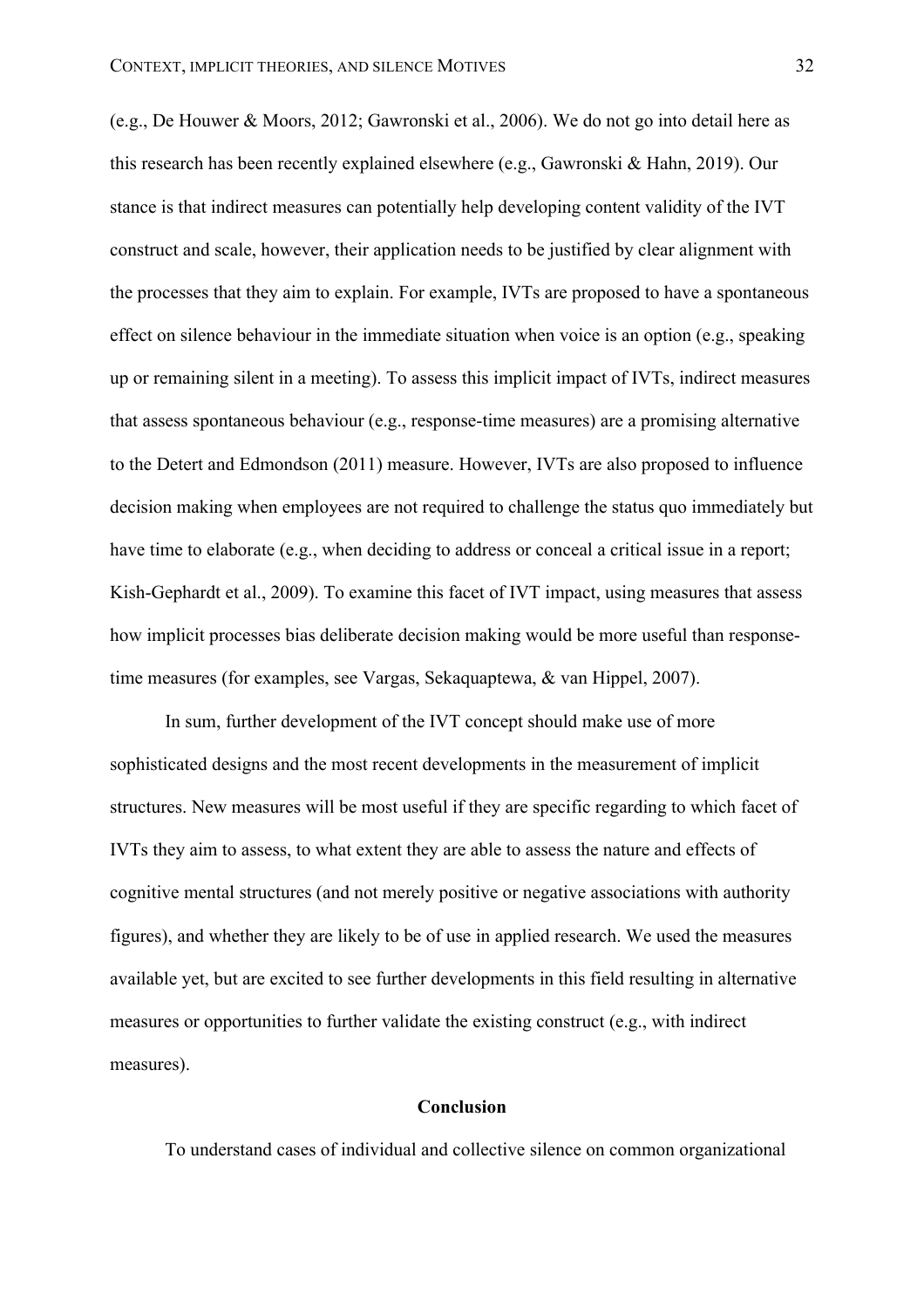(e.g., De Houwer & Moors, 2012; Gawronski et al., 2006). We do not go into detail here as this research has been recently explained elsewhere (e.g., Gawronski & Hahn, 2019). Our stance is that indirect measures can potentially help developing content validity of the IVT construct and scale, however, their application needs to be justified by clear alignment with the processes that they aim to explain. For example, IVTs are proposed to have a spontaneous effect on silence behaviour in the immediate situation when voice is an option (e.g., speaking up or remaining silent in a meeting). To assess this implicit impact of IVTs, indirect measures that assess spontaneous behaviour (e.g., response-time measures) are a promising alternative to the Detert and Edmondson (2011) measure. However, IVTs are also proposed to influence decision making when employees are not required to challenge the status quo immediately but have time to elaborate (e.g., when deciding to address or conceal a critical issue in a report; Kish-Gephardt et al., 2009). To examine this facet of IVT impact, using measures that assess how implicit processes bias deliberate decision making would be more useful than response-time measures (for examples, see Vargas, Sekaquaptewa, & van Hippel, 2007).

In sum, further development of the IVT concept should make use of more sophisticated designs and the most recent developments in the measurement of implicit structures. New measures will be most useful if they are specific regarding to which facet of IVTs they aim to assess, to what extent they are able to assess the nature and effects of cognitive mental structures (and not merely positive or negative associations with authority figures), and whether they are likely to be of use in applied research. We used the measures available yet, but are excited to see further developments in this field resulting in alternative measures or opportunities to further validate the existing construct (e.g., with indirect measures).

## Conclusion

To understand cases of individual and collective silence on common organizational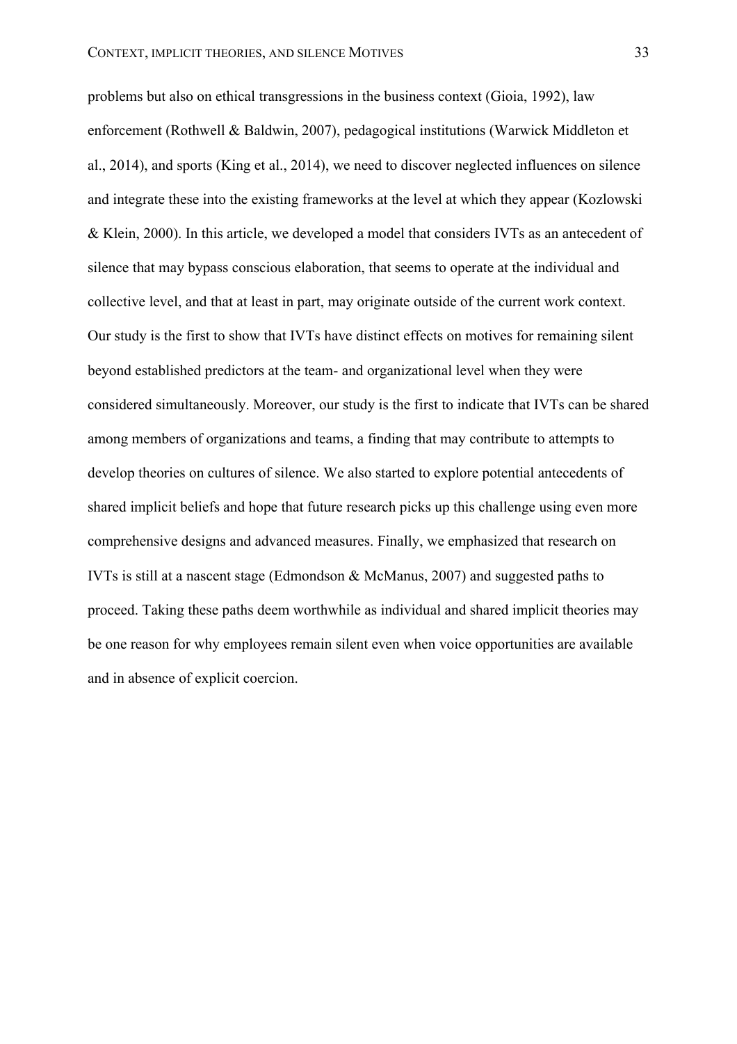problems but also on ethical transgressions in the business context (Gioia, 1992), law enforcement (Rothwell & Baldwin, 2007), pedagogical institutions (Warwick Middleton et al., 2014), and sports (King et al., 2014), we need to discover neglected influences on silence and integrate these into the existing frameworks at the level at which they appear (Kozlowski & Klein, 2000). In this article, we developed a model that considers IVTs as an antecedent of silence that may bypass conscious elaboration, that seems to operate at the individual and collective level, and that at least in part, may originate outside of the current work context. Our study is the first to show that IVTs have distinct effects on motives for remaining silent beyond established predictors at the team- and organizational level when they were considered simultaneously. Moreover, our study is the first to indicate that IVTs can be shared among members of organizations and teams, a finding that may contribute to attempts to develop theories on cultures of silence. We also started to explore potential antecedents of shared implicit beliefs and hope that future research picks up this challenge using even more comprehensive designs and advanced measures. Finally, we emphasized that research on IVTs is still at a nascent stage (Edmondson & McManus, 2007) and suggested paths to proceed. Taking these paths deem worthwhile as individual and shared implicit theories may be one reason for why employees remain silent even when voice opportunities are available and in absence of explicit coercion.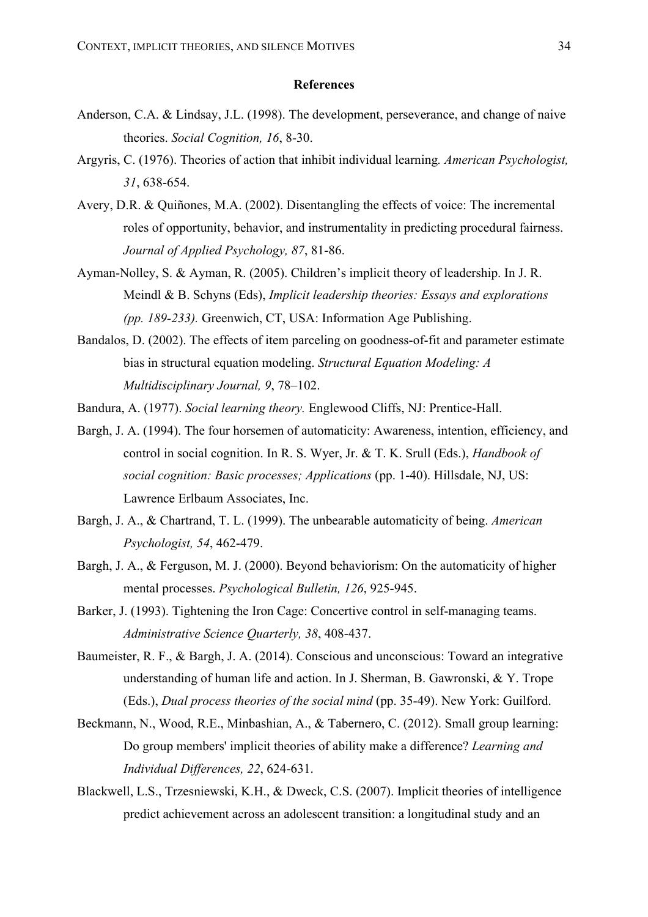**References**

Anderson, C.A. & Lindsay, J.L. (1998). The development, perseverance, and change of naive theories. *Social Cognition, 16*, 8-30.

Argyris, C. (1976). Theories of action that inhibit individual learning. *American Psychologist, 31*, 638-654.

Avery, D.R. & Quiñones, M.A. (2002). Disentangling the effects of voice: The incremental roles of opportunity, behavior, and instrumentality in predicting procedural fairness. *Journal of Applied Psychology, 87*, 81-86.

Ayman-Nolley, S. & Ayman, R. (2005). Children's implicit theory of leadership. In J. R. Meindl & B. Schyns (Eds), *Implicit leadership theories: Essays and explorations (pp. 189-233).* Greenwich, CT, USA: Information Age Publishing.

Bandalos, D. (2002). The effects of item parceling on goodness-of-fit and parameter estimate bias in structural equation modeling. *Structural Equation Modeling: A Multidisciplinary Journal, 9*, 78–102.

Bandura, A. (1977). *Social learning theory.* Englewood Cliffs, NJ: Prentice-Hall.

Bargh, J. A. (1994). The four horsemen of automaticity: Awareness, intention, efficiency, and control in social cognition. In R. S. Wyer, Jr. & T. K. Srull (Eds.), *Handbook of social cognition: Basic processes; Applications* (pp. 1-40). Hillsdale, NJ, US: Lawrence Erlbaum Associates, Inc.

Bargh, J. A., & Chartrand, T. L. (1999). The unbearable automaticity of being. *American Psychologist, 54*, 462-479.

Bargh, J. A., & Ferguson, M. J. (2000). Beyond behaviorism: On the automaticity of higher mental processes. *Psychological Bulletin, 126*, 925-945.

Barker, J. (1993). Tightening the Iron Cage: Concertive control in self-managing teams. *Administrative Science Quarterly, 38*, 408-437.

Baumeister, R. F., & Bargh, J. A. (2014). Conscious and unconscious: Toward an integrative understanding of human life and action. In J. Sherman, B. Gawronski, & Y. Trope (Eds.), *Dual process theories of the social mind* (pp. 35-49). New York: Guilford.

Beckmann, N., Wood, R.E., Minbashian, A., & Tabernero, C. (2012). Small group learning: Do group members' implicit theories of ability make a difference? *Learning and Individual Differences, 22*, 624-631.

Blackwell, L.S., Trzesniewski, K.H., & Dweck, C.S. (2007). Implicit theories of intelligence predict achievement across an adolescent transition: a longitudinal study and an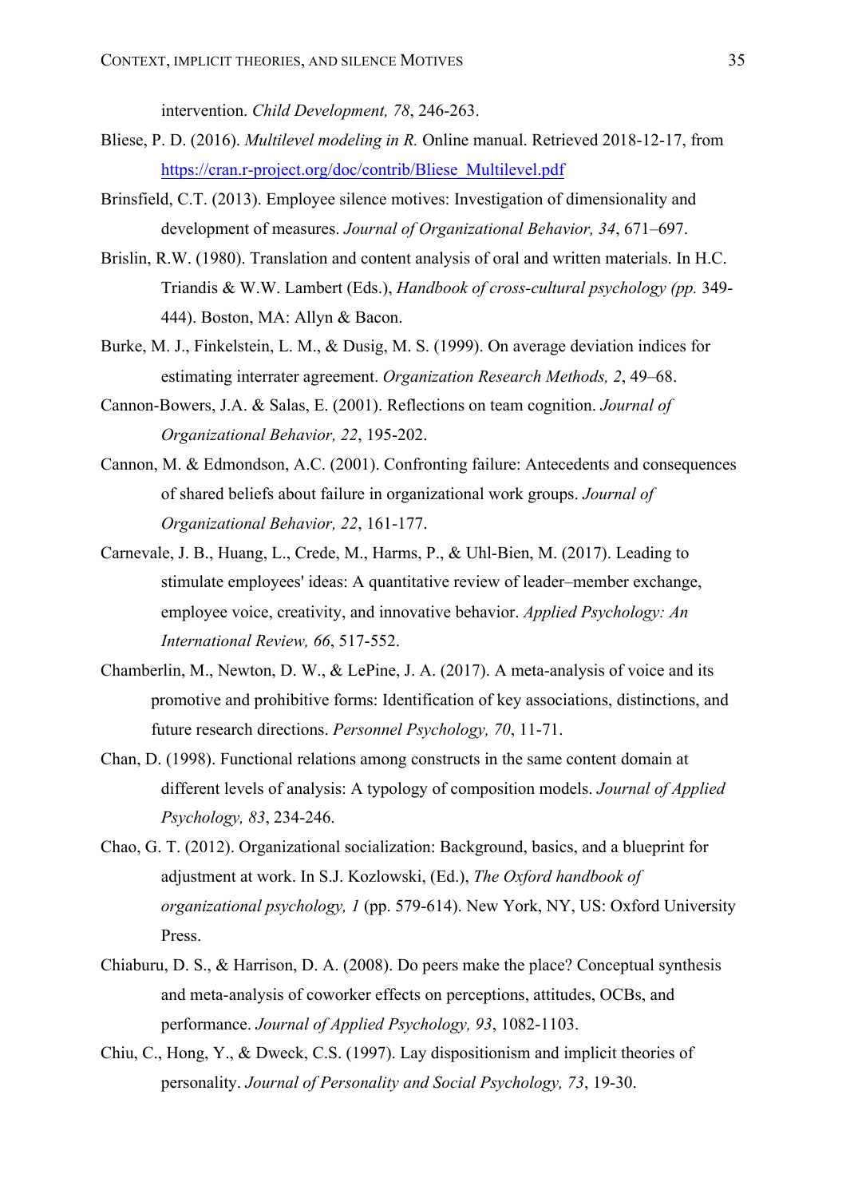intervention. *Child Development, 78*, 246-263.

Bliese, P. D. (2016). *Multilevel modeling in R.* Online manual. Retrieved 2018-12-17, from https://cran.r-project.org/doc/contrib/Bliese_Multilevel.pdf

Brinsfield, C.T. (2013). Employee silence motives: Investigation of dimensionality and development of measures. *Journal of Organizational Behavior, 34*, 671–697.

Brislin, R.W. (1980). Translation and content analysis of oral and written materials. In H.C. Triandis & W.W. Lambert (Eds.), *Handbook of cross-cultural psychology (pp.* 349-444). Boston, MA: Allyn & Bacon.

Burke, M. J., Finkelstein, L. M., & Dusig, M. S. (1999). On average deviation indices for estimating interrater agreement. *Organization Research Methods, 2*, 49–68.

Cannon-Bowers, J.A. & Salas, E. (2001). Reflections on team cognition. *Journal of Organizational Behavior, 22*, 195-202.

Cannon, M. & Edmondson, A.C. (2001). Confronting failure: Antecedents and consequences of shared beliefs about failure in organizational work groups. *Journal of Organizational Behavior, 22*, 161-177.

Carnevale, J. B., Huang, L., Crede, M., Harms, P., & Uhl-Bien, M. (2017). Leading to stimulate employees' ideas: A quantitative review of leader–member exchange, employee voice, creativity, and innovative behavior. *Applied Psychology: An International Review, 66*, 517-552.

Chamberlin, M., Newton, D. W., & LePine, J. A. (2017). A meta-analysis of voice and its promotive and prohibitive forms: Identification of key associations, distinctions, and future research directions. *Personnel Psychology, 70*, 11-71.

Chan, D. (1998). Functional relations among constructs in the same content domain at different levels of analysis: A typology of composition models. *Journal of Applied Psychology, 83*, 234-246.

Chao, G. T. (2012). Organizational socialization: Background, basics, and a blueprint for adjustment at work. In S.J. Kozlowski, (Ed.), *The Oxford handbook of organizational psychology, 1* (pp. 579-614). New York, NY, US: Oxford University Press.

Chiaburu, D. S., & Harrison, D. A. (2008). Do peers make the place? Conceptual synthesis and meta-analysis of coworker effects on perceptions, attitudes, OCBs, and performance. *Journal of Applied Psychology, 93*, 1082-1103.

Chiu, C., Hong, Y., & Dweck, C.S. (1997). Lay dispositionism and implicit theories of personality. *Journal of Personality and Social Psychology, 73*, 19-30.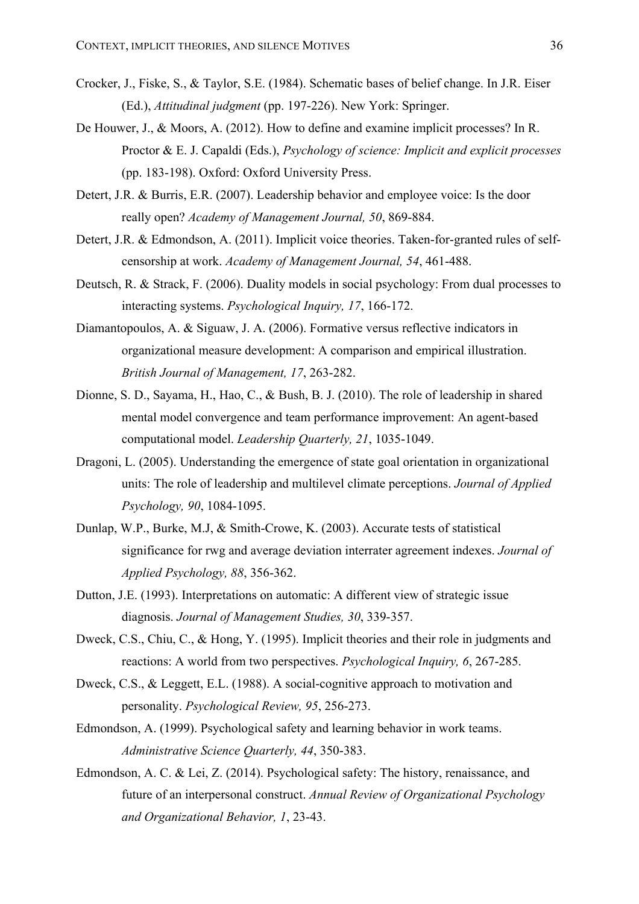Crocker, J., Fiske, S., & Taylor, S.E. (1984). Schematic bases of belief change. In J.R. Eiser (Ed.), *Attitudinal judgment* (pp. 197-226). New York: Springer.

De Houwer, J., & Moors, A. (2012). How to define and examine implicit processes? In R. Proctor & E. J. Capaldi (Eds.), *Psychology of science: Implicit and explicit processes* (pp. 183-198). Oxford: Oxford University Press.

Detert, J.R. & Burris, E.R. (2007). Leadership behavior and employee voice: Is the door really open? *Academy of Management Journal, 50*, 869-884.

Detert, J.R. & Edmondson, A. (2011). Implicit voice theories. Taken-for-granted rules of self-censorship at work. *Academy of Management Journal, 54*, 461-488.

Deutsch, R. & Strack, F. (2006). Duality models in social psychology: From dual processes to interacting systems. *Psychological Inquiry, 17*, 166-172.

Diamantopoulos, A. & Siguaw, J. A. (2006). Formative versus reflective indicators in organizational measure development: A comparison and empirical illustration. *British Journal of Management, 17*, 263-282.

Dionne, S. D., Sayama, H., Hao, C., & Bush, B. J. (2010). The role of leadership in shared mental model convergence and team performance improvement: An agent-based computational model. *Leadership Quarterly, 21*, 1035-1049.

Dragoni, L. (2005). Understanding the emergence of state goal orientation in organizational units: The role of leadership and multilevel climate perceptions. *Journal of Applied Psychology, 90*, 1084-1095.

Dunlap, W.P., Burke, M.J, & Smith-Crowe, K. (2003). Accurate tests of statistical significance for rwg and average deviation interrater agreement indexes. *Journal of Applied Psychology, 88*, 356-362.

Dutton, J.E. (1993). Interpretations on automatic: A different view of strategic issue diagnosis. *Journal of Management Studies, 30*, 339-357.

Dweck, C.S., Chiu, C., & Hong, Y. (1995). Implicit theories and their role in judgments and reactions: A world from two perspectives. *Psychological Inquiry, 6*, 267-285.

Dweck, C.S., & Leggett, E.L. (1988). A social-cognitive approach to motivation and personality. *Psychological Review, 95*, 256-273.

Edmondson, A. (1999). Psychological safety and learning behavior in work teams. *Administrative Science Quarterly, 44*, 350-383.

Edmondson, A. C. & Lei, Z. (2014). Psychological safety: The history, renaissance, and future of an interpersonal construct. *Annual Review of Organizational Psychology and Organizational Behavior, 1*, 23-43.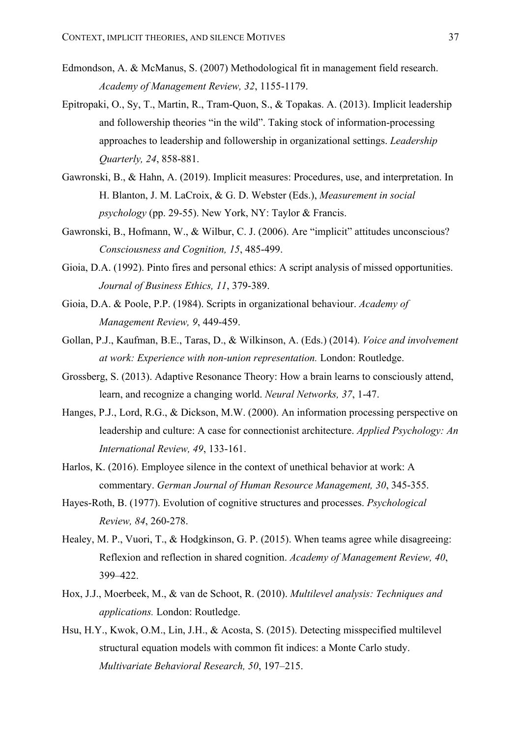Edmondson, A. & McManus, S. (2007) Methodological fit in management field research. *Academy of Management Review, 32*, 1155-1179.

Epitropaki, O., Sy, T., Martin, R., Tram-Quon, S., & Topakas. A. (2013). Implicit leadership and followership theories "in the wild". Taking stock of information-processing approaches to leadership and followership in organizational settings. *Leadership Quarterly, 24*, 858-881.

Gawronski, B., & Hahn, A. (2019). Implicit measures: Procedures, use, and interpretation. In H. Blanton, J. M. LaCroix, & G. D. Webster (Eds.), *Measurement in social psychology* (pp. 29-55). New York, NY: Taylor & Francis.

Gawronski, B., Hofmann, W., & Wilbur, C. J. (2006). Are "implicit" attitudes unconscious? *Consciousness and Cognition, 15*, 485-499.

Gioia, D.A. (1992). Pinto fires and personal ethics: A script analysis of missed opportunities. *Journal of Business Ethics, 11*, 379-389.

Gioia, D.A. & Poole, P.P. (1984). Scripts in organizational behaviour. *Academy of Management Review, 9*, 449-459.

Gollan, P.J., Kaufman, B.E., Taras, D., & Wilkinson, A. (Eds.) (2014). *Voice and involvement at work: Experience with non-union representation.* London: Routledge.

Grossberg, S. (2013). Adaptive Resonance Theory: How a brain learns to consciously attend, learn, and recognize a changing world. *Neural Networks, 37*, 1-47.

Hanges, P.J., Lord, R.G., & Dickson, M.W. (2000). An information processing perspective on leadership and culture: A case for connectionist architecture. *Applied Psychology: An International Review, 49*, 133-161.

Harlos, K. (2016). Employee silence in the context of unethical behavior at work: A commentary. *German Journal of Human Resource Management, 30*, 345-355.

Hayes-Roth, B. (1977). Evolution of cognitive structures and processes. *Psychological Review, 84*, 260-278.

Healey, M. P., Vuori, T., & Hodgkinson, G. P. (2015). When teams agree while disagreeing: Reflexion and reflection in shared cognition. *Academy of Management Review, 40*, 399–422.

Hox, J.J., Moerbeek, M., & van de Schoot, R. (2010). *Multilevel analysis: Techniques and applications.* London: Routledge.

Hsu, H.Y., Kwok, O.M., Lin, J.H., & Acosta, S. (2015). Detecting misspecified multilevel structural equation models with common fit indices: a Monte Carlo study. *Multivariate Behavioral Research, 50*, 197–215.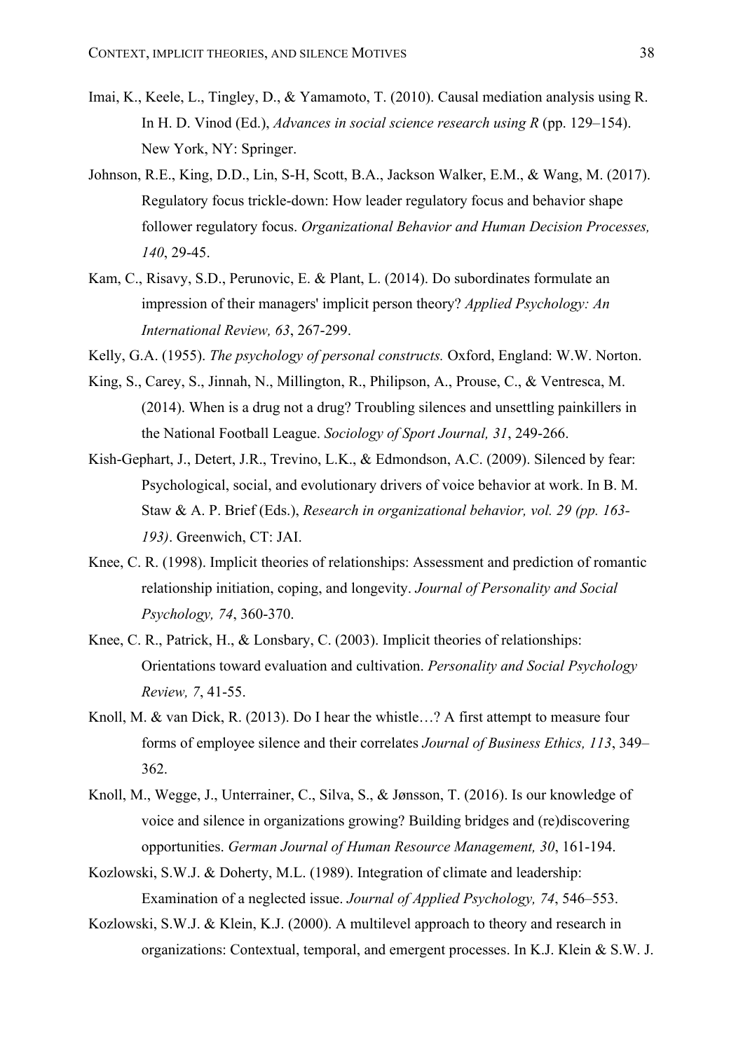Imai, K., Keele, L., Tingley, D., & Yamamoto, T. (2010). Causal mediation analysis using R. In H. D. Vinod (Ed.), *Advances in social science research using R* (pp. 129–154). New York, NY: Springer.

Johnson, R.E., King, D.D., Lin, S-H, Scott, B.A., Jackson Walker, E.M., & Wang, M. (2017). Regulatory focus trickle-down: How leader regulatory focus and behavior shape follower regulatory focus. *Organizational Behavior and Human Decision Processes, 140*, 29-45.

Kam, C., Risavy, S.D., Perunovic, E. & Plant, L. (2014). Do subordinates formulate an impression of their managers' implicit person theory? *Applied Psychology: An International Review, 63*, 267-299.

Kelly, G.A. (1955). *The psychology of personal constructs.* Oxford, England: W.W. Norton.

King, S., Carey, S., Jinnah, N., Millington, R., Philipson, A., Prouse, C., & Ventresca, M. (2014). When is a drug not a drug? Troubling silences and unsettling painkillers in the National Football League. *Sociology of Sport Journal, 31*, 249-266.

Kish-Gephart, J., Detert, J.R., Trevino, L.K., & Edmondson, A.C. (2009). Silenced by fear: Psychological, social, and evolutionary drivers of voice behavior at work. In B. M. Staw & A. P. Brief (Eds.), *Research in organizational behavior, vol. 29 (pp. 163-193)*. Greenwich, CT: JAI.

Knee, C. R. (1998). Implicit theories of relationships: Assessment and prediction of romantic relationship initiation, coping, and longevity. *Journal of Personality and Social Psychology, 74*, 360-370.

Knee, C. R., Patrick, H., & Lonsbary, C. (2003). Implicit theories of relationships: Orientations toward evaluation and cultivation. *Personality and Social Psychology Review, 7*, 41-55.

Knoll, M. & van Dick, R. (2013). Do I hear the whistle…? A first attempt to measure four forms of employee silence and their correlates *Journal of Business Ethics, 113*, 349–362.

Knoll, M., Wegge, J., Unterrainer, C., Silva, S., & Jønsson, T. (2016). Is our knowledge of voice and silence in organizations growing? Building bridges and (re)discovering opportunities. *German Journal of Human Resource Management, 30*, 161-194.

Kozlowski, S.W.J. & Doherty, M.L. (1989). Integration of climate and leadership: Examination of a neglected issue. *Journal of Applied Psychology, 74*, 546–553.

Kozlowski, S.W.J. & Klein, K.J. (2000). A multilevel approach to theory and research in organizations: Contextual, temporal, and emergent processes. In K.J. Klein & S.W. J.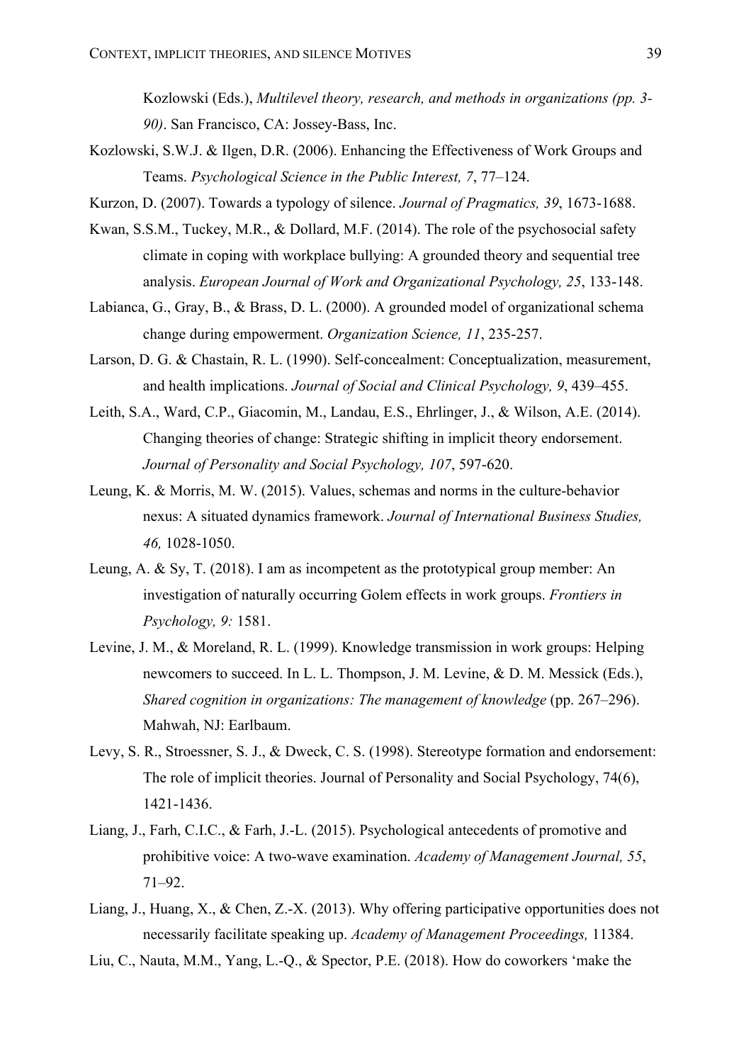Kozlowski (Eds.), *Multilevel theory, research, and methods in organizations (pp. 3-90)*. San Francisco, CA: Jossey-Bass, Inc.

Kozlowski, S.W.J. & Ilgen, D.R. (2006). Enhancing the Effectiveness of Work Groups and Teams. *Psychological Science in the Public Interest, 7*, 77–124.

Kurzon, D. (2007). Towards a typology of silence. *Journal of Pragmatics, 39*, 1673-1688.

Kwan, S.S.M., Tuckey, M.R., & Dollard, M.F. (2014). The role of the psychosocial safety climate in coping with workplace bullying: A grounded theory and sequential tree analysis. *European Journal of Work and Organizational Psychology, 25*, 133-148.

Labianca, G., Gray, B., & Brass, D. L. (2000). A grounded model of organizational schema change during empowerment. *Organization Science, 11*, 235-257.

Larson, D. G. & Chastain, R. L. (1990). Self-concealment: Conceptualization, measurement, and health implications. *Journal of Social and Clinical Psychology, 9*, 439–455.

Leith, S.A., Ward, C.P., Giacomin, M., Landau, E.S., Ehrlinger, J., & Wilson, A.E. (2014). Changing theories of change: Strategic shifting in implicit theory endorsement. *Journal of Personality and Social Psychology, 107*, 597-620.

Leung, K. & Morris, M. W. (2015). Values, schemas and norms in the culture-behavior nexus: A situated dynamics framework. *Journal of International Business Studies, 46,* 1028-1050.

Leung, A. & Sy, T. (2018). I am as incompetent as the prototypical group member: An investigation of naturally occurring Golem effects in work groups. *Frontiers in Psychology, 9:* 1581.

Levine, J. M., & Moreland, R. L. (1999). Knowledge transmission in work groups: Helping newcomers to succeed. In L. L. Thompson, J. M. Levine, & D. M. Messick (Eds.), *Shared cognition in organizations: The management of knowledge* (pp. 267–296). Mahwah, NJ: Earlbaum.

Levy, S. R., Stroessner, S. J., & Dweck, C. S. (1998). Stereotype formation and endorsement: The role of implicit theories. Journal of Personality and Social Psychology, 74(6), 1421-1436.

Liang, J., Farh, C.I.C., & Farh, J.-L. (2015). Psychological antecedents of promotive and prohibitive voice: A two-wave examination. *Academy of Management Journal, 55*, 71–92.

Liang, J., Huang, X., & Chen, Z.-X. (2013). Why offering participative opportunities does not necessarily facilitate speaking up. *Academy of Management Proceedings,* 11384.

Liu, C., Nauta, M.M., Yang, L.-Q., & Spector, P.E. (2018). How do coworkers 'make the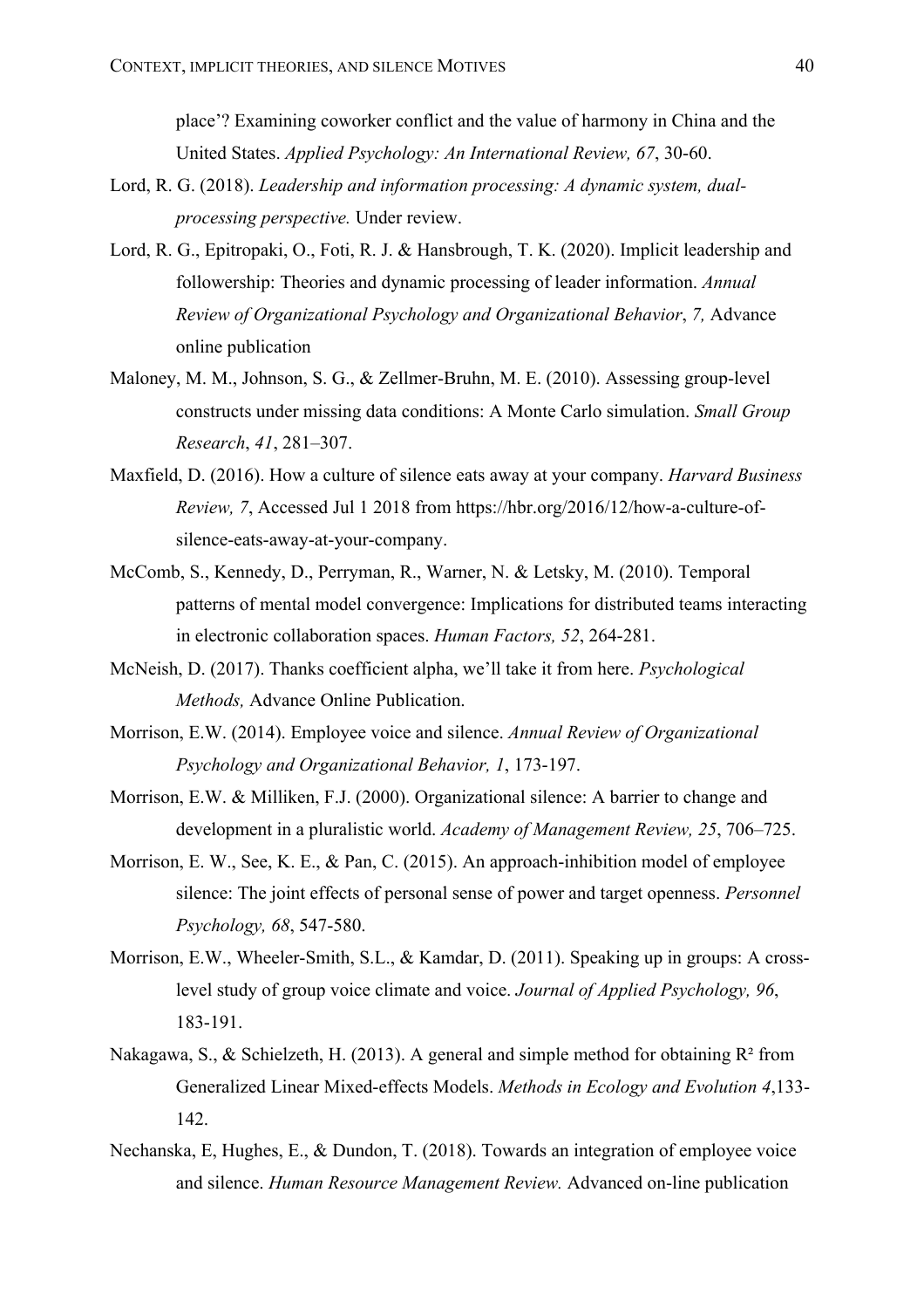place'? Examining coworker conflict and the value of harmony in China and the United States. *Applied Psychology: An International Review, 67*, 30-60.

Lord, R. G. (2018). *Leadership and information processing: A dynamic system, dual-processing perspective.* Under review.

Lord, R. G., Epitropaki, O., Foti, R. J. & Hansbrough, T. K. (2020). Implicit leadership and followership: Theories and dynamic processing of leader information. *Annual Review of Organizational Psychology and Organizational Behavior*, *7,* Advance online publication

Maloney, M. M., Johnson, S. G., & Zellmer-Bruhn, M. E. (2010). Assessing group-level constructs under missing data conditions: A Monte Carlo simulation. *Small Group Research*, *41*, 281–307.

Maxfield, D. (2016). How a culture of silence eats away at your company. *Harvard Business Review, 7*, Accessed Jul 1 2018 from https://hbr.org/2016/12/how-a-culture-of-silence-eats-away-at-your-company.

McComb, S., Kennedy, D., Perryman, R., Warner, N. & Letsky, M. (2010). Temporal patterns of mental model convergence: Implications for distributed teams interacting in electronic collaboration spaces. *Human Factors, 52*, 264-281.

McNeish, D. (2017). Thanks coefficient alpha, we'll take it from here. *Psychological Methods,* Advance Online Publication.

Morrison, E.W. (2014). Employee voice and silence. *Annual Review of Organizational Psychology and Organizational Behavior, 1*, 173-197.

Morrison, E.W. & Milliken, F.J. (2000). Organizational silence: A barrier to change and development in a pluralistic world. *Academy of Management Review, 25*, 706–725.

Morrison, E. W., See, K. E., & Pan, C. (2015). An approach-inhibition model of employee silence: The joint effects of personal sense of power and target openness. *Personnel Psychology, 68*, 547-580.

Morrison, E.W., Wheeler-Smith, S.L., & Kamdar, D. (2011). Speaking up in groups: A cross-level study of group voice climate and voice. *Journal of Applied Psychology, 96*, 183-191.

Nakagawa, S., & Schielzeth, H. (2013). A general and simple method for obtaining $R^2$ from Generalized Linear Mixed-effects Models. *Methods in Ecology and Evolution 4*,133-142.

Nechanska, E, Hughes, E., & Dundon, T. (2018). Towards an integration of employee voice and silence. *Human Resource Management Review.* Advanced on-line publication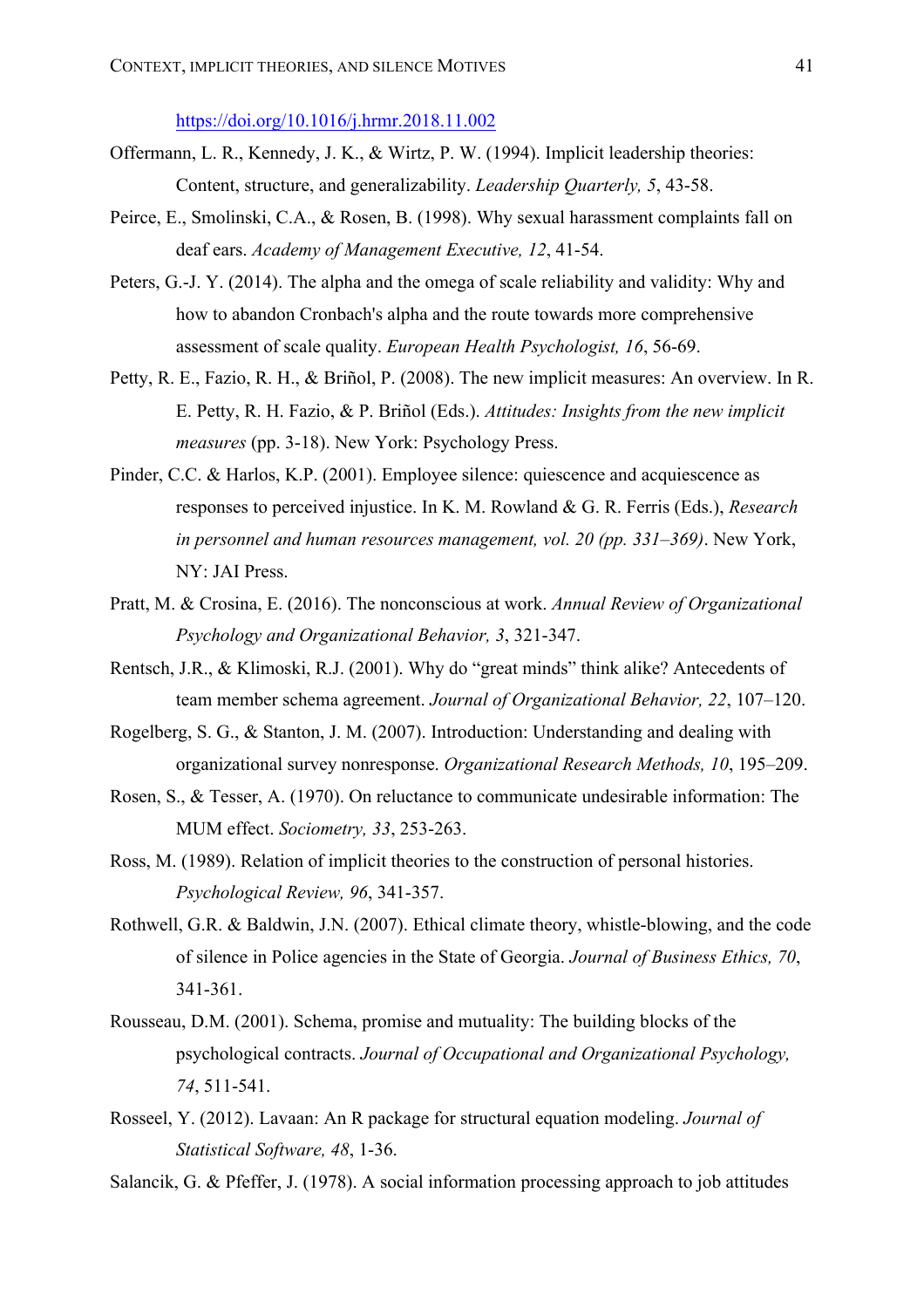https://doi.org/10.1016/j.hrmr.2018.11.002

Offermann, L. R., Kennedy, J. K., & Wirtz, P. W. (1994). Implicit leadership theories: Content, structure, and generalizability. *Leadership Quarterly, 5*, 43-58.

Peirce, E., Smolinski, C.A., & Rosen, B. (1998). Why sexual harassment complaints fall on deaf ears. *Academy of Management Executive, 12*, 41-54.

Peters, G.-J. Y. (2014). The alpha and the omega of scale reliability and validity: Why and how to abandon Cronbach's alpha and the route towards more comprehensive assessment of scale quality. *European Health Psychologist, 16*, 56-69.

Petty, R. E., Fazio, R. H., & Briñol, P. (2008). The new implicit measures: An overview. In R. E. Petty, R. H. Fazio, & P. Briñol (Eds.). *Attitudes: Insights from the new implicit measures* (pp. 3-18). New York: Psychology Press.

Pinder, C.C. & Harlos, K.P. (2001). Employee silence: quiescence and acquiescence as responses to perceived injustice. In K. M. Rowland & G. R. Ferris (Eds.), *Research in personnel and human resources management, vol. 20 (pp. 331–369)*. New York, NY: JAI Press.

Pratt, M. & Crosina, E. (2016). The nonconscious at work. *Annual Review of Organizational Psychology and Organizational Behavior, 3*, 321-347.

Rentsch, J.R., & Klimoski, R.J. (2001). Why do "great minds" think alike? Antecedents of team member schema agreement. *Journal of Organizational Behavior, 22*, 107–120.

Rogelberg, S. G., & Stanton, J. M. (2007). Introduction: Understanding and dealing with organizational survey nonresponse. *Organizational Research Methods, 10*, 195–209.

Rosen, S., & Tesser, A. (1970). On reluctance to communicate undesirable information: The MUM effect. *Sociometry, 33*, 253-263.

Ross, M. (1989). Relation of implicit theories to the construction of personal histories. *Psychological Review, 96*, 341-357.

Rothwell, G.R. & Baldwin, J.N. (2007). Ethical climate theory, whistle-blowing, and the code of silence in Police agencies in the State of Georgia. *Journal of Business Ethics, 70*, 341-361.

Rousseau, D.M. (2001). Schema, promise and mutuality: The building blocks of the psychological contracts. *Journal of Occupational and Organizational Psychology, 74*, 511-541.

Rosseel, Y. (2012). Lavaan: An R package for structural equation modeling. *Journal of Statistical Software, 48*, 1-36.

Salancik, G. & Pfeffer, J. (1978). A social information processing approach to job attitudes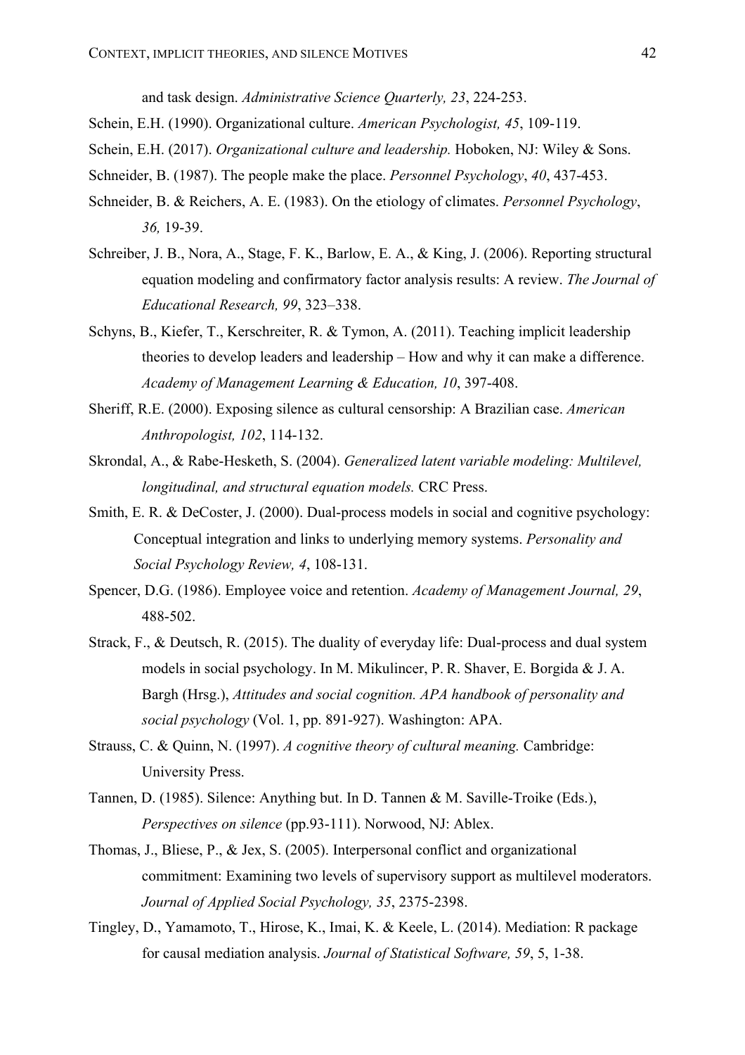and task design. *Administrative Science Quarterly, 23*, 224-253.

Schein, E.H. (1990). Organizational culture. *American Psychologist, 45*, 109-119.

Schein, E.H. (2017). *Organizational culture and leadership.* Hoboken, NJ: Wiley & Sons.

Schneider, B. (1987). The people make the place. *Personnel Psychology*, *40*, 437-453.

Schneider, B. & Reichers, A. E. (1983). On the etiology of climates. *Personnel Psychology*, *36,* 19-39.

Schreiber, J. B., Nora, A., Stage, F. K., Barlow, E. A., & King, J. (2006). Reporting structural equation modeling and confirmatory factor analysis results: A review. *The Journal of Educational Research, 99*, 323–338.

Schyns, B., Kiefer, T., Kerschreiter, R. & Tymon, A. (2011). Teaching implicit leadership theories to develop leaders and leadership – How and why it can make a difference. *Academy of Management Learning & Education, 10*, 397-408.

Sheriff, R.E. (2000). Exposing silence as cultural censorship: A Brazilian case. *American Anthropologist, 102*, 114-132.

Skrondal, A., & Rabe-Hesketh, S. (2004). *Generalized latent variable modeling: Multilevel, longitudinal, and structural equation models.* CRC Press.

Smith, E. R. & DeCoster, J. (2000). Dual-process models in social and cognitive psychology: Conceptual integration and links to underlying memory systems. *Personality and Social Psychology Review, 4*, 108-131.

Spencer, D.G. (1986). Employee voice and retention. *Academy of Management Journal, 29*, 488-502.

Strack, F., & Deutsch, R. (2015). The duality of everyday life: Dual-process and dual system models in social psychology. In M. Mikulincer, P. R. Shaver, E. Borgida & J. A. Bargh (Hrsg.), *Attitudes and social cognition. APA handbook of personality and social psychology* (Vol. 1, pp. 891-927). Washington: APA.

Strauss, C. & Quinn, N. (1997). *A cognitive theory of cultural meaning.* Cambridge: University Press.

Tannen, D. (1985). Silence: Anything but. In D. Tannen & M. Saville-Troike (Eds.), *Perspectives on silence* (pp.93-111). Norwood, NJ: Ablex.

Thomas, J., Bliese, P., & Jex, S. (2005). Interpersonal conflict and organizational commitment: Examining two levels of supervisory support as multilevel moderators. *Journal of Applied Social Psychology, 35*, 2375-2398.

Tingley, D., Yamamoto, T., Hirose, K., Imai, K. & Keele, L. (2014). Mediation: R package for causal mediation analysis. *Journal of Statistical Software, 59*, 5, 1-38.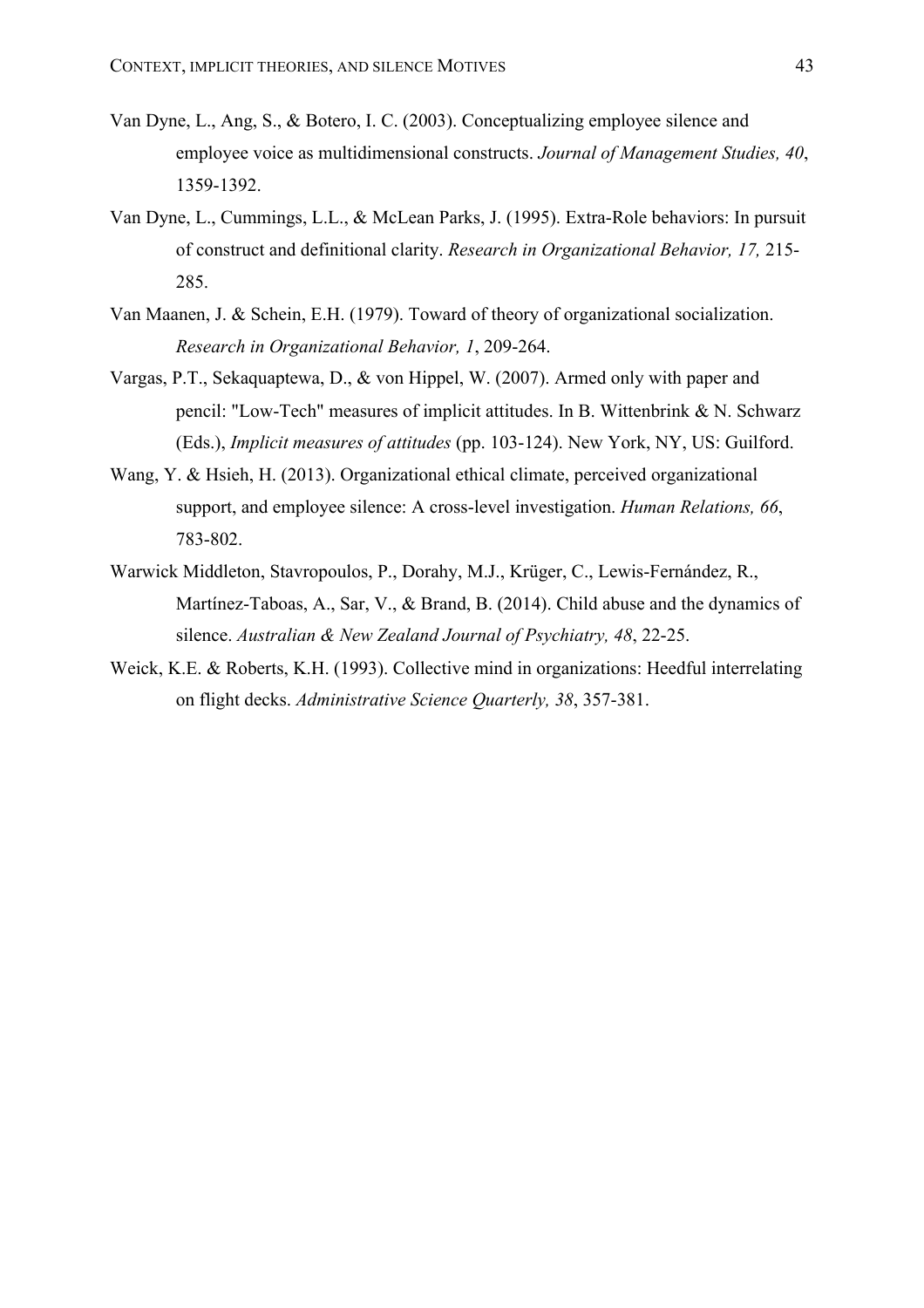Van Dyne, L., Ang, S., & Botero, I. C. (2003). Conceptualizing employee silence and employee voice as multidimensional constructs. *Journal of Management Studies, 40*, 1359-1392.

Van Dyne, L., Cummings, L.L., & McLean Parks, J. (1995). Extra-Role behaviors: In pursuit of construct and definitional clarity. *Research in Organizational Behavior, 17,* 215-285.

Van Maanen, J. & Schein, E.H. (1979). Toward of theory of organizational socialization. *Research in Organizational Behavior, 1*, 209-264.

Vargas, P.T., Sekaquaptewa, D., & von Hippel, W. (2007). Armed only with paper and pencil: "Low-Tech" measures of implicit attitudes. In B. Wittenbrink & N. Schwarz (Eds.), *Implicit measures of attitudes* (pp. 103-124). New York, NY, US: Guilford.

Wang, Y. & Hsieh, H. (2013). Organizational ethical climate, perceived organizational support, and employee silence: A cross-level investigation. *Human Relations, 66*, 783-802.

Warwick Middleton, Stavropoulos, P., Dorahy, M.J., Krüger, C., Lewis-Fernández, R., Martínez-Taboas, A., Sar, V., & Brand, B. (2014). Child abuse and the dynamics of silence. *Australian & New Zealand Journal of Psychiatry, 48*, 22-25.

Weick, K.E. & Roberts, K.H. (1993). Collective mind in organizations: Heedful interrelating on flight decks. *Administrative Science Quarterly, 38*, 357-381.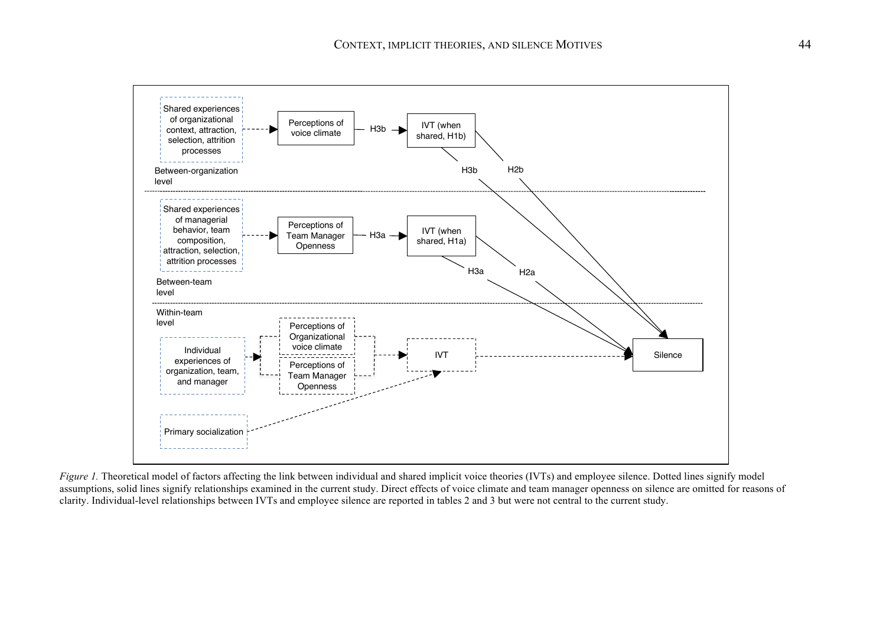*Figure 1.* Theoretical model of factors affecting the link between individual and shared implicit voice theories (IVTs) and employee silence. Dotted lines signify model assumptions, solid lines signify relationships examined in the current study. Direct effects of voice climate and team manager openness on silence are omitted for reasons of clarity. Individual-level relationships between IVTs and employee silence are reported in tables 2 and 3 but were not central to the current study.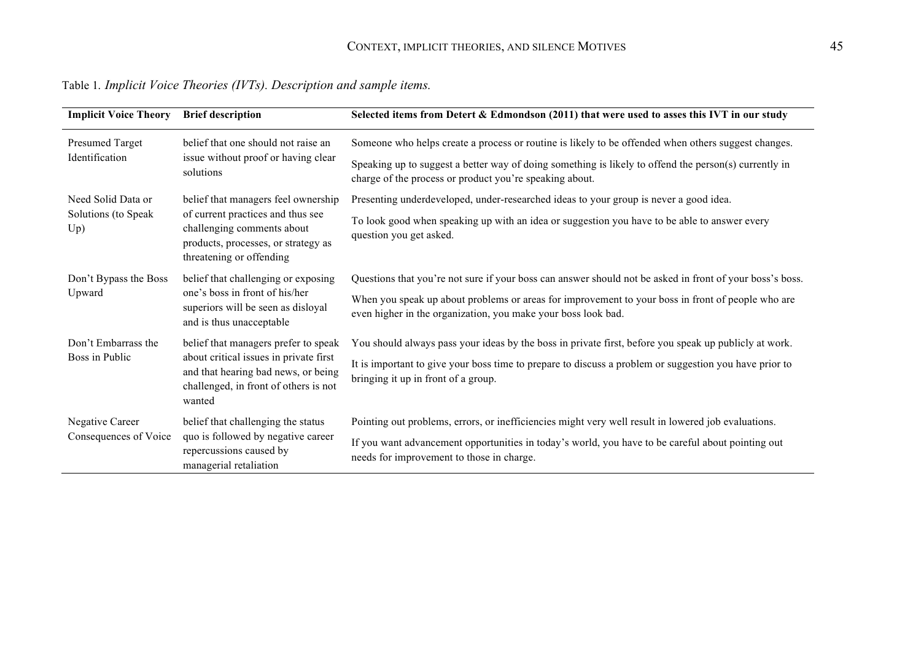Table 1. *Implicit Voice Theories (IVTs). Description and sample items.*

| Implicit Voice Theory | Brief description | Selected items from Detert & Edmondson (2011) that were used to asses this IVT in our study |
|---|---|---|
| Presumed Target Identification | belief that one should not raise an issue without proof or having clear solutions | Someone who helps create a process or routine is likely to be offended when others suggest changes. |
| | | Speaking up to suggest a better way of doing something is likely to offend the person(s) currently in charge of the process or product you're speaking about. |
| Need Solid Data or Solutions (to Speak Up) | belief that managers feel ownership of current practices and thus see challenging comments about products, processes, or strategy as threatening or offending | Presenting underdeveloped, under-researched ideas to your group is never a good idea. |
| | | To look good when speaking up with an idea or suggestion you have to be able to answer every question you get asked. |
| Don't Bypass the Boss Upward | belief that challenging or exposing one's boss in front of his/her superiors will be seen as disloyal and is thus unacceptable | Questions that you're not sure if your boss can answer should not be asked in front of your boss's boss. |
| | | When you speak up about problems or areas for improvement to your boss in front of people who are even higher in the organization, you make your boss look bad. |
| Don't Embarrass the Boss in Public | belief that managers prefer to speak about critical issues in private first and that hearing bad news, or being challenged, in front of others is not wanted | You should always pass your ideas by the boss in private first, before you speak up publicly at work. |
| | | It is important to give your boss time to prepare to discuss a problem or suggestion you have prior to bringing it up in front of a group. |
| Negative Career Consequences of Voice | belief that challenging the status quo is followed by negative career repercussions caused by managerial retaliation | Pointing out problems, errors, or inefficiencies might very well result in lowered job evaluations. |
| | | If you want advancement opportunities in today's world, you have to be careful about pointing out needs for improvement to those in charge. |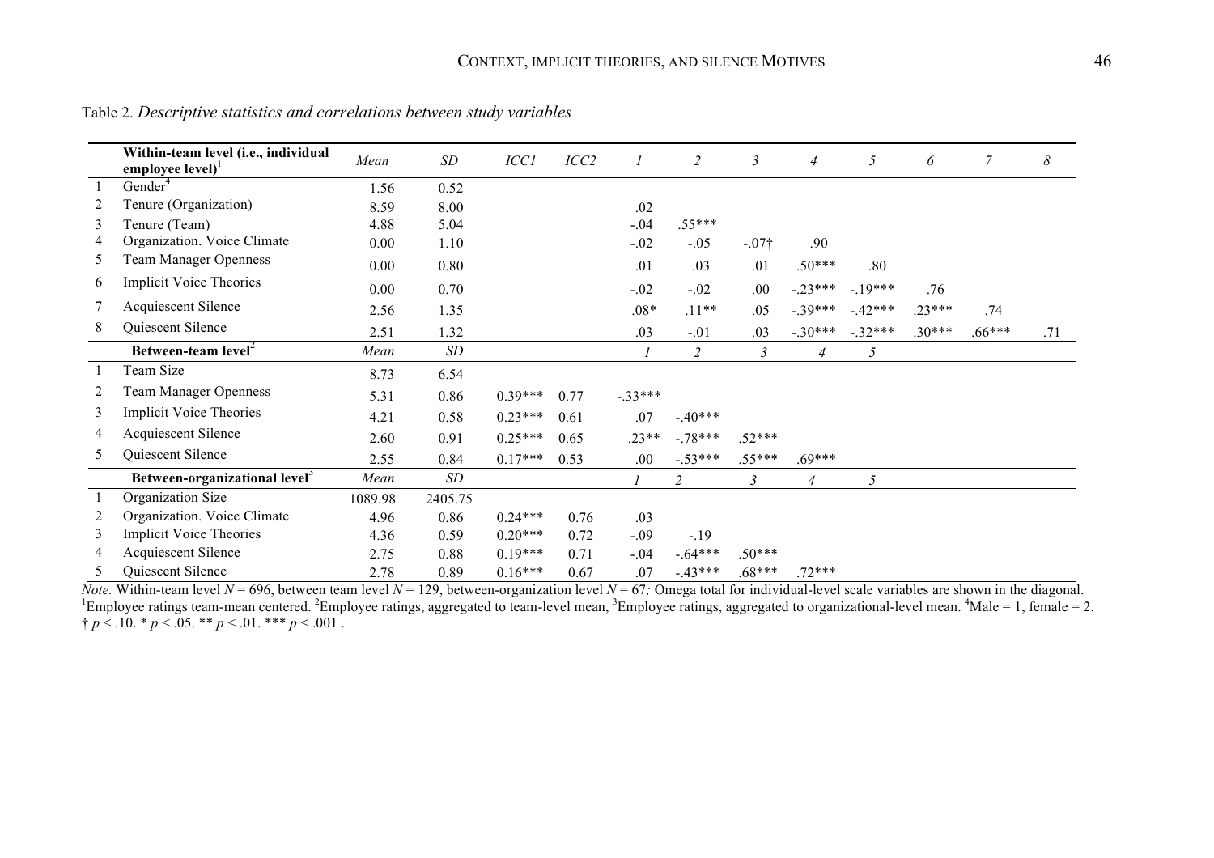Table 2. *Descriptive statistics and correlations between study variables*

| | Within-team level (i.e., individual employee level)[1] | *Mean* | *SD* | *ICC1* | *ICC2* | *1* | *2* | *3* | *4* | *5* | *6* | *7* | *8* |
|---|---|---|---|---|---|---|---|---|---|---|---|---|---|
| 1 | Gender[4] | 1.56 | 0.52 | | | | | | | | | | |
| 2 | Tenure (Organization) | 8.59 | 8.00 | | | .02 | | | | | | | |
| 3 | Tenure (Team) | 4.88 | 5.04 | | | -.04 | .55*** | | | | | | |
| 4 | Organization. Voice Climate | 0.00 | 1.10 | | | -.02 | -.05 | -.07† | .90 | | | | |
| 5 | Team Manager Openness | 0.00 | 0.80 | | | .01 | .03 | .01 | .50*** | .80 | | | |
| 6 | Implicit Voice Theories | 0.00 | 0.70 | | | -.02 | -.02 | .00 | -.23*** | -.19*** | .76 | | |
| 7 | Acquiescent Silence | 2.56 | 1.35 | | | .08* | .11** | .05 | -.39*** | -.42*** | .23*** | .74 | |
| 8 | Quiescent Silence | 2.51 | 1.32 | | | .03 | -.01 | .03 | -.30*** | -.32*** | .30*** | .66*** | .71 |
| | **Between-team level**[2] | *Mean* | *SD* | | | *1* | *2* | *3* | *4* | *5* | | | |
| 1 | Team Size | 8.73 | 6.54 | | | | | | | | | | |
| 2 | Team Manager Openness | 5.31 | 0.86 | 0.39*** | 0.77 | -.33*** | | | | | | | |
| 3 | Implicit Voice Theories | 4.21 | 0.58 | 0.23*** | 0.61 | .07 | -.40*** | | | | | | |
| 4 | Acquiescent Silence | 2.60 | 0.91 | 0.25*** | 0.65 | .23** | -.78*** | .52*** | | | | | |
| 5 | Quiescent Silence | 2.55 | 0.84 | 0.17*** | 0.53 | .00 | -.53*** | .55*** | .69*** | | | | |
| | **Between-organizational level**[3] | *Mean* | *SD* | | | *1* | *2* | *3* | *4* | *5* | | | |
| 1 | Organization Size | 1089.98 | 2405.75 | | | | | | | | | | |
| 2 | Organization. Voice Climate | 4.96 | 0.86 | 0.24*** | 0.76 | .03 | | | | | | | |
| 3 | Implicit Voice Theories | 4.36 | 0.59 | 0.20*** | 0.72 | -.09 | -.19 | | | | | | |
| 4 | Acquiescent Silence | 2.75 | 0.88 | 0.19*** | 0.71 | -.04 | -.64*** | .50*** | | | | | |
| 5 | Quiescent Silence | 2.78 | 0.89 | 0.16*** | 0.67 | .07 | -.43*** | .68*** | .72*** | | | | |

*Note.* Within-team level $N = 696$, between team level $N = 129$, between-organization level $N = 67$; Omega total for individual-level scale variables are shown in the diagonal. [1]Employee ratings team-mean centered. [2]Employee ratings, aggregated to team-level mean, [3]Employee ratings, aggregated to organizational-level mean. [4]Male = 1, female = 2. † $p < .10$. * $p < .05$. ** $p < .01$. *** $p < .001$ .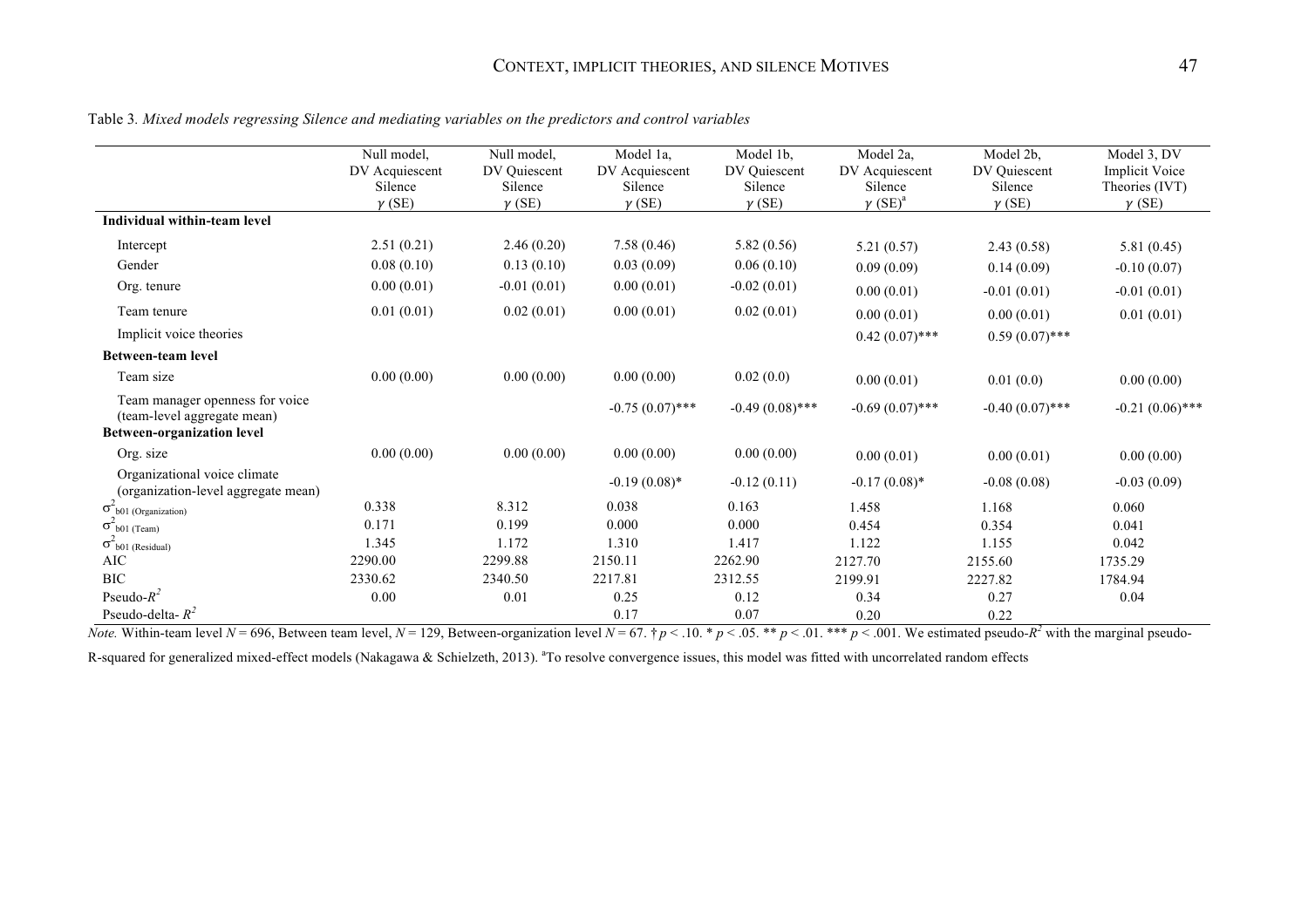Table 3. *Mixed models regressing Silence and mediating variables on the predictors and control variables*

| | Null model, DV Acquiescent Silence $\gamma$ (SE) | Null model, DV Quiescent Silence $\gamma$ (SE) | Model 1a, DV Acquiescent Silence $\gamma$ (SE) | Model 1b, DV Quiescent Silence $\gamma$ (SE) | Model 2a, DV Acquiescent Silence $\gamma$ (SE)[a] | Model 2b, DV Quiescent Silence $\gamma$ (SE) | Model 3, DV Implicit Voice Theories (IVT) $\gamma$ (SE) |
|---|---|---|---|---|---|---|---|
| **Individual within-team level** | | | | | | | |
| Intercept | 2.51 (0.21) | 2.46 (0.20) | 7.58 (0.46) | 5.82 (0.56) | 5.21 (0.57) | 2.43 (0.58) | 5.81 (0.45) |
| Gender | 0.08 (0.10) | 0.13 (0.10) | 0.03 (0.09) | 0.06 (0.10) | 0.09 (0.09) | 0.14 (0.09) | -0.10 (0.07) |
| Org. tenure | 0.00 (0.01) | -0.01 (0.01) | 0.00 (0.01) | -0.02 (0.01) | 0.00 (0.01) | -0.01 (0.01) | -0.01 (0.01) |
| Team tenure | 0.01 (0.01) | 0.02 (0.01) | 0.00 (0.01) | 0.02 (0.01) | 0.00 (0.01) | 0.00 (0.01) | 0.01 (0.01) |
| Implicit voice theories | | | | | 0.42 (0.07)*** | 0.59 (0.07)*** | |
| **Between-team level** | | | | | | | |
| Team size | 0.00 (0.00) | 0.00 (0.00) | 0.00 (0.00) | 0.02 (0.0) | 0.00 (0.01) | 0.01 (0.0) | 0.00 (0.00) |
| Team manager openness for voice (team-level aggregate mean) | | | -0.75 (0.07)*** | -0.49 (0.08)*** | -0.69 (0.07)*** | -0.40 (0.07)*** | -0.21 (0.06)*** |
| **Between-organization level** | | | | | | | |
| Org. size | 0.00 (0.00) | 0.00 (0.00) | 0.00 (0.00) | 0.00 (0.00) | 0.00 (0.01) | 0.00 (0.01) | 0.00 (0.00) |
| Organizational voice climate (organization-level aggregate mean) | | | -0.19 (0.08)* | -0.12 (0.11) | -0.17 (0.08)* | -0.08 (0.08) | -0.03 (0.09) |
| $\sigma^2_{b01\ (Organization)}$ | 0.338 | 8.312 | 0.038 | 0.163 | 1.458 | 1.168 | 0.060 |
| $\sigma^2_{b01\ (Team)}$ | 0.171 | 0.199 | 0.000 | 0.000 | 0.454 | 0.354 | 0.041 |
| $\sigma^2_{b01\ (Residual)}$ | 1.345 | 1.172 | 1.310 | 1.417 | 1.122 | 1.155 | 0.042 |
| AIC | 2290.00 | 2299.88 | 2150.11 | 2262.90 | 2127.70 | 2155.60 | 1735.29 |
| BIC | 2330.62 | 2340.50 | 2217.81 | 2312.55 | 2199.91 | 2227.82 | 1784.94 |
| Pseudo-$R^2$ | 0.00 | 0.01 | 0.25 | 0.12 | 0.34 | 0.27 | 0.04 |
| Pseudo-delta- $R^2$ | | | 0.17 | 0.07 | 0.20 | 0.22 | |

*Note.* Within-team level $N$ = 696, Between team level, $N$ = 129, Between-organization level $N$ = 67. † $p < .10$. * $p < .05$. ** $p < .01$. *** $p < .001$. We estimated pseudo-$R^2$ with the marginal pseudo-R-squared for generalized mixed-effect models (Nakagawa & Schielzeth, 2013). [a]To resolve convergence issues, this model was fitted with uncorrelated random effects